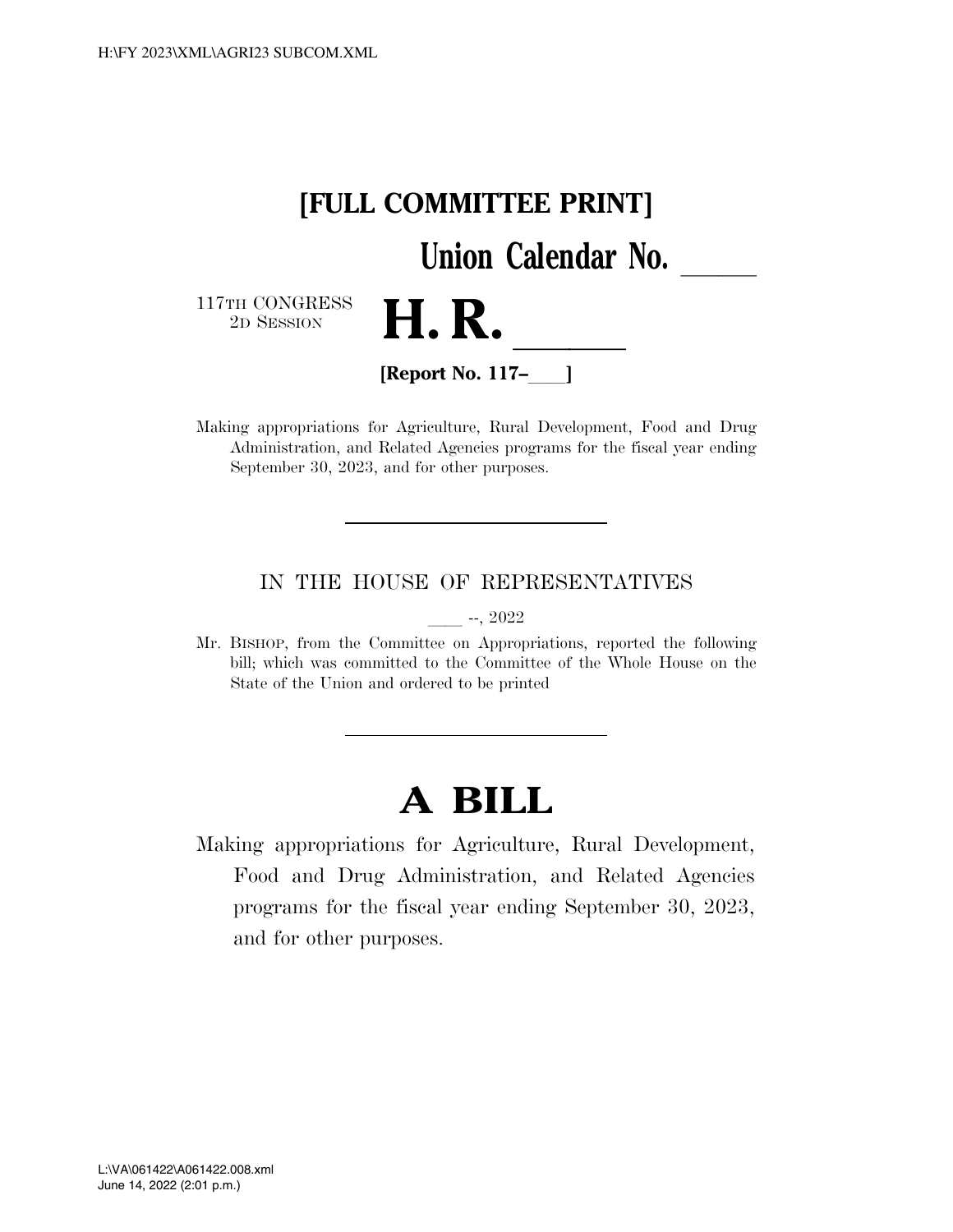**[FULL COMMITTEE PRINT]**

**Union Calendar No. \_\_\_\_\_**

117TH CONGRESS
2D SESSION

# H. R. \_\_\_\_\_\_

**[Report No. 117–\_\_\_\_]**

Making appropriations for Agriculture, Rural Development, Food and Drug Administration, and Related Agencies programs for the fiscal year ending September 30, 2023, and for other purposes.

---

IN THE HOUSE OF REPRESENTATIVES

\_\_\_\_ --, 2022

Mr. BISHOP, from the Committee on Appropriations, reported the following bill; which was committed to the Committee of the Whole House on the State of the Union and ordered to be printed

---

# A BILL

Making appropriations for Agriculture, Rural Development, Food and Drug Administration, and Related Agencies programs for the fiscal year ending September 30, 2023, and for other purposes.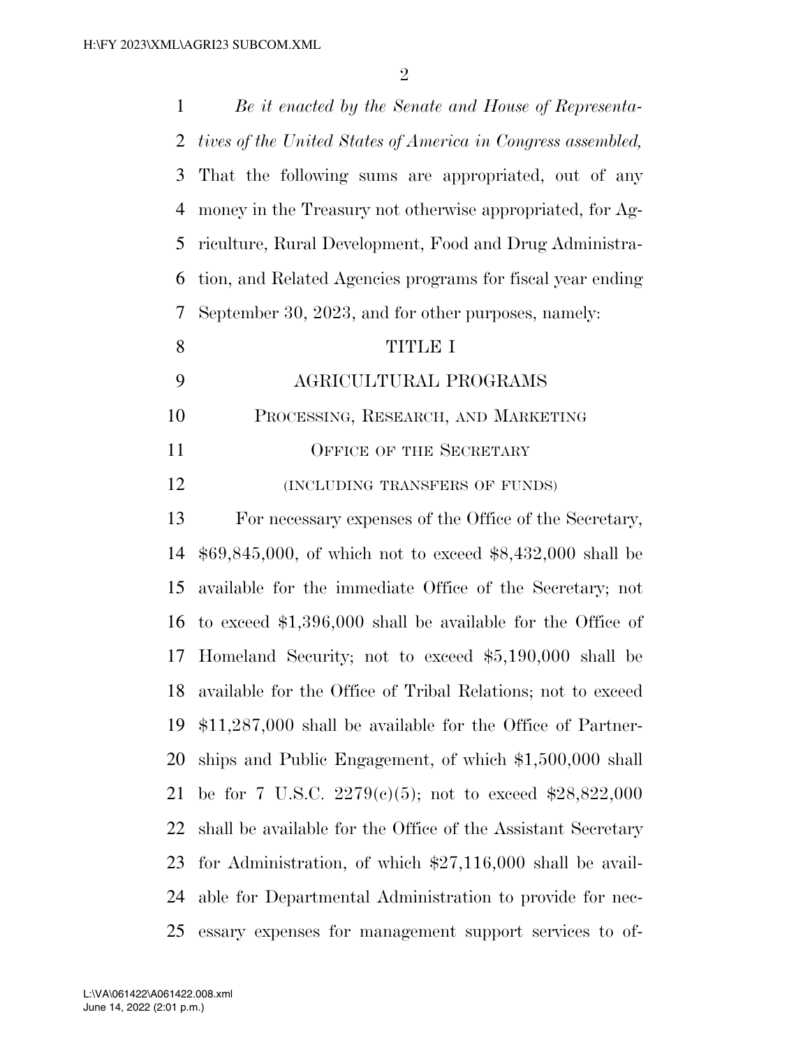*Be it enacted by the Senate and House of Representatives of the United States of America in Congress assembled,* That the following sums are appropriated, out of any money in the Treasury not otherwise appropriated, for Agriculture, Rural Development, Food and Drug Administration, and Related Agencies programs for fiscal year ending September 30, 2023, and for other purposes, namely:

# TITLE I

# AGRICULTURAL PROGRAMS

## PROCESSING, RESEARCH, AND MARKETING

### OFFICE OF THE SECRETARY

(INCLUDING TRANSFERS OF FUNDS)

For necessary expenses of the Office of the Secretary, $69,845,000, of which not to exceed $8,432,000 shall be available for the immediate Office of the Secretary; not to exceed $1,396,000 shall be available for the Office of Homeland Security; not to exceed $5,190,000 shall be available for the Office of Tribal Relations; not to exceed $11,287,000 shall be available for the Office of Partnerships and Public Engagement, of which $1,500,000 shall be for 7 U.S.C. 2279(c)(5); not to exceed $28,822,000 shall be available for the Office of the Assistant Secretary for Administration, of which $27,116,000 shall be available for Departmental Administration to provide for necessary expenses for management support services to of-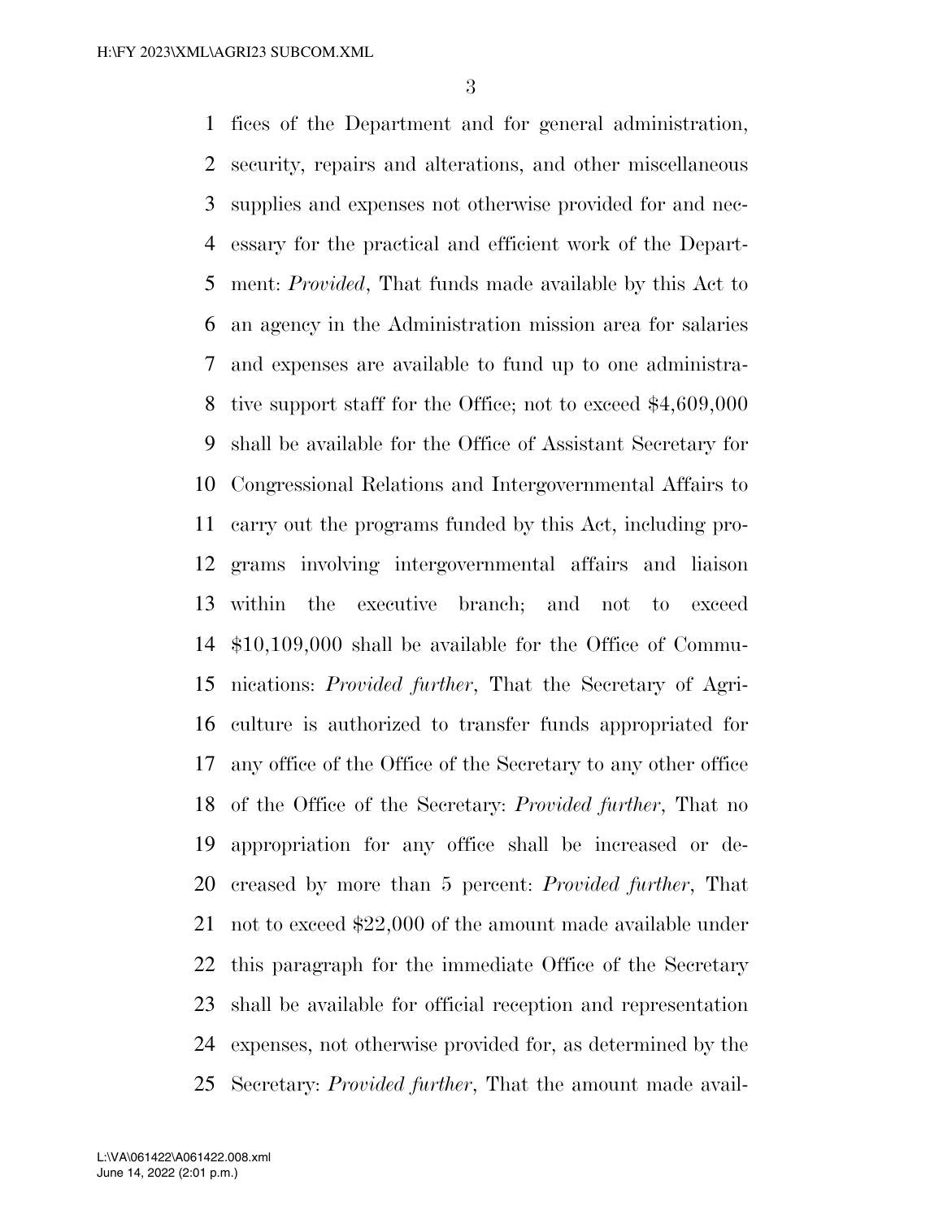fices of the Department and for general administration, security, repairs and alterations, and other miscellaneous supplies and expenses not otherwise provided for and necessary for the practical and efficient work of the Department: *Provided*, That funds made available by this Act to an agency in the Administration mission area for salaries and expenses are available to fund up to one administrative support staff for the Office; not to exceed $4,609,000 shall be available for the Office of Assistant Secretary for Congressional Relations and Intergovernmental Affairs to carry out the programs funded by this Act, including programs involving intergovernmental affairs and liaison within the executive branch; and not to exceed $10,109,000 shall be available for the Office of Communications: *Provided further*, That the Secretary of Agriculture is authorized to transfer funds appropriated for any office of the Office of the Secretary to any other office of the Office of the Secretary: *Provided further*, That no appropriation for any office shall be increased or decreased by more than 5 percent: *Provided further*, That not to exceed $22,000 of the amount made available under this paragraph for the immediate Office of the Secretary shall be available for official reception and representation expenses, not otherwise provided for, as determined by the Secretary: *Provided further*, That the amount made avail-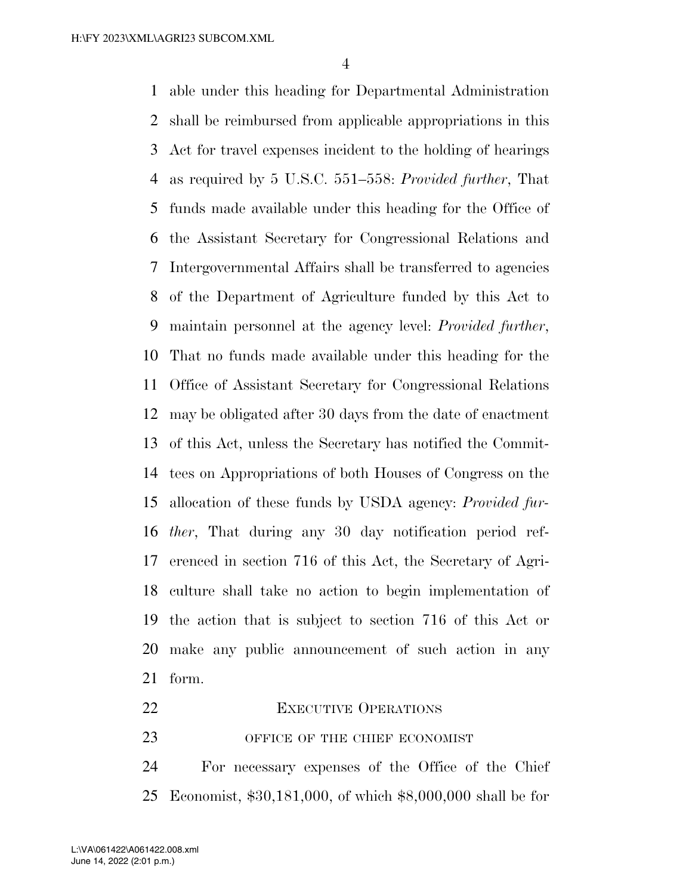able under this heading for Departmental Administration shall be reimbursed from applicable appropriations in this Act for travel expenses incident to the holding of hearings as required by 5 U.S.C. 551–558: *Provided further*, That funds made available under this heading for the Office of the Assistant Secretary for Congressional Relations and Intergovernmental Affairs shall be transferred to agencies of the Department of Agriculture funded by this Act to maintain personnel at the agency level: *Provided further*, That no funds made available under this heading for the Office of Assistant Secretary for Congressional Relations may be obligated after 30 days from the date of enactment of this Act, unless the Secretary has notified the Committees on Appropriations of both Houses of Congress on the allocation of these funds by USDA agency: *Provided further*, That during any 30 day notification period referenced in section 716 of this Act, the Secretary of Agriculture shall take no action to begin implementation of the action that is subject to section 716 of this Act or make any public announcement of such action in any form.

## EXECUTIVE OPERATIONS

### OFFICE OF THE CHIEF ECONOMIST

For necessary expenses of the Office of the Chief Economist, $30,181,000, of which $8,000,000 shall be for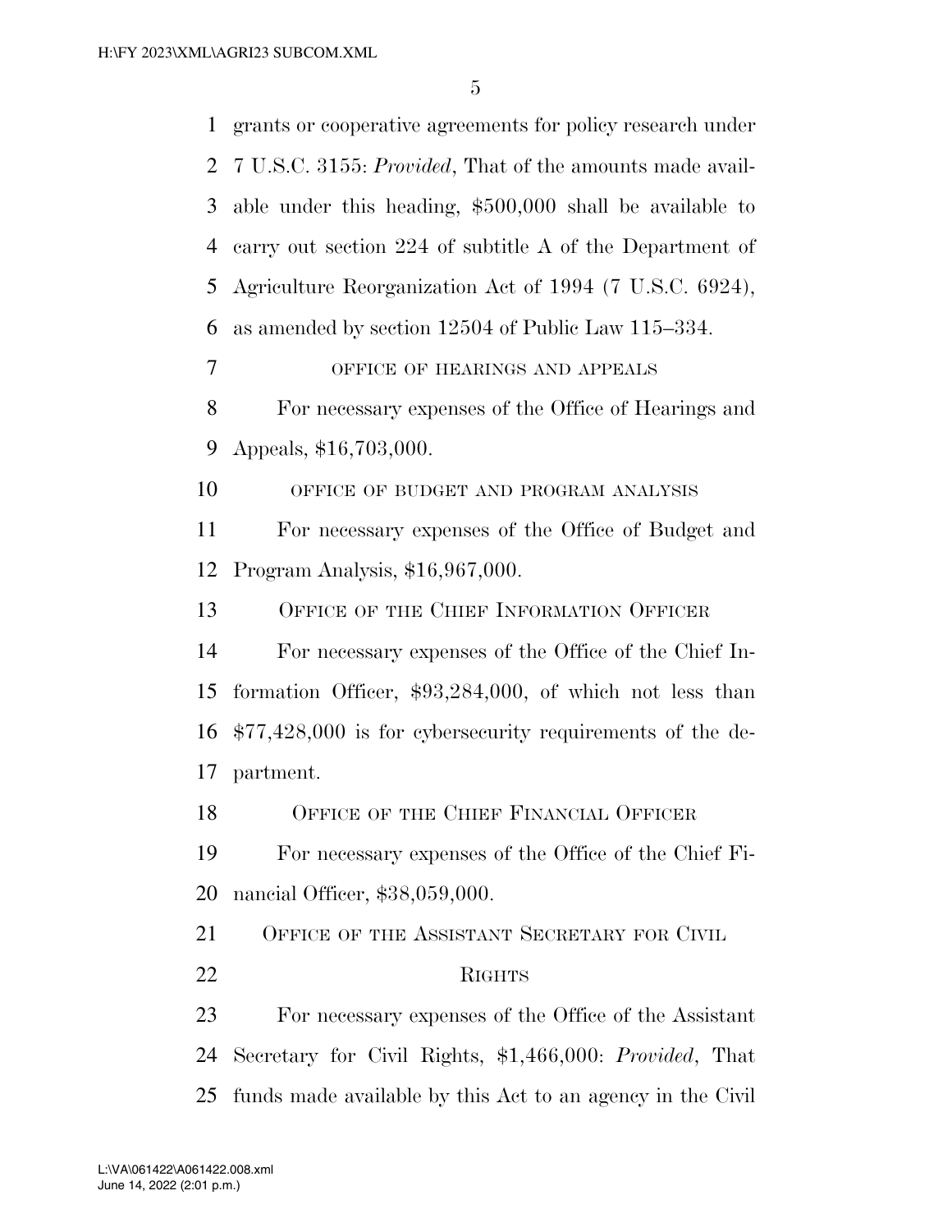grants or cooperative agreements for policy research under 7 U.S.C. 3155: *Provided*, That of the amounts made available under this heading, $500,000 shall be available to carry out section 224 of subtitle A of the Department of Agriculture Reorganization Act of 1994 (7 U.S.C. 6924), as amended by section 12504 of Public Law 115–334.

OFFICE OF HEARINGS AND APPEALS

For necessary expenses of the Office of Hearings and Appeals, $16,703,000.

OFFICE OF BUDGET AND PROGRAM ANALYSIS

For necessary expenses of the Office of Budget and Program Analysis, $16,967,000.

OFFICE OF THE CHIEF INFORMATION OFFICER

For necessary expenses of the Office of the Chief Information Officer, $93,284,000, of which not less than $77,428,000 is for cybersecurity requirements of the department.

OFFICE OF THE CHIEF FINANCIAL OFFICER

For necessary expenses of the Office of the Chief Financial Officer, $38,059,000.

OFFICE OF THE ASSISTANT SECRETARY FOR CIVIL RIGHTS

For necessary expenses of the Office of the Assistant Secretary for Civil Rights, $1,466,000: *Provided*, That funds made available by this Act to an agency in the Civil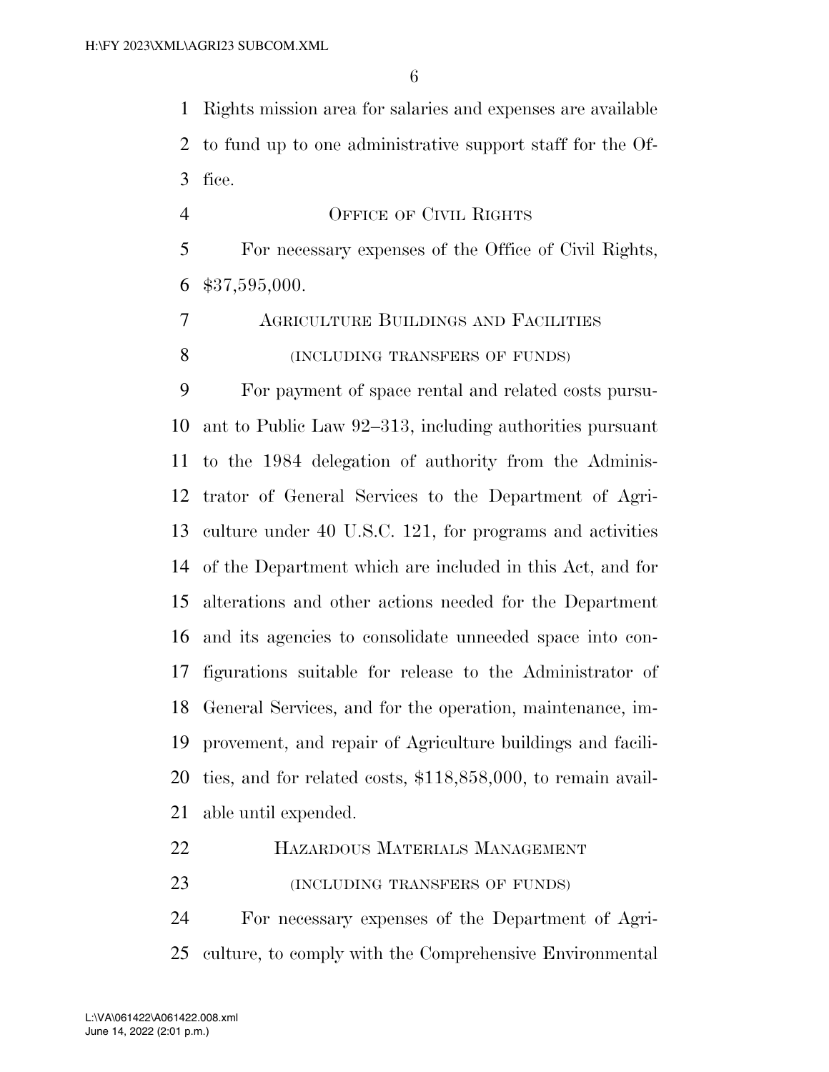Rights mission area for salaries and expenses are available to fund up to one administrative support staff for the Office.

OFFICE OF CIVIL RIGHTS

For necessary expenses of the Office of Civil Rights, $37,595,000.

AGRICULTURE BUILDINGS AND FACILITIES

(INCLUDING TRANSFERS OF FUNDS)

For payment of space rental and related costs pursuant to Public Law 92–313, including authorities pursuant to the 1984 delegation of authority from the Administrator of General Services to the Department of Agriculture under 40 U.S.C. 121, for programs and activities of the Department which are included in this Act, and for alterations and other actions needed for the Department and its agencies to consolidate unneeded space into configurations suitable for release to the Administrator of General Services, and for the operation, maintenance, improvement, and repair of Agriculture buildings and facilities, and for related costs, $118,858,000, to remain available until expended.

HAZARDOUS MATERIALS MANAGEMENT

(INCLUDING TRANSFERS OF FUNDS)

For necessary expenses of the Department of Agriculture, to comply with the Comprehensive Environmental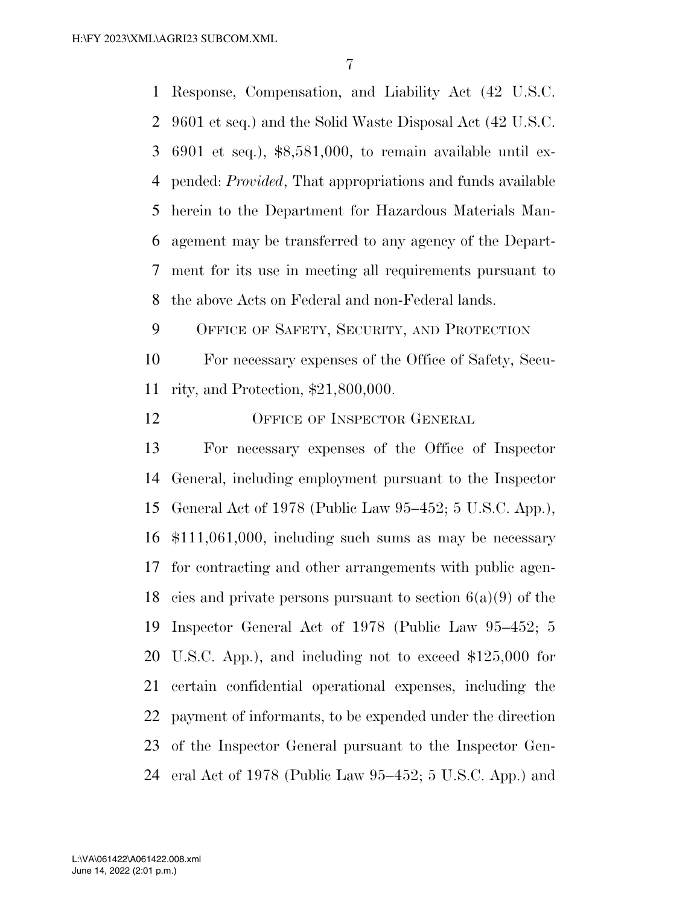Response, Compensation, and Liability Act (42 U.S.C. 9601 et seq.) and the Solid Waste Disposal Act (42 U.S.C. 6901 et seq.), $8,581,000, to remain available until expended: *Provided*, That appropriations and funds available herein to the Department for Hazardous Materials Management may be transferred to any agency of the Department for its use in meeting all requirements pursuant to the above Acts on Federal and non-Federal lands.

OFFICE OF SAFETY, SECURITY, AND PROTECTION

For necessary expenses of the Office of Safety, Security, and Protection, $21,800,000.

OFFICE OF INSPECTOR GENERAL

For necessary expenses of the Office of Inspector General, including employment pursuant to the Inspector General Act of 1978 (Public Law 95–452; 5 U.S.C. App.), $111,061,000, including such sums as may be necessary for contracting and other arrangements with public agencies and private persons pursuant to section 6(a)(9) of the Inspector General Act of 1978 (Public Law 95–452; 5 U.S.C. App.), and including not to exceed $125,000 for certain confidential operational expenses, including the payment of informants, to be expended under the direction of the Inspector General pursuant to the Inspector General Act of 1978 (Public Law 95–452; 5 U.S.C. App.) and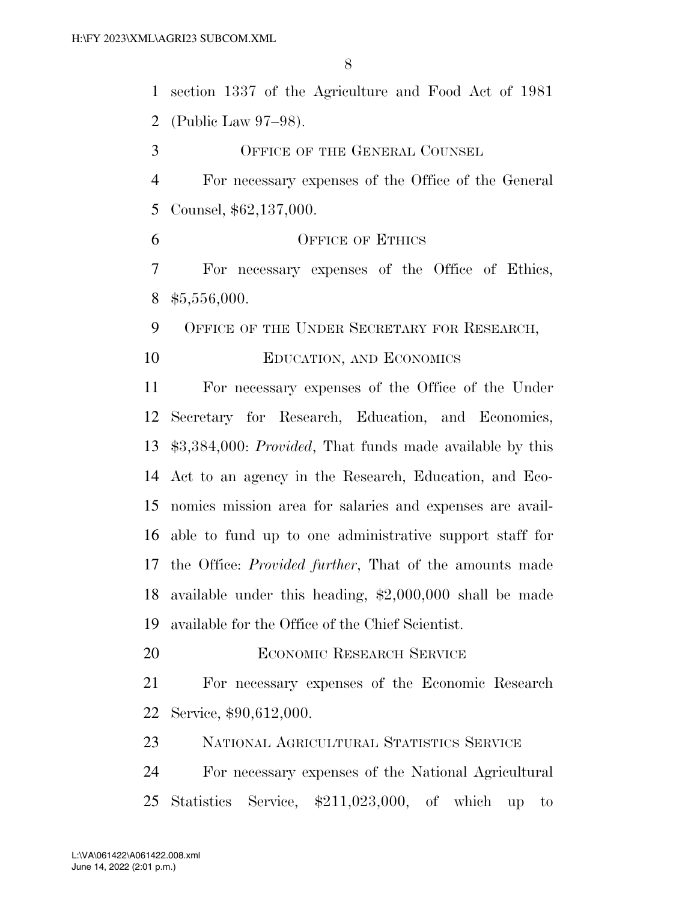section 1337 of the Agriculture and Food Act of 1981 (Public Law 97–98).

OFFICE OF THE GENERAL COUNSEL

For necessary expenses of the Office of the General Counsel, $62,137,000.

OFFICE OF ETHICS

For necessary expenses of the Office of Ethics, $5,556,000.

OFFICE OF THE UNDER SECRETARY FOR RESEARCH, EDUCATION, AND ECONOMICS

For necessary expenses of the Office of the Under Secretary for Research, Education, and Economics, $3,384,000: *Provided*, That funds made available by this Act to an agency in the Research, Education, and Economics mission area for salaries and expenses are available to fund up to one administrative support staff for the Office: *Provided further*, That of the amounts made available under this heading, $2,000,000 shall be made available for the Office of the Chief Scientist.

ECONOMIC RESEARCH SERVICE

For necessary expenses of the Economic Research Service, $90,612,000.

NATIONAL AGRICULTURAL STATISTICS SERVICE

For necessary expenses of the National Agricultural Statistics Service, $211,023,000, of which up to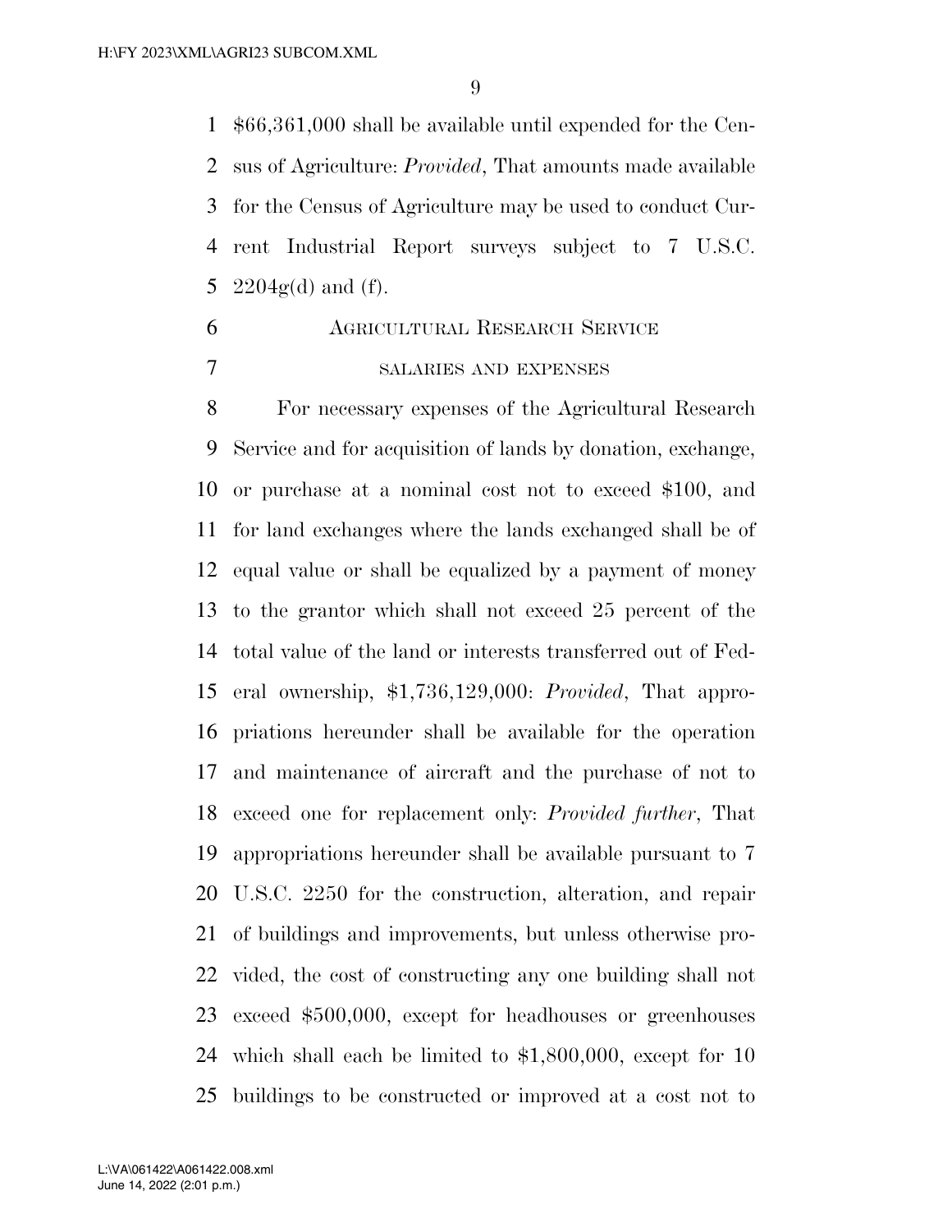$66,361,000 shall be available until expended for the Census of Agriculture: *Provided*, That amounts made available for the Census of Agriculture may be used to conduct Current Industrial Report surveys subject to 7 U.S.C. 2204g(d) and (f).

## AGRICULTURAL RESEARCH SERVICE

### SALARIES AND EXPENSES

For necessary expenses of the Agricultural Research Service and for acquisition of lands by donation, exchange, or purchase at a nominal cost not to exceed $100, and for land exchanges where the lands exchanged shall be of equal value or shall be equalized by a payment of money to the grantor which shall not exceed 25 percent of the total value of the land or interests transferred out of Federal ownership, $1,736,129,000: *Provided*, That appropriations hereunder shall be available for the operation and maintenance of aircraft and the purchase of not to exceed one for replacement only: *Provided further*, That appropriations hereunder shall be available pursuant to 7 U.S.C. 2250 for the construction, alteration, and repair of buildings and improvements, but unless otherwise provided, the cost of constructing any one building shall not exceed $500,000, except for headhouses or greenhouses which shall each be limited to $1,800,000, except for 10 buildings to be constructed or improved at a cost not to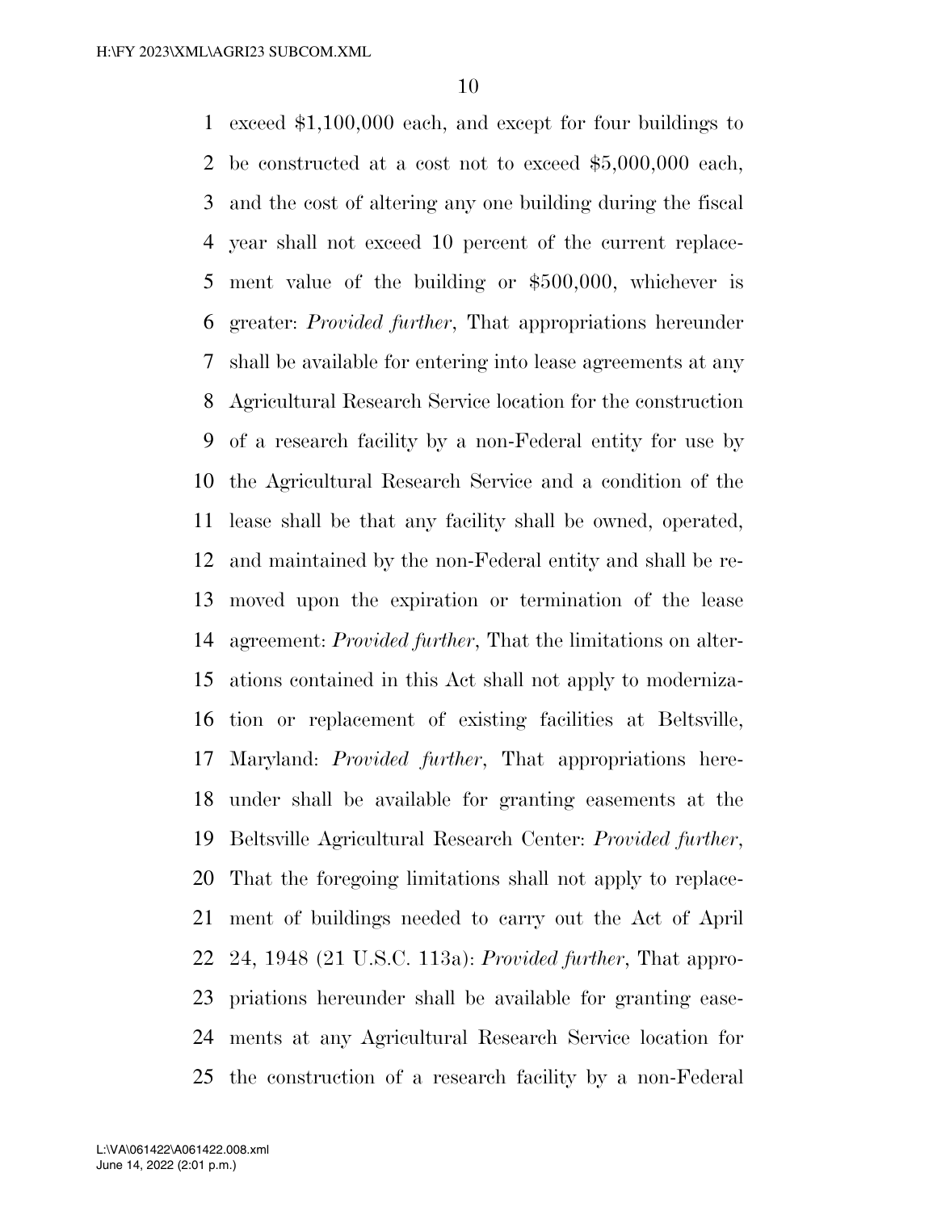exceed $1,100,000 each, and except for four buildings to be constructed at a cost not to exceed $5,000,000 each, and the cost of altering any one building during the fiscal year shall not exceed 10 percent of the current replacement value of the building or $500,000, whichever is greater: *Provided further*, That appropriations hereunder shall be available for entering into lease agreements at any Agricultural Research Service location for the construction of a research facility by a non-Federal entity for use by the Agricultural Research Service and a condition of the lease shall be that any facility shall be owned, operated, and maintained by the non-Federal entity and shall be removed upon the expiration or termination of the lease agreement: *Provided further*, That the limitations on alterations contained in this Act shall not apply to modernization or replacement of existing facilities at Beltsville, Maryland: *Provided further*, That appropriations hereunder shall be available for granting easements at the Beltsville Agricultural Research Center: *Provided further*, That the foregoing limitations shall not apply to replacement of buildings needed to carry out the Act of April 24, 1948 (21 U.S.C. 113a): *Provided further*, That appropriations hereunder shall be available for granting easements at any Agricultural Research Service location for the construction of a research facility by a non-Federal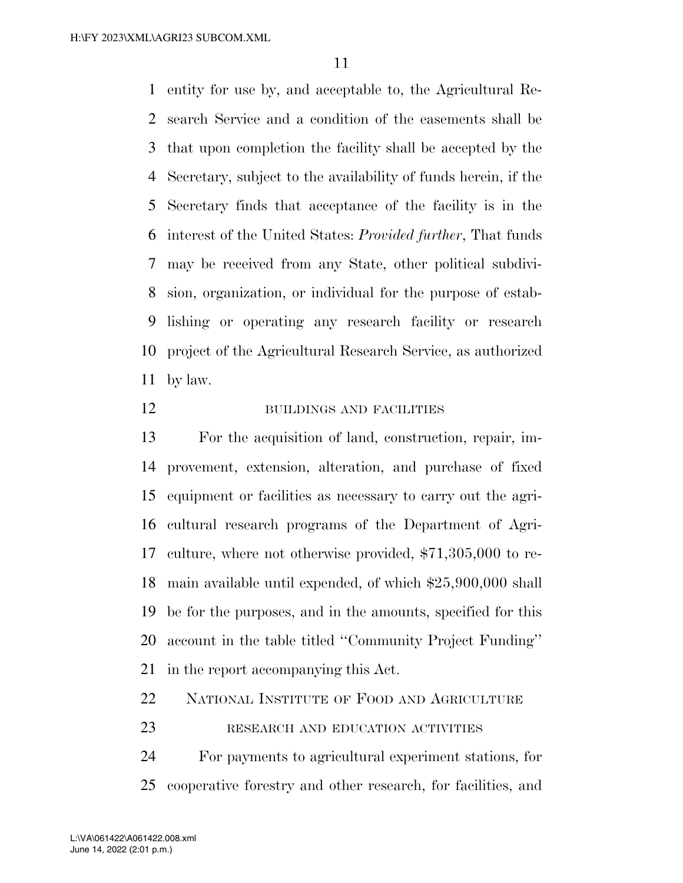entity for use by, and acceptable to, the Agricultural Research Service and a condition of the easements shall be that upon completion the facility shall be accepted by the Secretary, subject to the availability of funds herein, if the Secretary finds that acceptance of the facility is in the interest of the United States: *Provided further*, That funds may be received from any State, other political subdivision, organization, or individual for the purpose of establishing or operating any research facility or research project of the Agricultural Research Service, as authorized by law.

BUILDINGS AND FACILITIES

For the acquisition of land, construction, repair, improvement, extension, alteration, and purchase of fixed equipment or facilities as necessary to carry out the agricultural research programs of the Department of Agriculture, where not otherwise provided, $71,305,000 to remain available until expended, of which $25,900,000 shall be for the purposes, and in the amounts, specified for this account in the table titled ''Community Project Funding'' in the report accompanying this Act.

NATIONAL INSTITUTE OF FOOD AND AGRICULTURE

RESEARCH AND EDUCATION ACTIVITIES

For payments to agricultural experiment stations, for cooperative forestry and other research, for facilities, and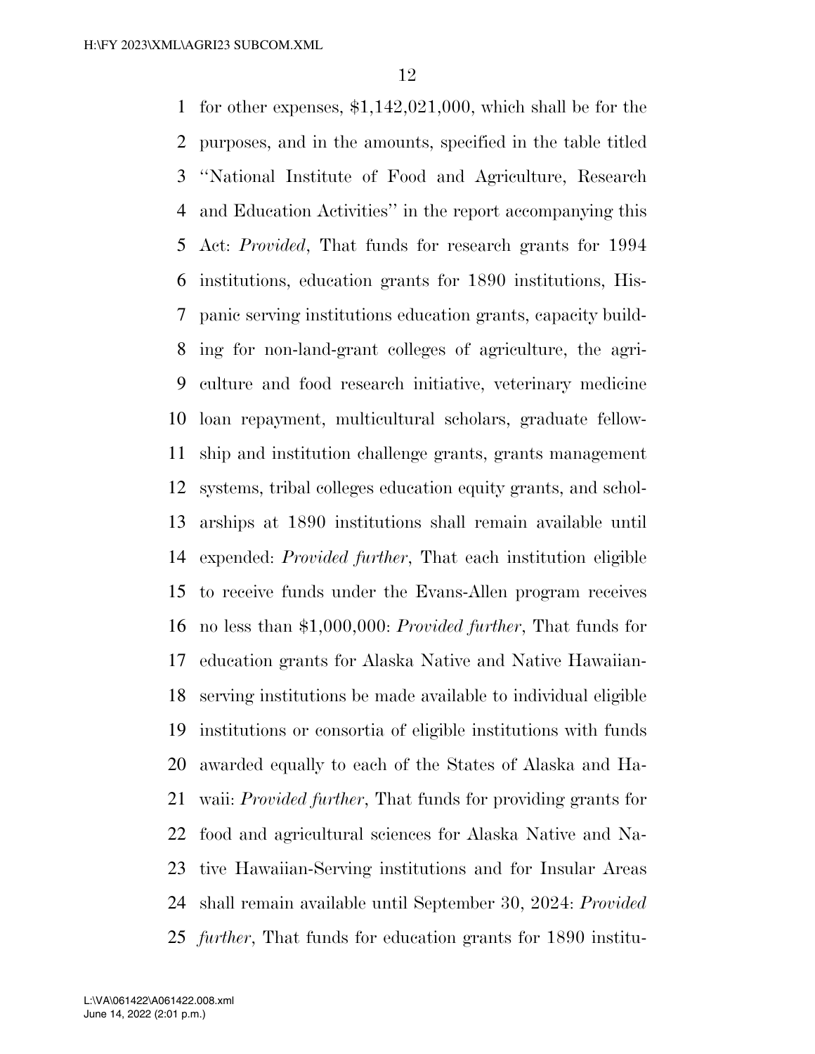for other expenses, $1,142,021,000, which shall be for the purposes, and in the amounts, specified in the table titled ''National Institute of Food and Agriculture, Research and Education Activities'' in the report accompanying this Act: *Provided*, That funds for research grants for 1994 institutions, education grants for 1890 institutions, Hispanic serving institutions education grants, capacity building for non-land-grant colleges of agriculture, the agriculture and food research initiative, veterinary medicine loan repayment, multicultural scholars, graduate fellowship and institution challenge grants, grants management systems, tribal colleges education equity grants, and scholarships at 1890 institutions shall remain available until expended: *Provided further*, That each institution eligible to receive funds under the Evans-Allen program receives no less than $1,000,000: *Provided further*, That funds for education grants for Alaska Native and Native Hawaiian-serving institutions be made available to individual eligible institutions or consortia of eligible institutions with funds awarded equally to each of the States of Alaska and Hawaii: *Provided further*, That funds for providing grants for food and agricultural sciences for Alaska Native and Native Hawaiian-Serving institutions and for Insular Areas shall remain available until September 30, 2024: *Provided further*, That funds for education grants for 1890 institu-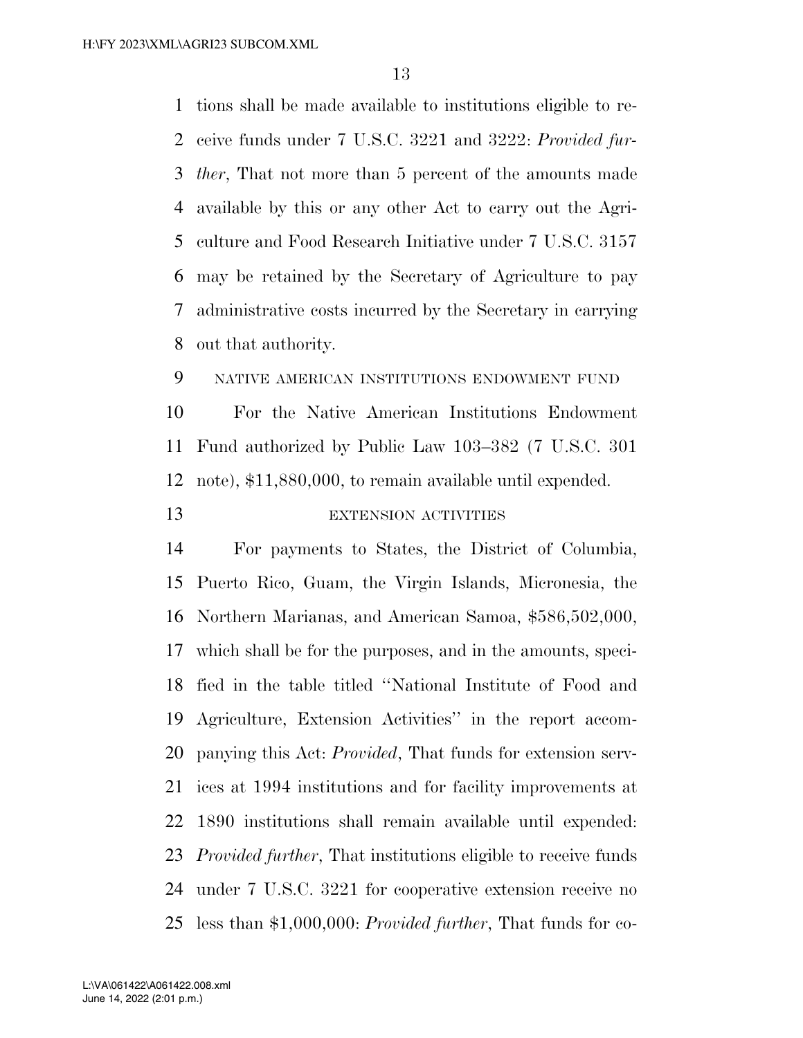tions shall be made available to institutions eligible to receive funds under 7 U.S.C. 3221 and 3222: *Provided further*, That not more than 5 percent of the amounts made available by this or any other Act to carry out the Agriculture and Food Research Initiative under 7 U.S.C. 3157 may be retained by the Secretary of Agriculture to pay administrative costs incurred by the Secretary in carrying out that authority.

NATIVE AMERICAN INSTITUTIONS ENDOWMENT FUND

For the Native American Institutions Endowment Fund authorized by Public Law 103–382 (7 U.S.C. 301 note), $11,880,000, to remain available until expended.

EXTENSION ACTIVITIES

For payments to States, the District of Columbia, Puerto Rico, Guam, the Virgin Islands, Micronesia, the Northern Marianas, and American Samoa, $586,502,000, which shall be for the purposes, and in the amounts, specified in the table titled ''National Institute of Food and Agriculture, Extension Activities'' in the report accompanying this Act: *Provided*, That funds for extension services at 1994 institutions and for facility improvements at 1890 institutions shall remain available until expended: *Provided further*, That institutions eligible to receive funds under 7 U.S.C. 3221 for cooperative extension receive no less than $1,000,000: *Provided further*, That funds for co-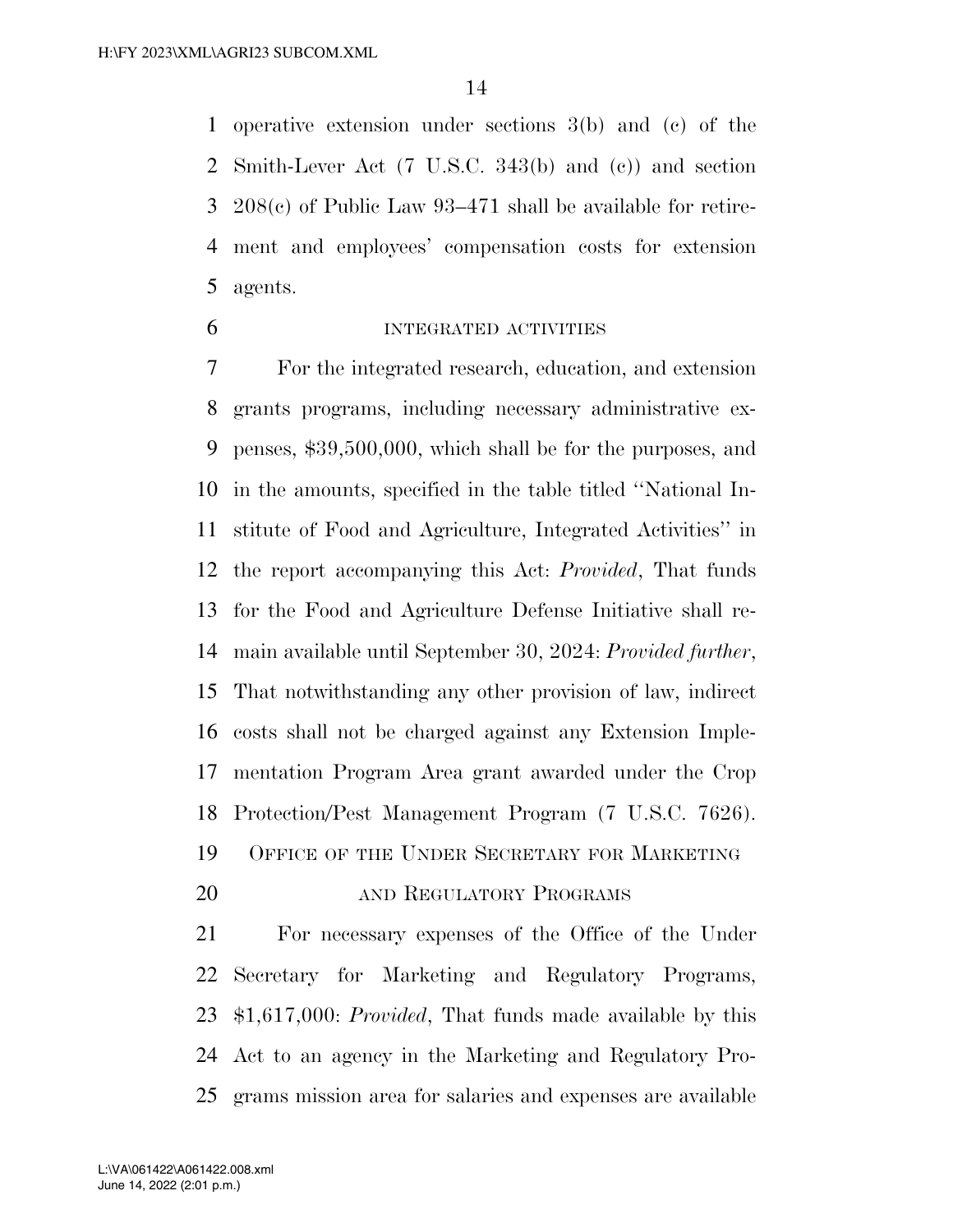operative extension under sections 3(b) and (c) of the Smith-Lever Act (7 U.S.C. 343(b) and (c)) and section 208(c) of Public Law 93–471 shall be available for retirement and employees' compensation costs for extension agents.

INTEGRATED ACTIVITIES

For the integrated research, education, and extension grants programs, including necessary administrative expenses, $39,500,000, which shall be for the purposes, and in the amounts, specified in the table titled ''National Institute of Food and Agriculture, Integrated Activities'' in the report accompanying this Act: *Provided*, That funds for the Food and Agriculture Defense Initiative shall remain available until September 30, 2024: *Provided further*, That notwithstanding any other provision of law, indirect costs shall not be charged against any Extension Implementation Program Area grant awarded under the Crop Protection/Pest Management Program (7 U.S.C. 7626).

OFFICE OF THE UNDER SECRETARY FOR MARKETING AND REGULATORY PROGRAMS

For necessary expenses of the Office of the Under Secretary for Marketing and Regulatory Programs, $1,617,000: *Provided*, That funds made available by this Act to an agency in the Marketing and Regulatory Programs mission area for salaries and expenses are available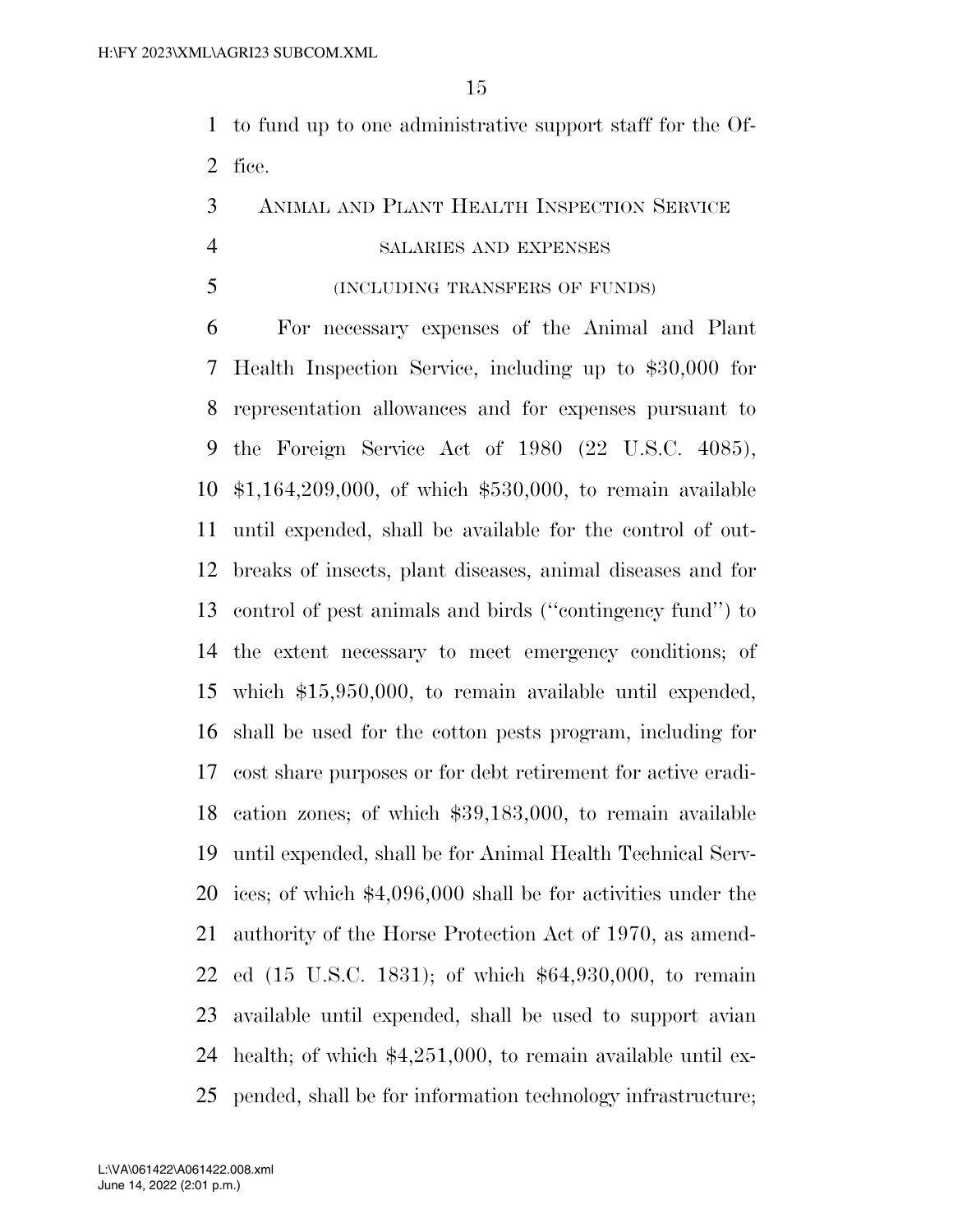to fund up to one administrative support staff for the Office.

## ANIMAL AND PLANT HEALTH INSPECTION SERVICE

### SALARIES AND EXPENSES

### (INCLUDING TRANSFERS OF FUNDS)

For necessary expenses of the Animal and Plant Health Inspection Service, including up to $30,000 for representation allowances and for expenses pursuant to the Foreign Service Act of 1980 (22 U.S.C. 4085), $1,164,209,000, of which $530,000, to remain available until expended, shall be available for the control of outbreaks of insects, plant diseases, animal diseases and for control of pest animals and birds (''contingency fund'') to the extent necessary to meet emergency conditions; of which $15,950,000, to remain available until expended, shall be used for the cotton pests program, including for cost share purposes or for debt retirement for active eradication zones; of which $39,183,000, to remain available until expended, shall be for Animal Health Technical Services; of which $4,096,000 shall be for activities under the authority of the Horse Protection Act of 1970, as amended (15 U.S.C. 1831); of which $64,930,000, to remain available until expended, shall be used to support avian health; of which $4,251,000, to remain available until expended, shall be for information technology infrastructure;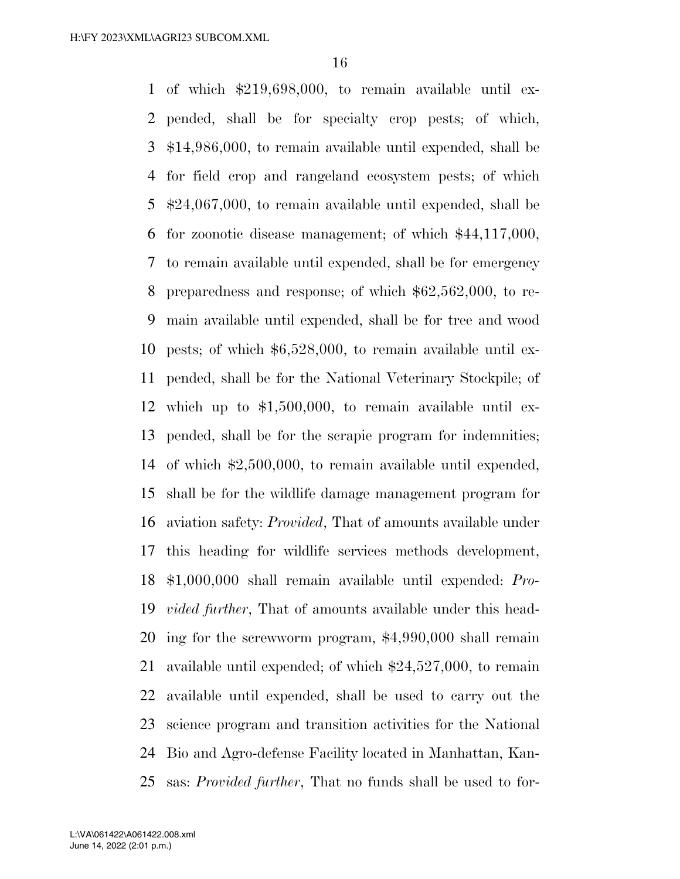of which $219,698,000, to remain available until expended, shall be for specialty crop pests; of which, $14,986,000, to remain available until expended, shall be for field crop and rangeland ecosystem pests; of which $24,067,000, to remain available until expended, shall be for zoonotic disease management; of which $44,117,000, to remain available until expended, shall be for emergency preparedness and response; of which $62,562,000, to remain available until expended, shall be for tree and wood pests; of which $6,528,000, to remain available until expended, shall be for the National Veterinary Stockpile; of which up to $1,500,000, to remain available until expended, shall be for the scrapie program for indemnities; of which $2,500,000, to remain available until expended, shall be for the wildlife damage management program for aviation safety: *Provided*, That of amounts available under this heading for wildlife services methods development, $1,000,000 shall remain available until expended: *Provided further*, That of amounts available under this heading for the screwworm program, $4,990,000 shall remain available until expended; of which $24,527,000, to remain available until expended, shall be used to carry out the science program and transition activities for the National Bio and Agro-defense Facility located in Manhattan, Kansas: *Provided further*, That no funds shall be used to for-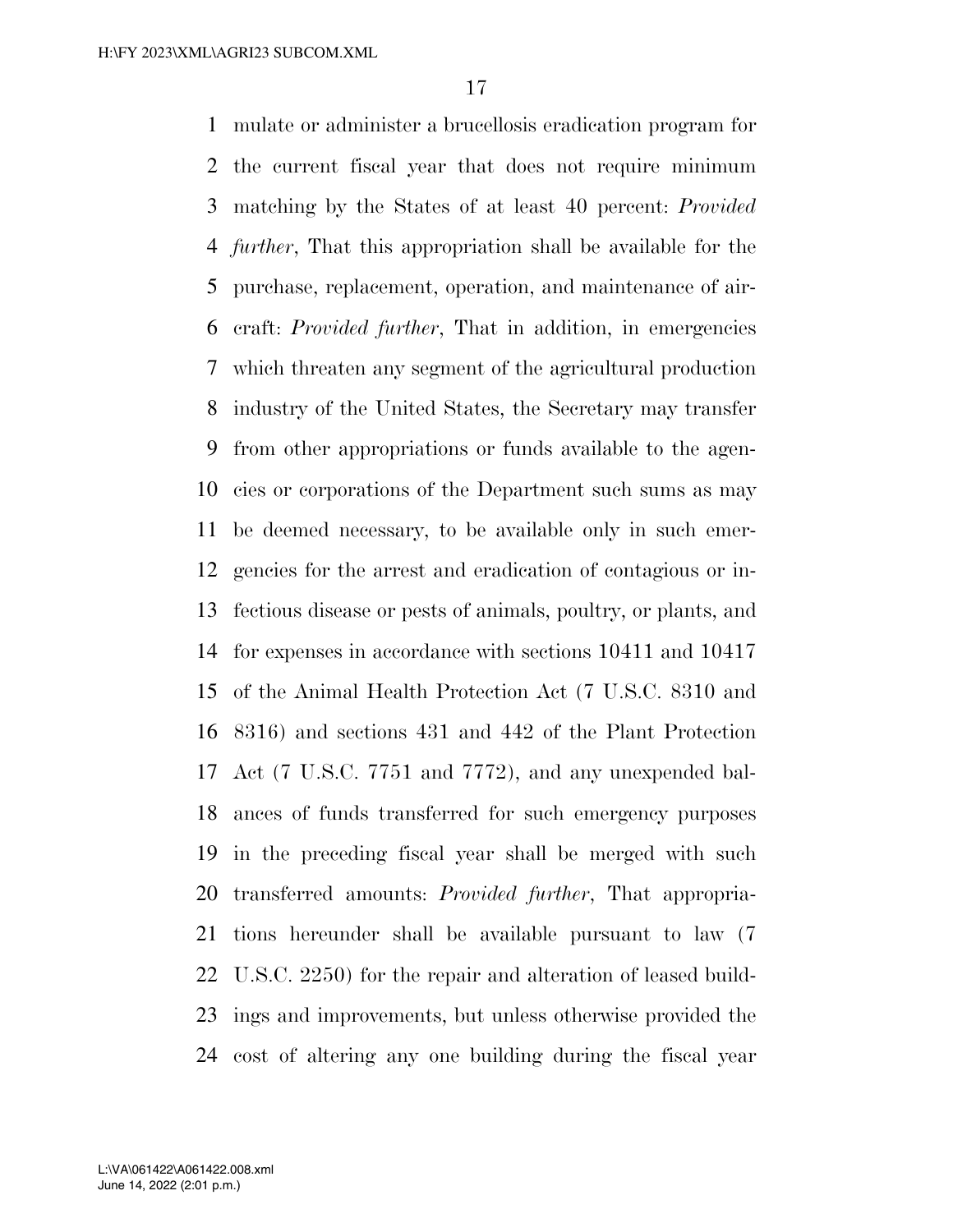mulate or administer a brucellosis eradication program for the current fiscal year that does not require minimum matching by the States of at least 40 percent: *Provided further*, That this appropriation shall be available for the purchase, replacement, operation, and maintenance of aircraft: *Provided further*, That in addition, in emergencies which threaten any segment of the agricultural production industry of the United States, the Secretary may transfer from other appropriations or funds available to the agencies or corporations of the Department such sums as may be deemed necessary, to be available only in such emergencies for the arrest and eradication of contagious or infectious disease or pests of animals, poultry, or plants, and for expenses in accordance with sections 10411 and 10417 of the Animal Health Protection Act (7 U.S.C. 8310 and 8316) and sections 431 and 442 of the Plant Protection Act (7 U.S.C. 7751 and 7772), and any unexpended balances of funds transferred for such emergency purposes in the preceding fiscal year shall be merged with such transferred amounts: *Provided further*, That appropriations hereunder shall be available pursuant to law (7 U.S.C. 2250) for the repair and alteration of leased buildings and improvements, but unless otherwise provided the cost of altering any one building during the fiscal year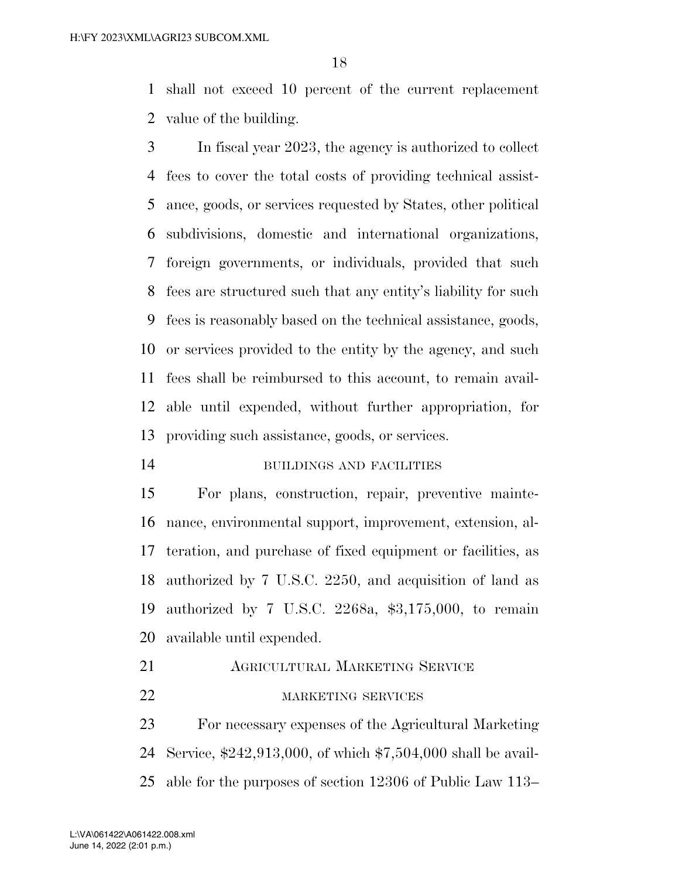shall not exceed 10 percent of the current replacement value of the building.

In fiscal year 2023, the agency is authorized to collect fees to cover the total costs of providing technical assistance, goods, or services requested by States, other political subdivisions, domestic and international organizations, foreign governments, or individuals, provided that such fees are structured such that any entity's liability for such fees is reasonably based on the technical assistance, goods, or services provided to the entity by the agency, and such fees shall be reimbursed to this account, to remain available until expended, without further appropriation, for providing such assistance, goods, or services.

BUILDINGS AND FACILITIES

For plans, construction, repair, preventive maintenance, environmental support, improvement, extension, alteration, and purchase of fixed equipment or facilities, as authorized by 7 U.S.C. 2250, and acquisition of land as authorized by 7 U.S.C. 2268a, $3,175,000, to remain available until expended.

## Agricultural Marketing Service

MARKETING SERVICES

For necessary expenses of the Agricultural Marketing Service, $242,913,000, of which $7,504,000 shall be available for the purposes of section 12306 of Public Law 113–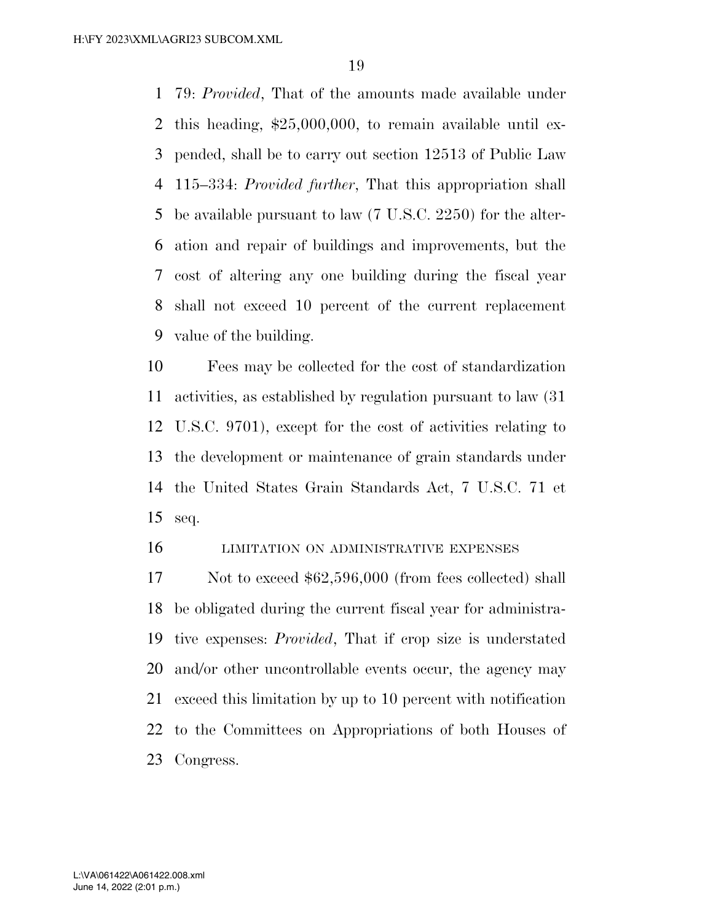79: *Provided*, That of the amounts made available under this heading, $25,000,000, to remain available until expended, shall be to carry out section 12513 of Public Law 115–334: *Provided further*, That this appropriation shall be available pursuant to law (7 U.S.C. 2250) for the alteration and repair of buildings and improvements, but the cost of altering any one building during the fiscal year shall not exceed 10 percent of the current replacement value of the building.

Fees may be collected for the cost of standardization activities, as established by regulation pursuant to law (31 U.S.C. 9701), except for the cost of activities relating to the development or maintenance of grain standards under the United States Grain Standards Act, 7 U.S.C. 71 et seq.

LIMITATION ON ADMINISTRATIVE EXPENSES

Not to exceed $62,596,000 (from fees collected) shall be obligated during the current fiscal year for administrative expenses: *Provided*, That if crop size is understated and/or other uncontrollable events occur, the agency may exceed this limitation by up to 10 percent with notification to the Committees on Appropriations of both Houses of Congress.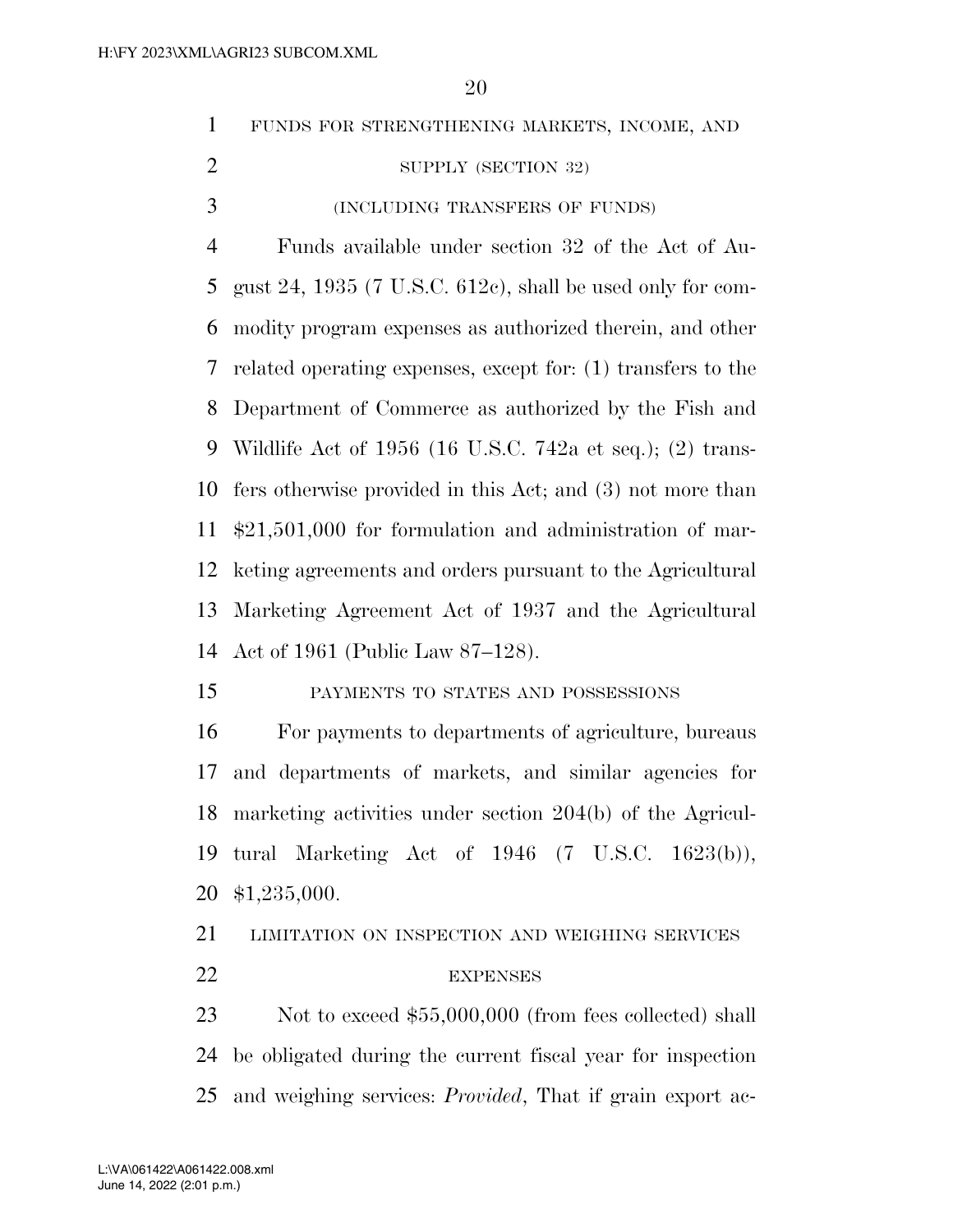### FUNDS FOR STRENGTHENING MARKETS, INCOME, AND SUPPLY (SECTION 32)

(INCLUDING TRANSFERS OF FUNDS)

Funds available under section 32 of the Act of August 24, 1935 (7 U.S.C. 612c), shall be used only for commodity program expenses as authorized therein, and other related operating expenses, except for: (1) transfers to the Department of Commerce as authorized by the Fish and Wildlife Act of 1956 (16 U.S.C. 742a et seq.); (2) transfers otherwise provided in this Act; and (3) not more than $21,501,000 for formulation and administration of marketing agreements and orders pursuant to the Agricultural Marketing Agreement Act of 1937 and the Agricultural Act of 1961 (Public Law 87–128).

### PAYMENTS TO STATES AND POSSESSIONS

For payments to departments of agriculture, bureaus and departments of markets, and similar agencies for marketing activities under section 204(b) of the Agricultural Marketing Act of 1946 (7 U.S.C. 1623(b)), $1,235,000.

### LIMITATION ON INSPECTION AND WEIGHING SERVICES EXPENSES

Not to exceed $55,000,000 (from fees collected) shall be obligated during the current fiscal year for inspection and weighing services: *Provided*, That if grain export ac-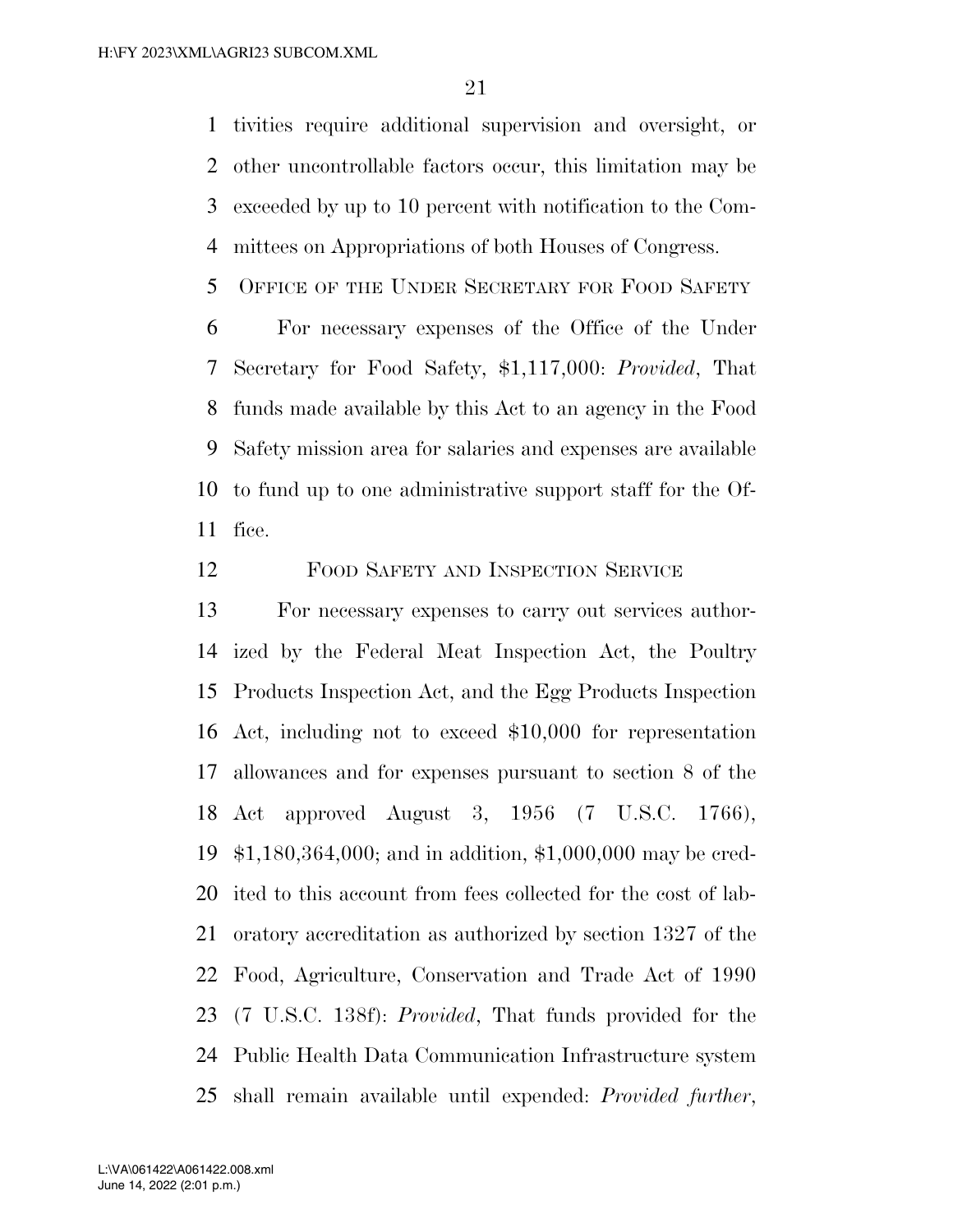tivities require additional supervision and oversight, or other uncontrollable factors occur, this limitation may be exceeded by up to 10 percent with notification to the Committees on Appropriations of both Houses of Congress.

OFFICE OF THE UNDER SECRETARY FOR FOOD SAFETY

For necessary expenses of the Office of the Under Secretary for Food Safety, $1,117,000: *Provided*, That funds made available by this Act to an agency in the Food Safety mission area for salaries and expenses are available to fund up to one administrative support staff for the Office.

FOOD SAFETY AND INSPECTION SERVICE

For necessary expenses to carry out services authorized by the Federal Meat Inspection Act, the Poultry Products Inspection Act, and the Egg Products Inspection Act, including not to exceed $10,000 for representation allowances and for expenses pursuant to section 8 of the Act approved August 3, 1956 (7 U.S.C. 1766), $1,180,364,000; and in addition, $1,000,000 may be credited to this account from fees collected for the cost of laboratory accreditation as authorized by section 1327 of the Food, Agriculture, Conservation and Trade Act of 1990 (7 U.S.C. 138f): *Provided*, That funds provided for the Public Health Data Communication Infrastructure system shall remain available until expended: *Provided further*,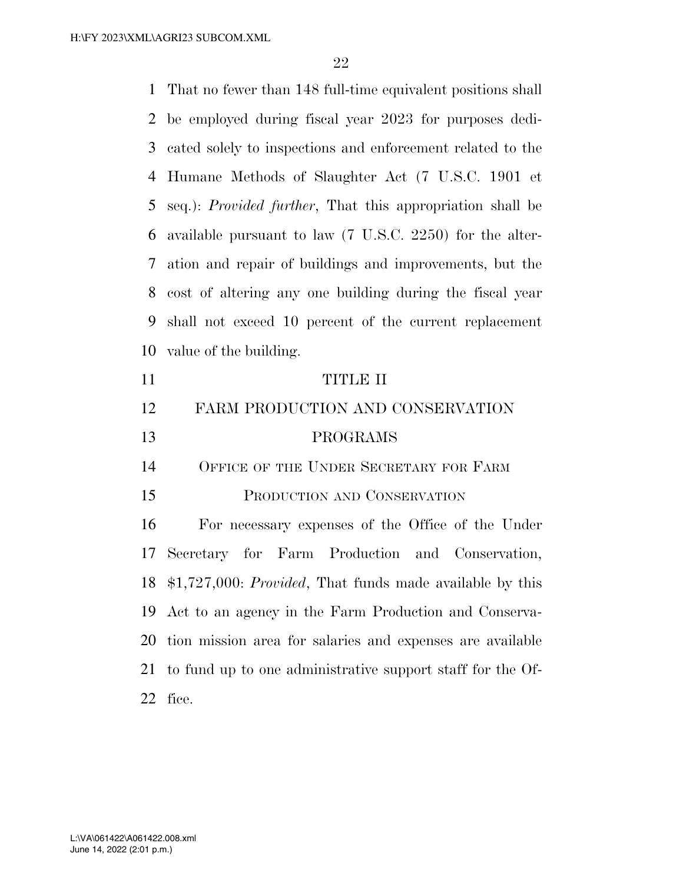That no fewer than 148 full-time equivalent positions shall be employed during fiscal year 2023 for purposes dedicated solely to inspections and enforcement related to the Humane Methods of Slaughter Act (7 U.S.C. 1901 et seq.): *Provided further*, That this appropriation shall be available pursuant to law (7 U.S.C. 2250) for the alteration and repair of buildings and improvements, but the cost of altering any one building during the fiscal year shall not exceed 10 percent of the current replacement value of the building.

# TITLE II

# FARM PRODUCTION AND CONSERVATION PROGRAMS

## Office of the Under Secretary for Farm Production and Conservation

For necessary expenses of the Office of the Under Secretary for Farm Production and Conservation, $1,727,000: *Provided*, That funds made available by this Act to an agency in the Farm Production and Conservation mission area for salaries and expenses are available to fund up to one administrative support staff for the Office.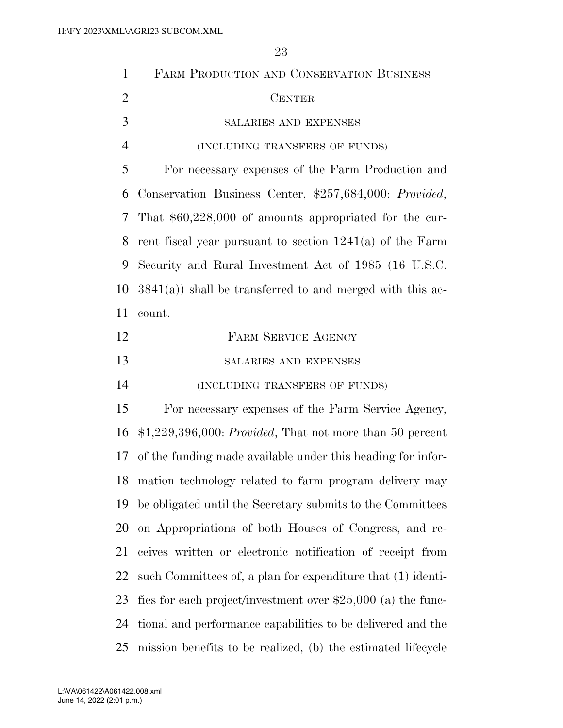## Farm Production and Conservation Business Center

### salaries and expenses

### (including transfers of funds)

For necessary expenses of the Farm Production and Conservation Business Center, $257,684,000: *Provided*, That $60,228,000 of amounts appropriated for the current fiscal year pursuant to section 1241(a) of the Farm Security and Rural Investment Act of 1985 (16 U.S.C. 3841(a)) shall be transferred to and merged with this account.

## Farm Service Agency

### salaries and expenses

### (including transfers of funds)

For necessary expenses of the Farm Service Agency, $1,229,396,000: *Provided*, That not more than 50 percent of the funding made available under this heading for information technology related to farm program delivery may be obligated until the Secretary submits to the Committees on Appropriations of both Houses of Congress, and receives written or electronic notification of receipt from such Committees of, a plan for expenditure that (1) identifies for each project/investment over $25,000 (a) the functional and performance capabilities to be delivered and the mission benefits to be realized, (b) the estimated lifecycle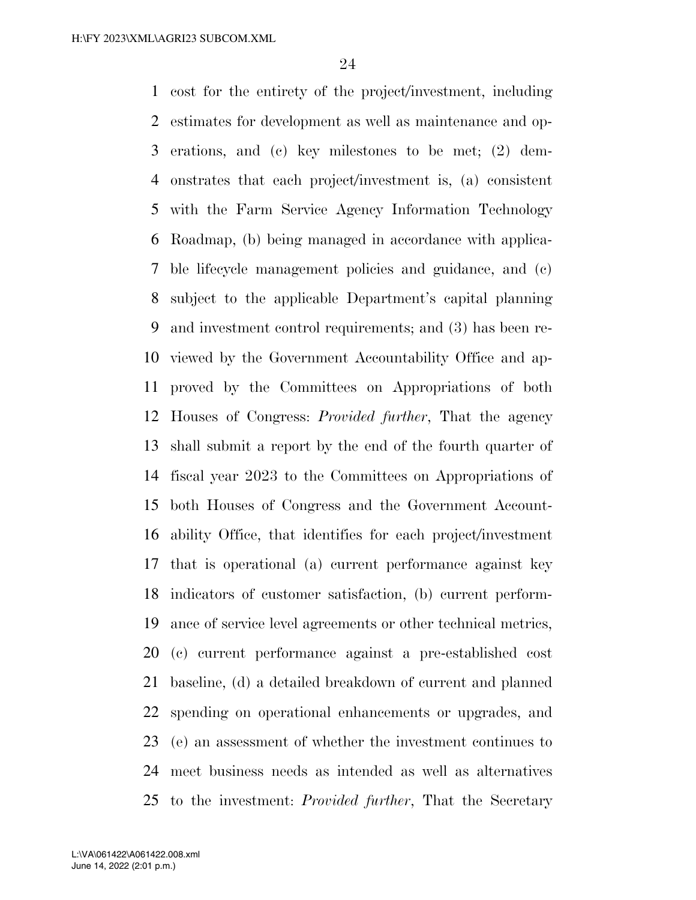cost for the entirety of the project/investment, including estimates for development as well as maintenance and operations, and (c) key milestones to be met; (2) demonstrates that each project/investment is, (a) consistent with the Farm Service Agency Information Technology Roadmap, (b) being managed in accordance with applicable lifecycle management policies and guidance, and (c) subject to the applicable Department's capital planning and investment control requirements; and (3) has been reviewed by the Government Accountability Office and approved by the Committees on Appropriations of both Houses of Congress: *Provided further*, That the agency shall submit a report by the end of the fourth quarter of fiscal year 2023 to the Committees on Appropriations of both Houses of Congress and the Government Accountability Office, that identifies for each project/investment that is operational (a) current performance against key indicators of customer satisfaction, (b) current performance of service level agreements or other technical metrics, (c) current performance against a pre-established cost baseline, (d) a detailed breakdown of current and planned spending on operational enhancements or upgrades, and (e) an assessment of whether the investment continues to meet business needs as intended as well as alternatives to the investment: *Provided further*, That the Secretary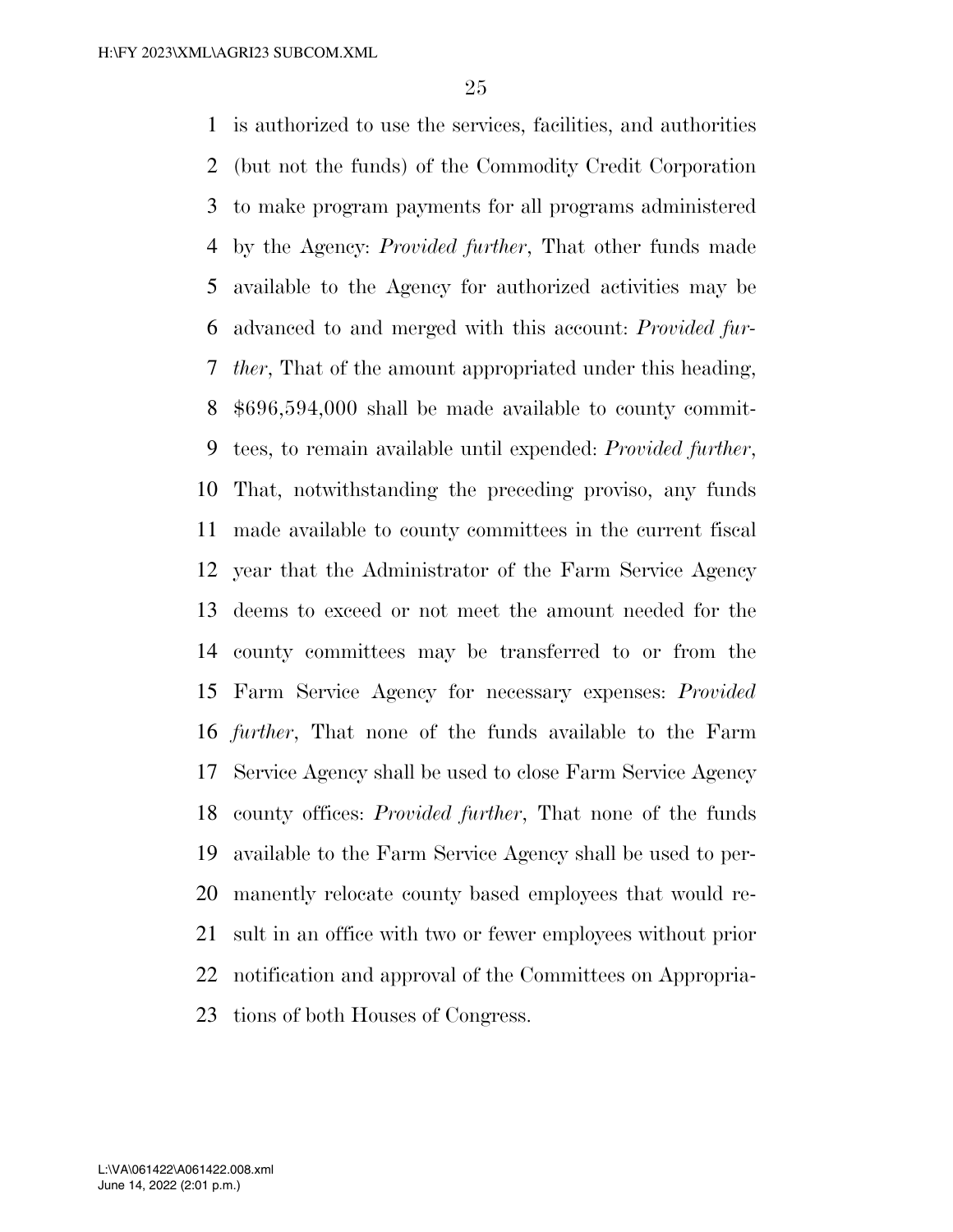is authorized to use the services, facilities, and authorities (but not the funds) of the Commodity Credit Corporation to make program payments for all programs administered by the Agency: *Provided further*, That other funds made available to the Agency for authorized activities may be advanced to and merged with this account: *Provided further*, That of the amount appropriated under this heading, $696,594,000 shall be made available to county committees, to remain available until expended: *Provided further*, That, notwithstanding the preceding proviso, any funds made available to county committees in the current fiscal year that the Administrator of the Farm Service Agency deems to exceed or not meet the amount needed for the county committees may be transferred to or from the Farm Service Agency for necessary expenses: *Provided further*, That none of the funds available to the Farm Service Agency shall be used to close Farm Service Agency county offices: *Provided further*, That none of the funds available to the Farm Service Agency shall be used to permanently relocate county based employees that would result in an office with two or fewer employees without prior notification and approval of the Committees on Appropriations of both Houses of Congress.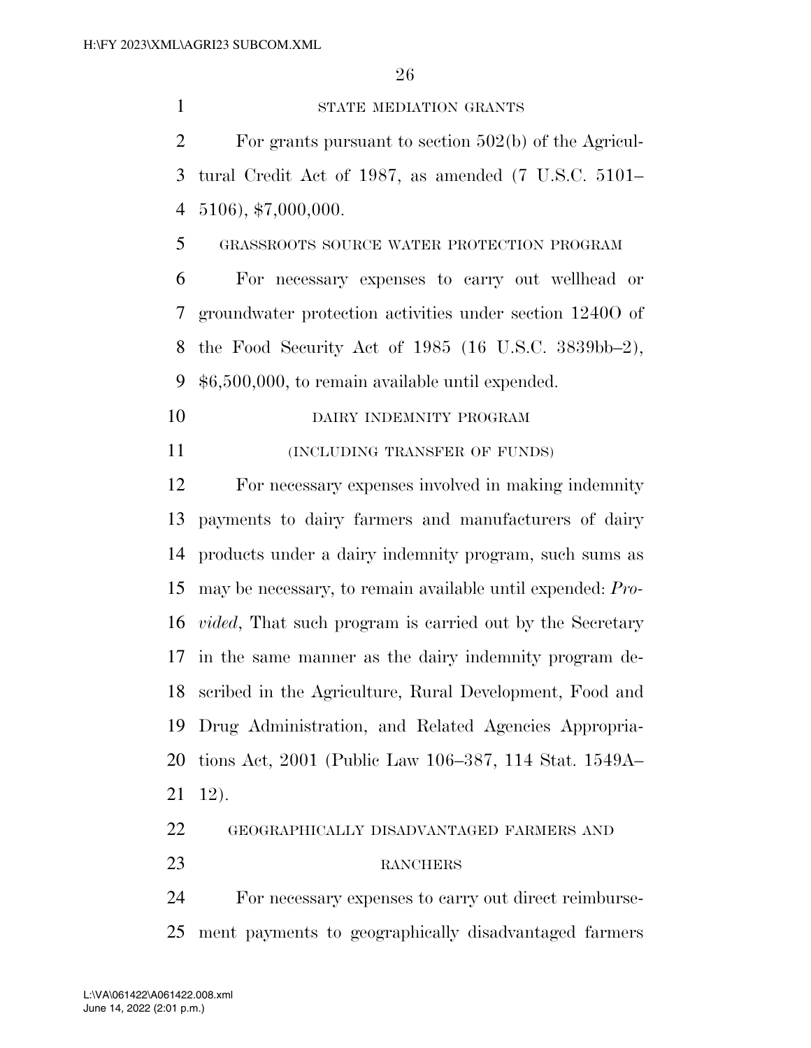STATE MEDIATION GRANTS

For grants pursuant to section 502(b) of the Agricultural Credit Act of 1987, as amended (7 U.S.C. 5101–5106), $7,000,000.

GRASSROOTS SOURCE WATER PROTECTION PROGRAM

For necessary expenses to carry out wellhead or groundwater protection activities under section 1240O of the Food Security Act of 1985 (16 U.S.C. 3839bb–2), $6,500,000, to remain available until expended.

DAIRY INDEMNITY PROGRAM

(INCLUDING TRANSFER OF FUNDS)

For necessary expenses involved in making indemnity payments to dairy farmers and manufacturers of dairy products under a dairy indemnity program, such sums as may be necessary, to remain available until expended: *Provided*, That such program is carried out by the Secretary in the same manner as the dairy indemnity program described in the Agriculture, Rural Development, Food and Drug Administration, and Related Agencies Appropriations Act, 2001 (Public Law 106–387, 114 Stat. 1549A–12).

GEOGRAPHICALLY DISADVANTAGED FARMERS AND RANCHERS

For necessary expenses to carry out direct reimbursement payments to geographically disadvantaged farmers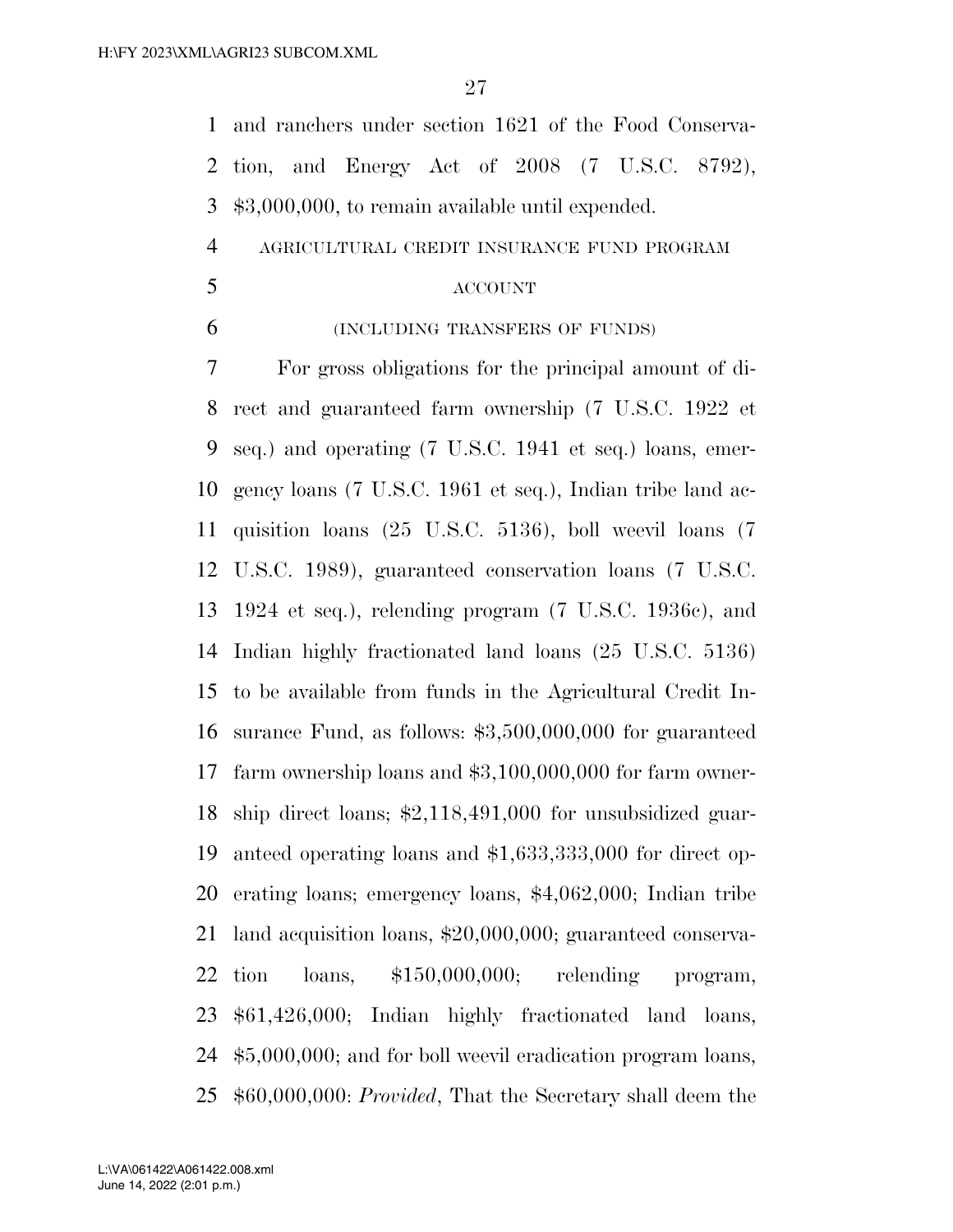and ranchers under section 1621 of the Food Conservation, and Energy Act of 2008 (7 U.S.C. 8792), $3,000,000, to remain available until expended.

AGRICULTURAL CREDIT INSURANCE FUND PROGRAM ACCOUNT

(INCLUDING TRANSFERS OF FUNDS)

For gross obligations for the principal amount of direct and guaranteed farm ownership (7 U.S.C. 1922 et seq.) and operating (7 U.S.C. 1941 et seq.) loans, emergency loans (7 U.S.C. 1961 et seq.), Indian tribe land acquisition loans (25 U.S.C. 5136), boll weevil loans (7 U.S.C. 1989), guaranteed conservation loans (7 U.S.C. 1924 et seq.), relending program (7 U.S.C. 1936c), and Indian highly fractionated land loans (25 U.S.C. 5136) to be available from funds in the Agricultural Credit Insurance Fund, as follows: $3,500,000,000 for guaranteed farm ownership loans and $3,100,000,000 for farm ownership direct loans; $2,118,491,000 for unsubsidized guaranteed operating loans and $1,633,333,000 for direct operating loans; emergency loans, $4,062,000; Indian tribe land acquisition loans, $20,000,000; guaranteed conservation loans, $150,000,000; relending program, $61,426,000; Indian highly fractionated land loans, $5,000,000; and for boll weevil eradication program loans, $60,000,000: *Provided*, That the Secretary shall deem the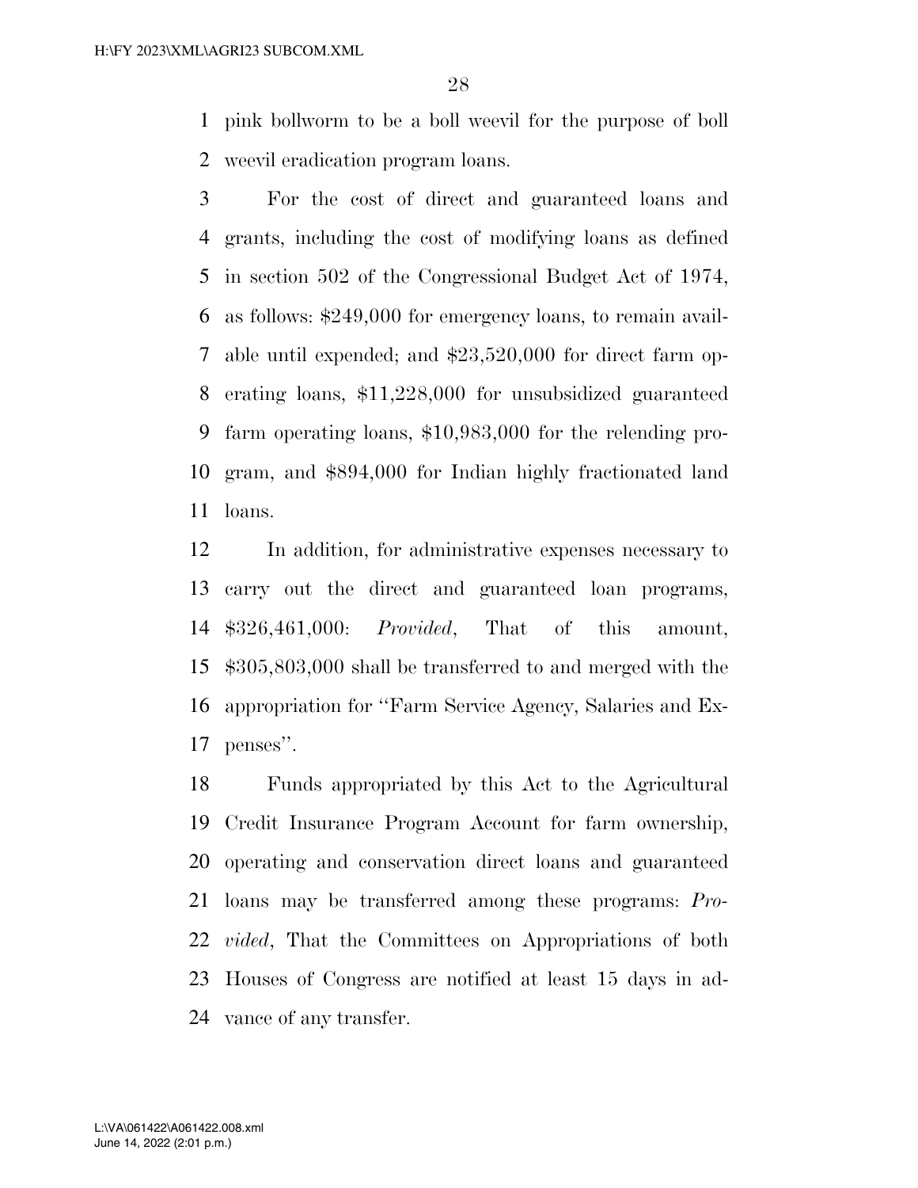pink bollworm to be a boll weevil for the purpose of boll weevil eradication program loans.

For the cost of direct and guaranteed loans and grants, including the cost of modifying loans as defined in section 502 of the Congressional Budget Act of 1974, as follows: $249,000 for emergency loans, to remain available until expended; and $23,520,000 for direct farm operating loans, $11,228,000 for unsubsidized guaranteed farm operating loans, $10,983,000 for the relending program, and $894,000 for Indian highly fractionated land loans.

In addition, for administrative expenses necessary to carry out the direct and guaranteed loan programs, $326,461,000: *Provided*, That of this amount, $305,803,000 shall be transferred to and merged with the appropriation for ''Farm Service Agency, Salaries and Expenses''.

Funds appropriated by this Act to the Agricultural Credit Insurance Program Account for farm ownership, operating and conservation direct loans and guaranteed loans may be transferred among these programs: *Provided*, That the Committees on Appropriations of both Houses of Congress are notified at least 15 days in advance of any transfer.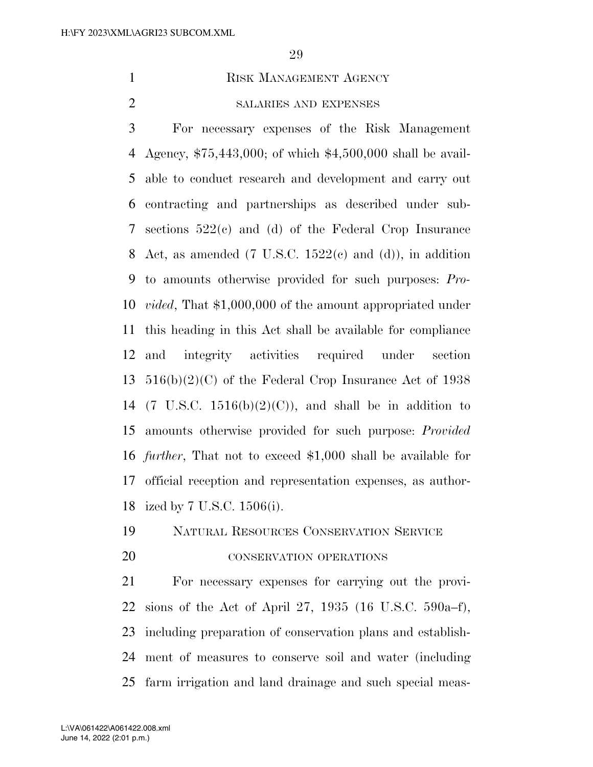RISK MANAGEMENT AGENCY

SALARIES AND EXPENSES

For necessary expenses of the Risk Management Agency, $75,443,000; of which $4,500,000 shall be available to conduct research and development and carry out contracting and partnerships as described under subsections 522(c) and (d) of the Federal Crop Insurance Act, as amended (7 U.S.C. 1522(c) and (d)), in addition to amounts otherwise provided for such purposes: *Provided*, That $1,000,000 of the amount appropriated under this heading in this Act shall be available for compliance and integrity activities required under section 516(b)(2)(C) of the Federal Crop Insurance Act of 1938 (7 U.S.C. 1516(b)(2)(C)), and shall be in addition to amounts otherwise provided for such purpose: *Provided further*, That not to exceed $1,000 shall be available for official reception and representation expenses, as authorized by 7 U.S.C. 1506(i).

NATURAL RESOURCES CONSERVATION SERVICE

CONSERVATION OPERATIONS

For necessary expenses for carrying out the provisions of the Act of April 27, 1935 (16 U.S.C. 590a–f), including preparation of conservation plans and establishment of measures to conserve soil and water (including farm irrigation and land drainage and such special meas-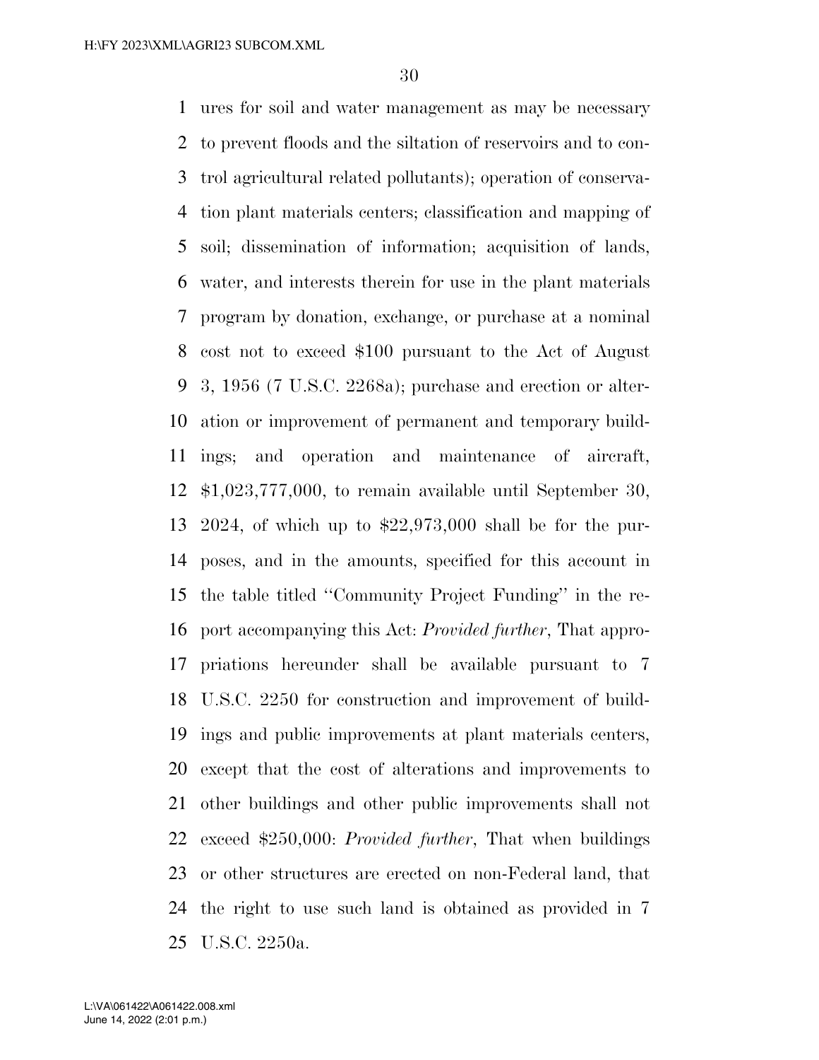ures for soil and water management as may be necessary to prevent floods and the siltation of reservoirs and to control agricultural related pollutants); operation of conservation plant materials centers; classification and mapping of soil; dissemination of information; acquisition of lands, water, and interests therein for use in the plant materials program by donation, exchange, or purchase at a nominal cost not to exceed $100 pursuant to the Act of August 3, 1956 (7 U.S.C. 2268a); purchase and erection or alteration or improvement of permanent and temporary buildings; and operation and maintenance of aircraft, $1,023,777,000, to remain available until September 30, 2024, of which up to $22,973,000 shall be for the purposes, and in the amounts, specified for this account in the table titled ''Community Project Funding'' in the report accompanying this Act: *Provided further*, That appropriations hereunder shall be available pursuant to 7 U.S.C. 2250 for construction and improvement of buildings and public improvements at plant materials centers, except that the cost of alterations and improvements to other buildings and other public improvements shall not exceed $250,000: *Provided further*, That when buildings or other structures are erected on non-Federal land, that the right to use such land is obtained as provided in 7 U.S.C. 2250a.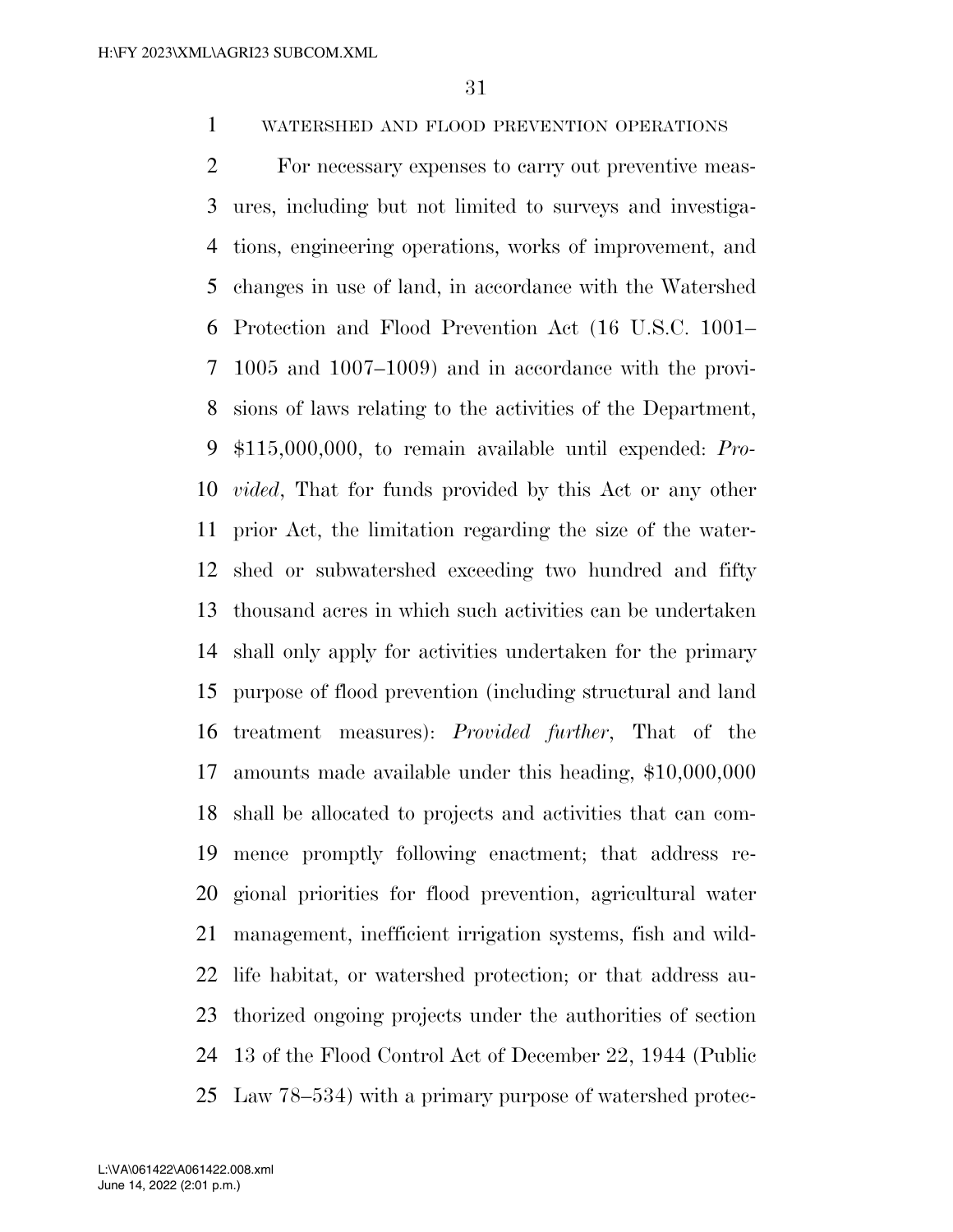WATERSHED AND FLOOD PREVENTION OPERATIONS

For necessary expenses to carry out preventive measures, including but not limited to surveys and investigations, engineering operations, works of improvement, and changes in use of land, in accordance with the Watershed Protection and Flood Prevention Act (16 U.S.C. 1001–1005 and 1007–1009) and in accordance with the provisions of laws relating to the activities of the Department, $115,000,000, to remain available until expended: *Provided*, That for funds provided by this Act or any other prior Act, the limitation regarding the size of the watershed or subwatershed exceeding two hundred and fifty thousand acres in which such activities can be undertaken shall only apply for activities undertaken for the primary purpose of flood prevention (including structural and land treatment measures): *Provided further*, That of the amounts made available under this heading, $10,000,000 shall be allocated to projects and activities that can commence promptly following enactment; that address regional priorities for flood prevention, agricultural water management, inefficient irrigation systems, fish and wildlife habitat, or watershed protection; or that address authorized ongoing projects under the authorities of section 13 of the Flood Control Act of December 22, 1944 (Public Law 78–534) with a primary purpose of watershed protec-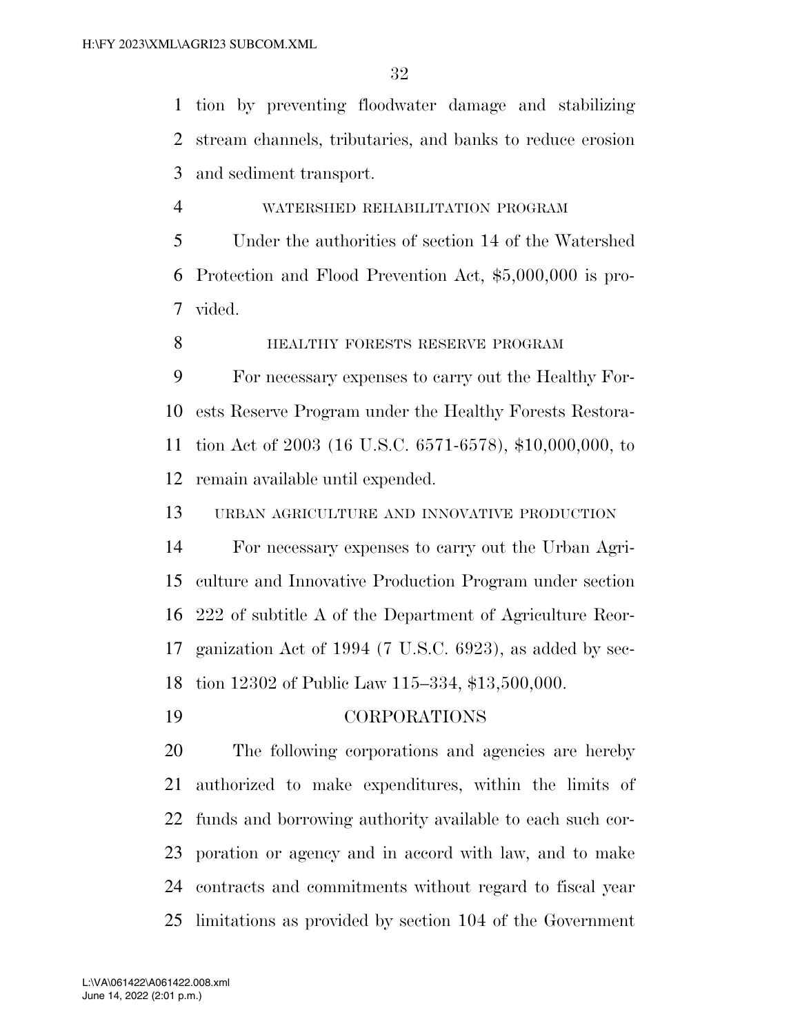tion by preventing floodwater damage and stabilizing stream channels, tributaries, and banks to reduce erosion and sediment transport.

WATERSHED REHABILITATION PROGRAM

Under the authorities of section 14 of the Watershed Protection and Flood Prevention Act, $5,000,000 is provided.

HEALTHY FORESTS RESERVE PROGRAM

For necessary expenses to carry out the Healthy Forests Reserve Program under the Healthy Forests Restoration Act of 2003 (16 U.S.C. 6571-6578), $10,000,000, to remain available until expended.

URBAN AGRICULTURE AND INNOVATIVE PRODUCTION

For necessary expenses to carry out the Urban Agriculture and Innovative Production Program under section 222 of subtitle A of the Department of Agriculture Reorganization Act of 1994 (7 U.S.C. 6923), as added by section 12302 of Public Law 115–334, $13,500,000.

CORPORATIONS

The following corporations and agencies are hereby authorized to make expenditures, within the limits of funds and borrowing authority available to each such corporation or agency and in accord with law, and to make contracts and commitments without regard to fiscal year limitations as provided by section 104 of the Government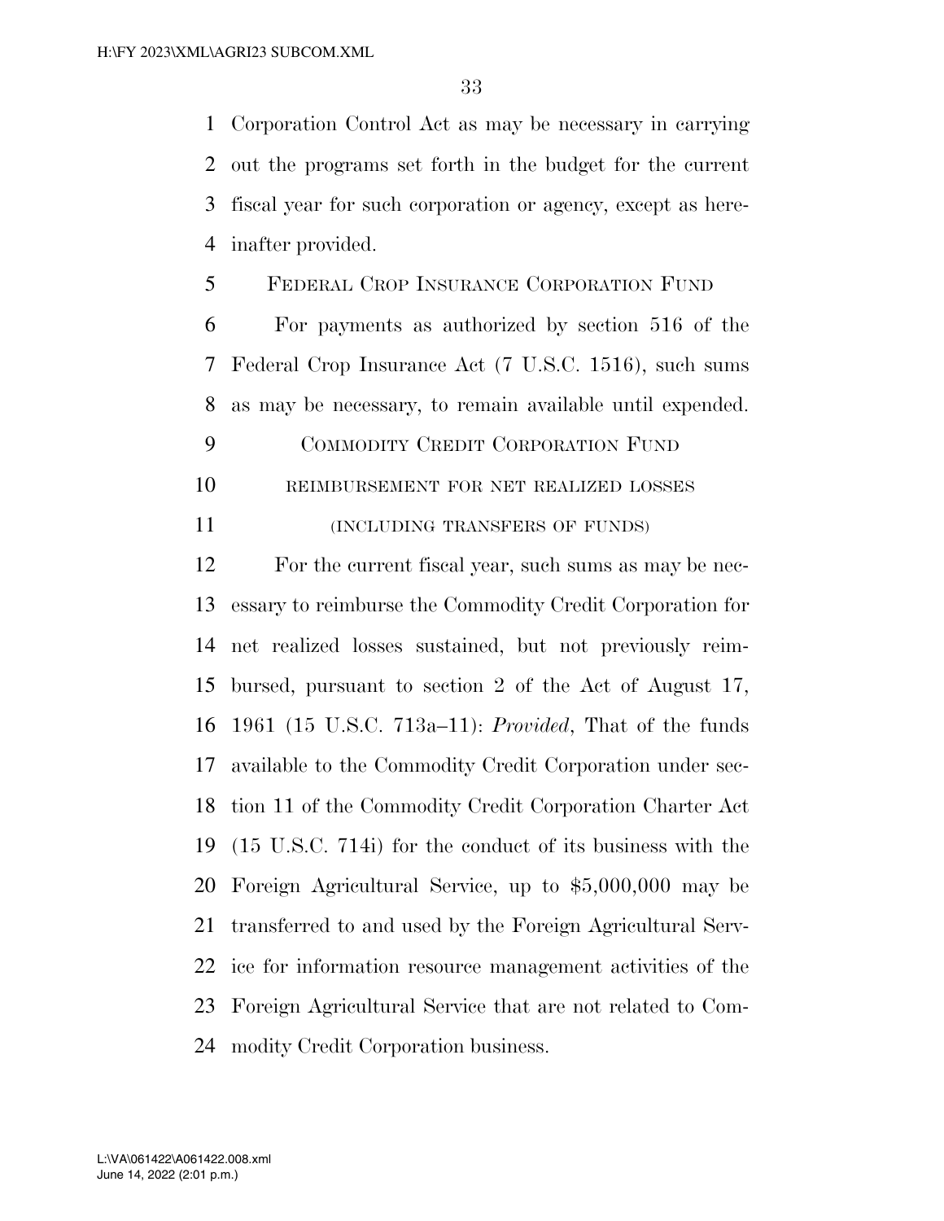Corporation Control Act as may be necessary in carrying out the programs set forth in the budget for the current fiscal year for such corporation or agency, except as hereinafter provided.

FEDERAL CROP INSURANCE CORPORATION FUND

For payments as authorized by section 516 of the Federal Crop Insurance Act (7 U.S.C. 1516), such sums as may be necessary, to remain available until expended.

COMMODITY CREDIT CORPORATION FUND

REIMBURSEMENT FOR NET REALIZED LOSSES

(INCLUDING TRANSFERS OF FUNDS)

For the current fiscal year, such sums as may be necessary to reimburse the Commodity Credit Corporation for net realized losses sustained, but not previously reimbursed, pursuant to section 2 of the Act of August 17, 1961 (15 U.S.C. 713a–11): *Provided*, That of the funds available to the Commodity Credit Corporation under section 11 of the Commodity Credit Corporation Charter Act (15 U.S.C. 714i) for the conduct of its business with the Foreign Agricultural Service, up to $5,000,000 may be transferred to and used by the Foreign Agricultural Service for information resource management activities of the Foreign Agricultural Service that are not related to Commodity Credit Corporation business.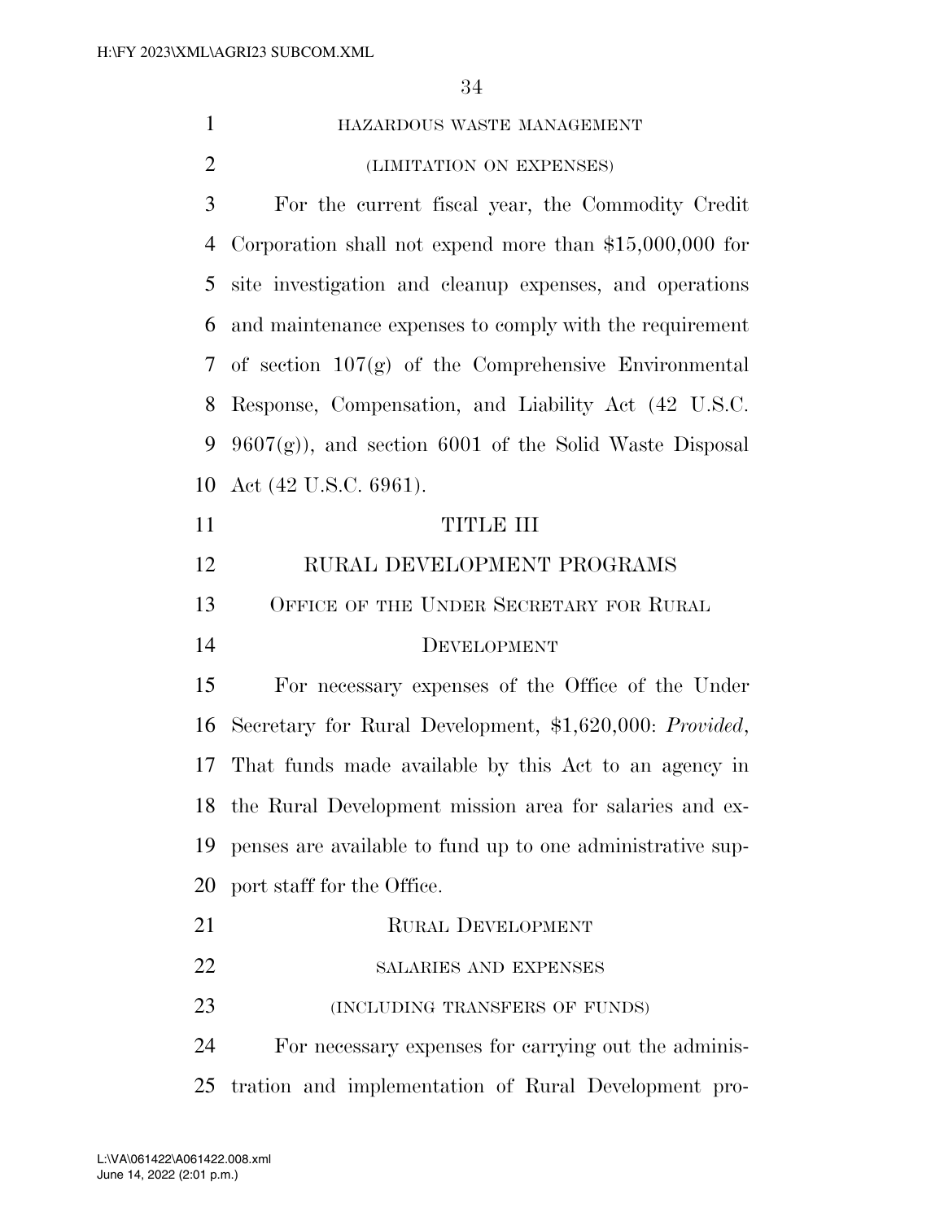HAZARDOUS WASTE MANAGEMENT

(LIMITATION ON EXPENSES)

For the current fiscal year, the Commodity Credit Corporation shall not expend more than $15,000,000 for site investigation and cleanup expenses, and operations and maintenance expenses to comply with the requirement of section 107(g) of the Comprehensive Environmental Response, Compensation, and Liability Act (42 U.S.C. 9607(g)), and section 6001 of the Solid Waste Disposal Act (42 U.S.C. 6961).

# TITLE III

# RURAL DEVELOPMENT PROGRAMS

## OFFICE OF THE UNDER SECRETARY FOR RURAL DEVELOPMENT

For necessary expenses of the Office of the Under Secretary for Rural Development, $1,620,000: *Provided*, That funds made available by this Act to an agency in the Rural Development mission area for salaries and expenses are available to fund up to one administrative support staff for the Office.

## RURAL DEVELOPMENT

### SALARIES AND EXPENSES

(INCLUDING TRANSFERS OF FUNDS)

For necessary expenses for carrying out the administration and implementation of Rural Development pro-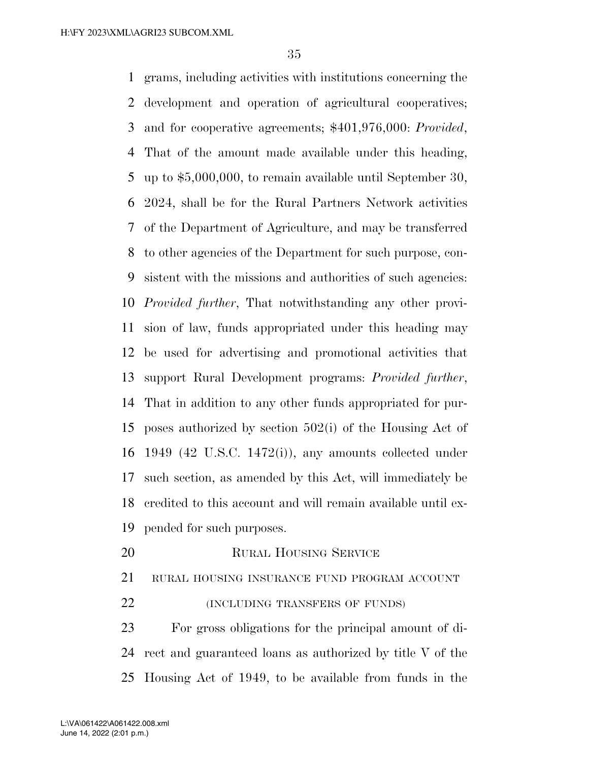grams, including activities with institutions concerning the development and operation of agricultural cooperatives; and for cooperative agreements; $401,976,000: *Provided*, That of the amount made available under this heading, up to $5,000,000, to remain available until September 30, 2024, shall be for the Rural Partners Network activities of the Department of Agriculture, and may be transferred to other agencies of the Department for such purpose, consistent with the missions and authorities of such agencies: *Provided further*, That notwithstanding any other provision of law, funds appropriated under this heading may be used for advertising and promotional activities that support Rural Development programs: *Provided further*, That in addition to any other funds appropriated for purposes authorized by section 502(i) of the Housing Act of 1949 (42 U.S.C. 1472(i)), any amounts collected under such section, as amended by this Act, will immediately be credited to this account and will remain available until expended for such purposes.

## RURAL HOUSING SERVICE

### RURAL HOUSING INSURANCE FUND PROGRAM ACCOUNT

### (INCLUDING TRANSFERS OF FUNDS)

For gross obligations for the principal amount of direct and guaranteed loans as authorized by title V of the Housing Act of 1949, to be available from funds in the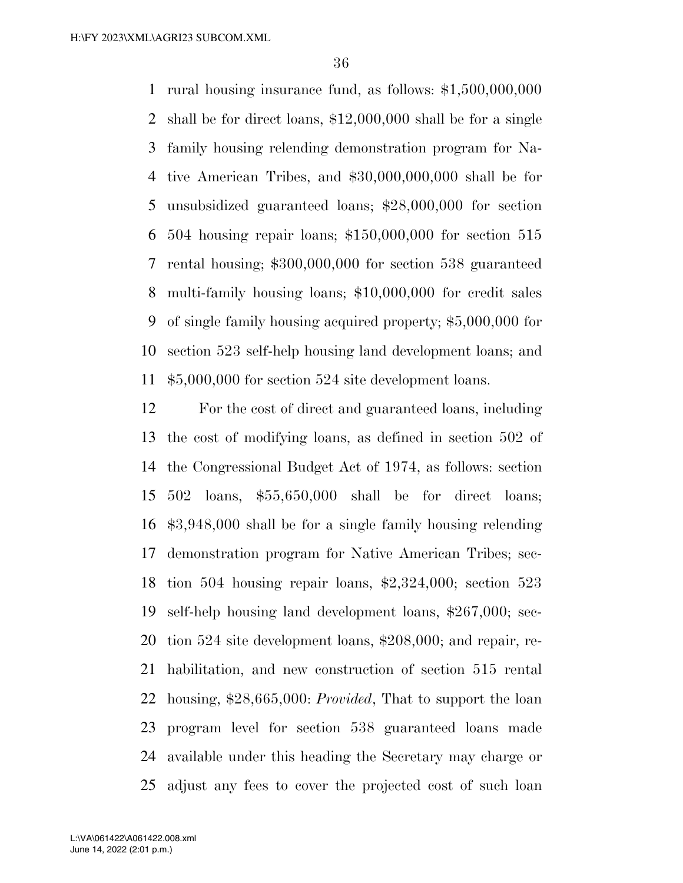rural housing insurance fund, as follows: $1,500,000,000 shall be for direct loans, $12,000,000 shall be for a single family housing relending demonstration program for Native American Tribes, and $30,000,000,000 shall be for unsubsidized guaranteed loans; $28,000,000 for section 504 housing repair loans; $150,000,000 for section 515 rental housing; $300,000,000 for section 538 guaranteed multi-family housing loans; $10,000,000 for credit sales of single family housing acquired property; $5,000,000 for section 523 self-help housing land development loans; and $5,000,000 for section 524 site development loans.

For the cost of direct and guaranteed loans, including the cost of modifying loans, as defined in section 502 of the Congressional Budget Act of 1974, as follows: section 502 loans, $55,650,000 shall be for direct loans; $3,948,000 shall be for a single family housing relending demonstration program for Native American Tribes; section 504 housing repair loans, $2,324,000; section 523 self-help housing land development loans, $267,000; section 524 site development loans, $208,000; and repair, rehabilitation, and new construction of section 515 rental housing, $28,665,000: *Provided*, That to support the loan program level for section 538 guaranteed loans made available under this heading the Secretary may charge or adjust any fees to cover the projected cost of such loan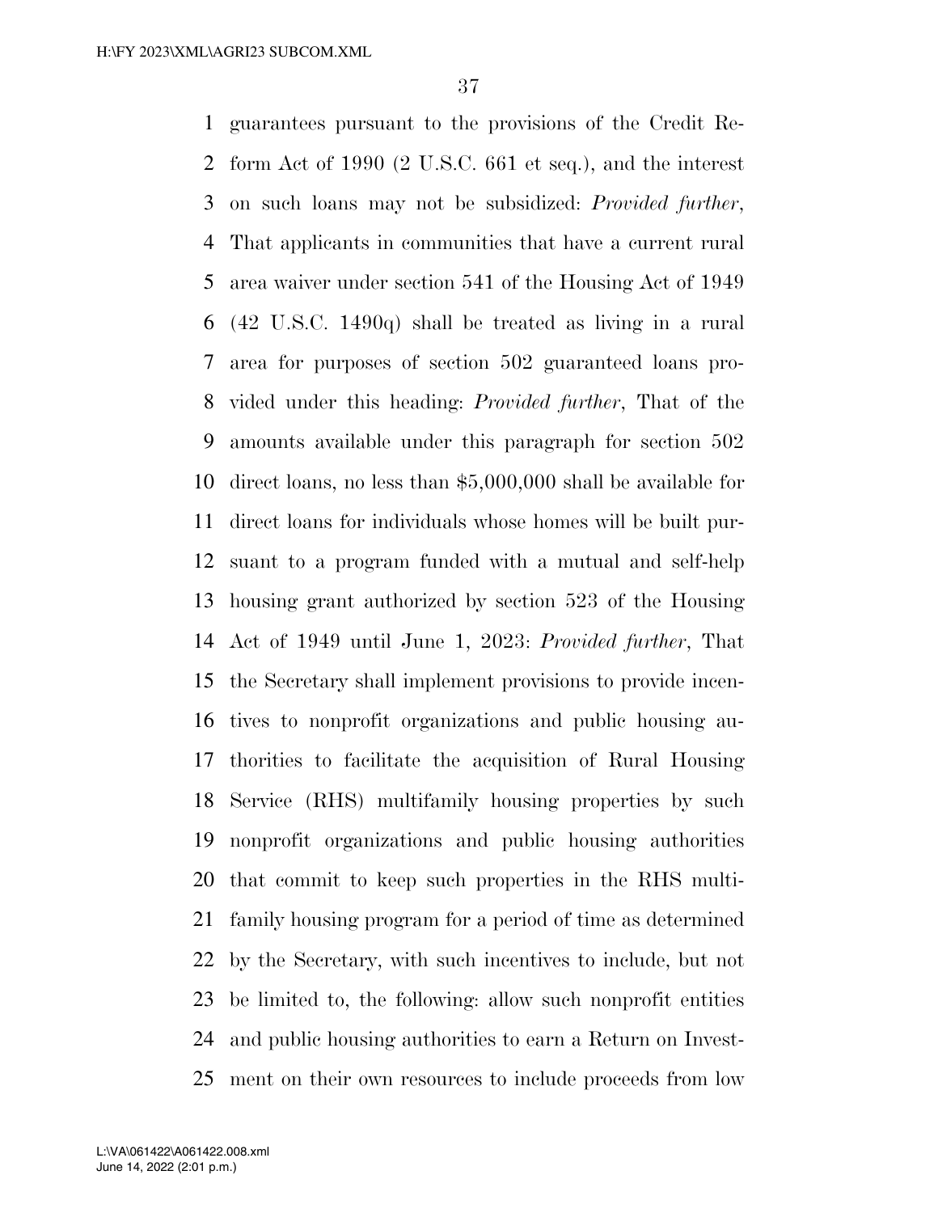guarantees pursuant to the provisions of the Credit Reform Act of 1990 (2 U.S.C. 661 et seq.), and the interest on such loans may not be subsidized: *Provided further*, That applicants in communities that have a current rural area waiver under section 541 of the Housing Act of 1949 (42 U.S.C. 1490q) shall be treated as living in a rural area for purposes of section 502 guaranteed loans provided under this heading: *Provided further*, That of the amounts available under this paragraph for section 502 direct loans, no less than $5,000,000 shall be available for direct loans for individuals whose homes will be built pursuant to a program funded with a mutual and self-help housing grant authorized by section 523 of the Housing Act of 1949 until June 1, 2023: *Provided further*, That the Secretary shall implement provisions to provide incentives to nonprofit organizations and public housing authorities to facilitate the acquisition of Rural Housing Service (RHS) multifamily housing properties by such nonprofit organizations and public housing authorities that commit to keep such properties in the RHS multifamily housing program for a period of time as determined by the Secretary, with such incentives to include, but not be limited to, the following: allow such nonprofit entities and public housing authorities to earn a Return on Investment on their own resources to include proceeds from low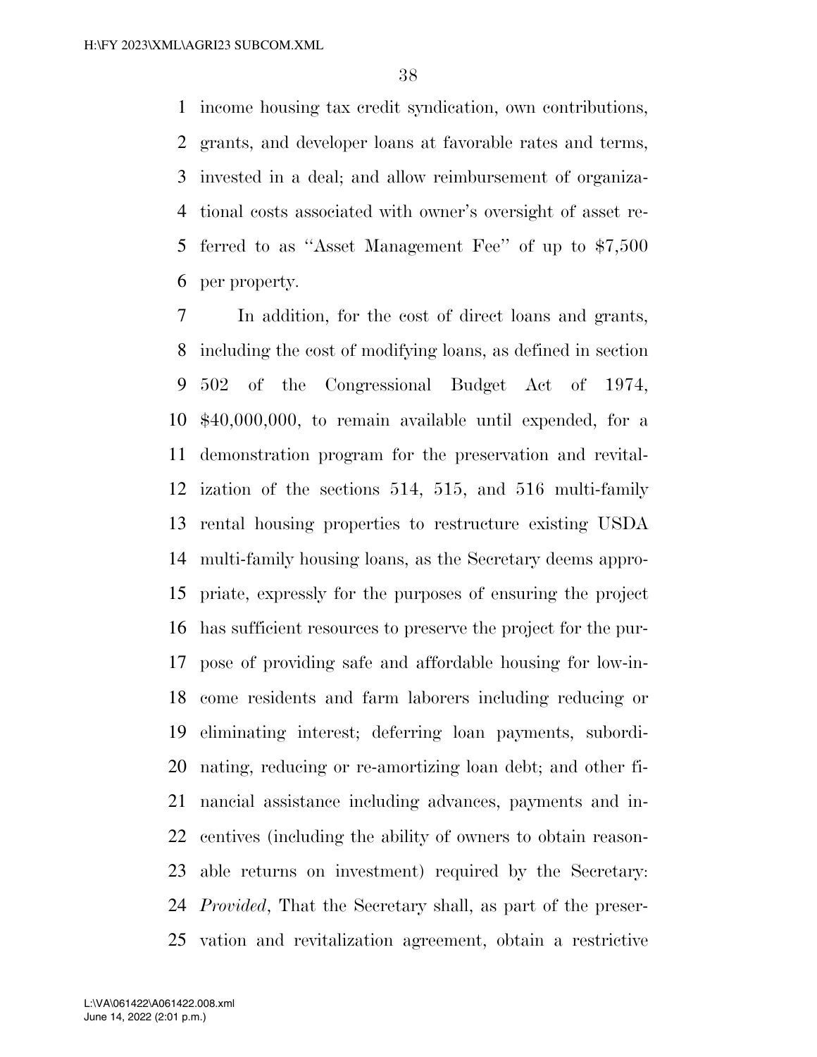income housing tax credit syndication, own contributions, grants, and developer loans at favorable rates and terms, invested in a deal; and allow reimbursement of organizational costs associated with owner's oversight of asset referred to as ''Asset Management Fee'' of up to $7,500 per property.

In addition, for the cost of direct loans and grants, including the cost of modifying loans, as defined in section 502 of the Congressional Budget Act of 1974, $40,000,000, to remain available until expended, for a demonstration program for the preservation and revitalization of the sections 514, 515, and 516 multi-family rental housing properties to restructure existing USDA multi-family housing loans, as the Secretary deems appropriate, expressly for the purposes of ensuring the project has sufficient resources to preserve the project for the purpose of providing safe and affordable housing for low-income residents and farm laborers including reducing or eliminating interest; deferring loan payments, subordinating, reducing or re-amortizing loan debt; and other financial assistance including advances, payments and incentives (including the ability of owners to obtain reasonable returns on investment) required by the Secretary: *Provided*, That the Secretary shall, as part of the preservation and revitalization agreement, obtain a restrictive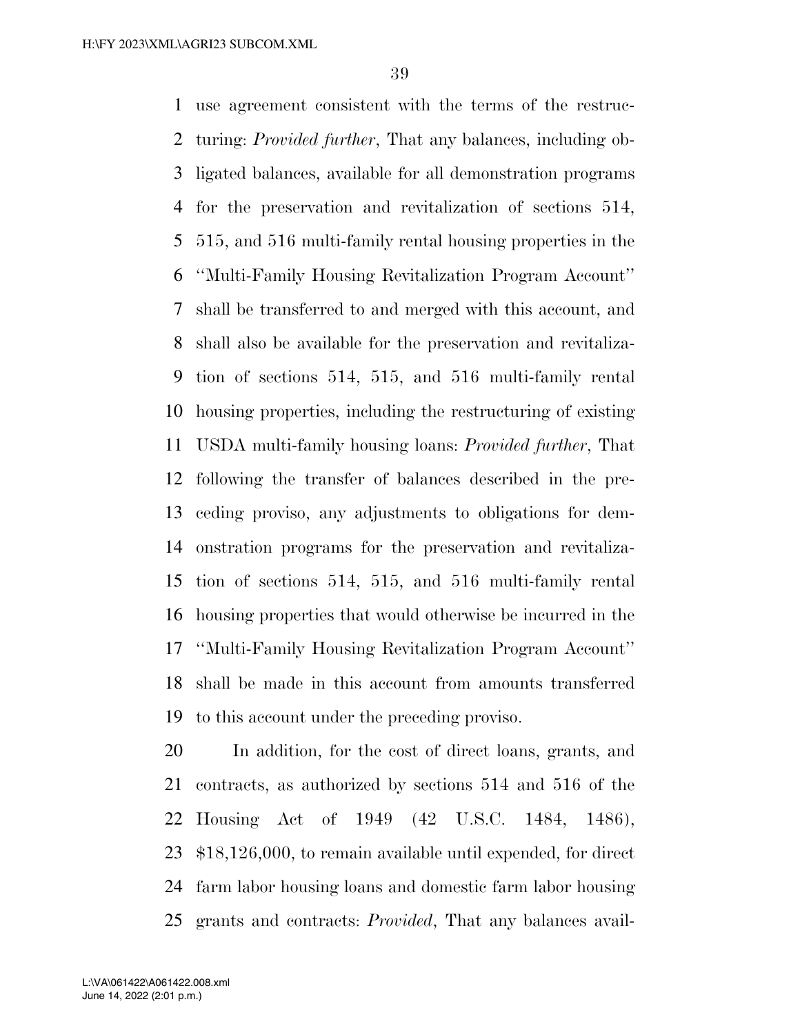use agreement consistent with the terms of the restructuring: *Provided further*, That any balances, including obligated balances, available for all demonstration programs for the preservation and revitalization of sections 514, 515, and 516 multi-family rental housing properties in the ''Multi-Family Housing Revitalization Program Account'' shall be transferred to and merged with this account, and shall also be available for the preservation and revitalization of sections 514, 515, and 516 multi-family rental housing properties, including the restructuring of existing USDA multi-family housing loans: *Provided further*, That following the transfer of balances described in the preceding proviso, any adjustments to obligations for demonstration programs for the preservation and revitalization of sections 514, 515, and 516 multi-family rental housing properties that would otherwise be incurred in the ''Multi-Family Housing Revitalization Program Account'' shall be made in this account from amounts transferred to this account under the preceding proviso.

In addition, for the cost of direct loans, grants, and contracts, as authorized by sections 514 and 516 of the Housing Act of 1949 (42 U.S.C. 1484, 1486), $18,126,000, to remain available until expended, for direct farm labor housing loans and domestic farm labor housing grants and contracts: *Provided*, That any balances avail-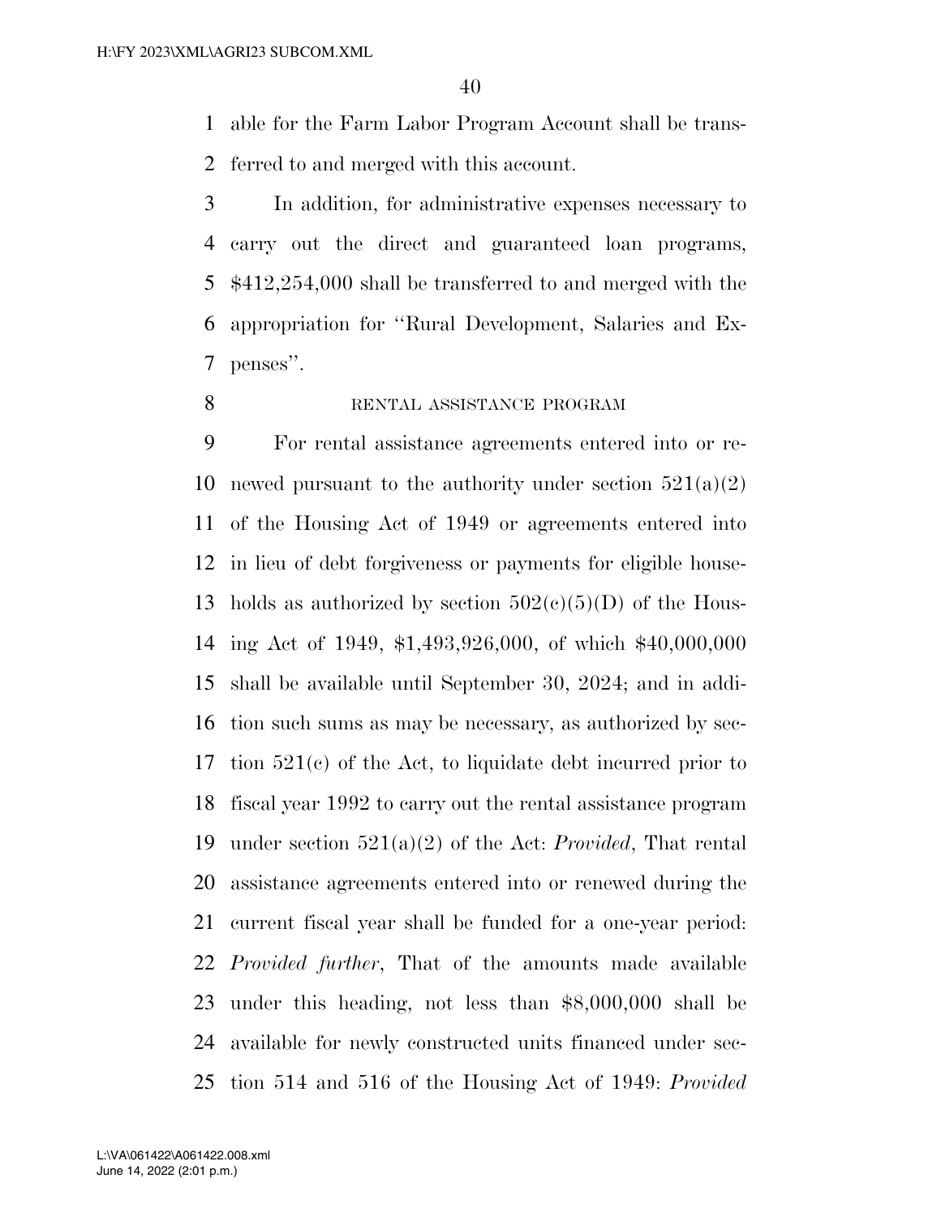able for the Farm Labor Program Account shall be transferred to and merged with this account.

In addition, for administrative expenses necessary to carry out the direct and guaranteed loan programs, $412,254,000 shall be transferred to and merged with the appropriation for ''Rural Development, Salaries and Expenses''.

RENTAL ASSISTANCE PROGRAM

For rental assistance agreements entered into or renewed pursuant to the authority under section 521(a)(2) of the Housing Act of 1949 or agreements entered into in lieu of debt forgiveness or payments for eligible households as authorized by section 502(c)(5)(D) of the Housing Act of 1949, $1,493,926,000, of which $40,000,000 shall be available until September 30, 2024; and in addition such sums as may be necessary, as authorized by section 521(c) of the Act, to liquidate debt incurred prior to fiscal year 1992 to carry out the rental assistance program under section 521(a)(2) of the Act: *Provided*, That rental assistance agreements entered into or renewed during the current fiscal year shall be funded for a one-year period: *Provided further*, That of the amounts made available under this heading, not less than $8,000,000 shall be available for newly constructed units financed under section 514 and 516 of the Housing Act of 1949: *Provided*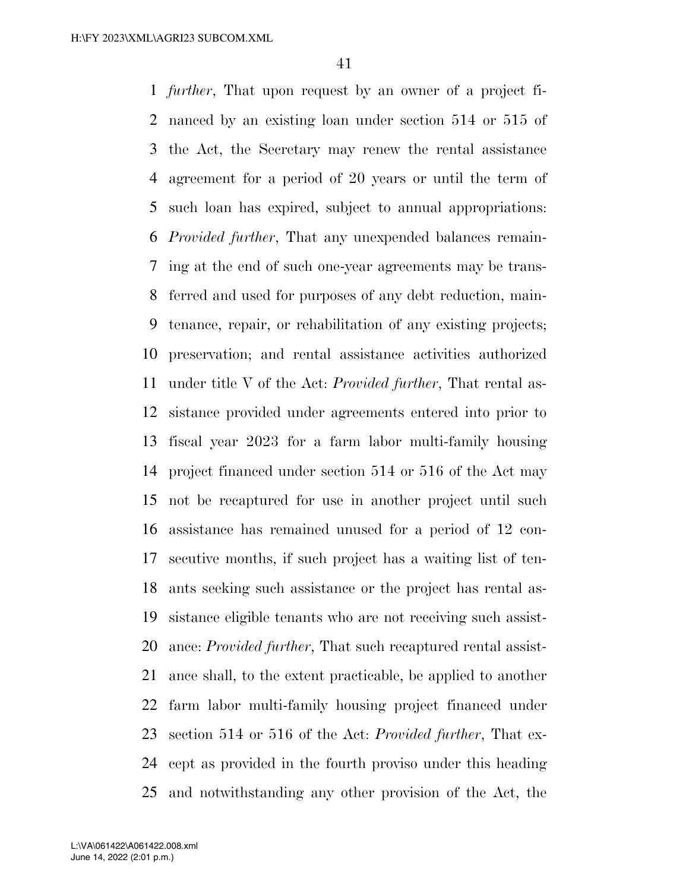*further*, That upon request by an owner of a project financed by an existing loan under section 514 or 515 of the Act, the Secretary may renew the rental assistance agreement for a period of 20 years or until the term of such loan has expired, subject to annual appropriations: *Provided further*, That any unexpended balances remaining at the end of such one-year agreements may be transferred and used for purposes of any debt reduction, maintenance, repair, or rehabilitation of any existing projects; preservation; and rental assistance activities authorized under title V of the Act: *Provided further*, That rental assistance provided under agreements entered into prior to fiscal year 2023 for a farm labor multi-family housing project financed under section 514 or 516 of the Act may not be recaptured for use in another project until such assistance has remained unused for a period of 12 consecutive months, if such project has a waiting list of tenants seeking such assistance or the project has rental assistance eligible tenants who are not receiving such assistance: *Provided further*, That such recaptured rental assistance shall, to the extent practicable, be applied to another farm labor multi-family housing project financed under section 514 or 516 of the Act: *Provided further*, That except as provided in the fourth proviso under this heading and notwithstanding any other provision of the Act, the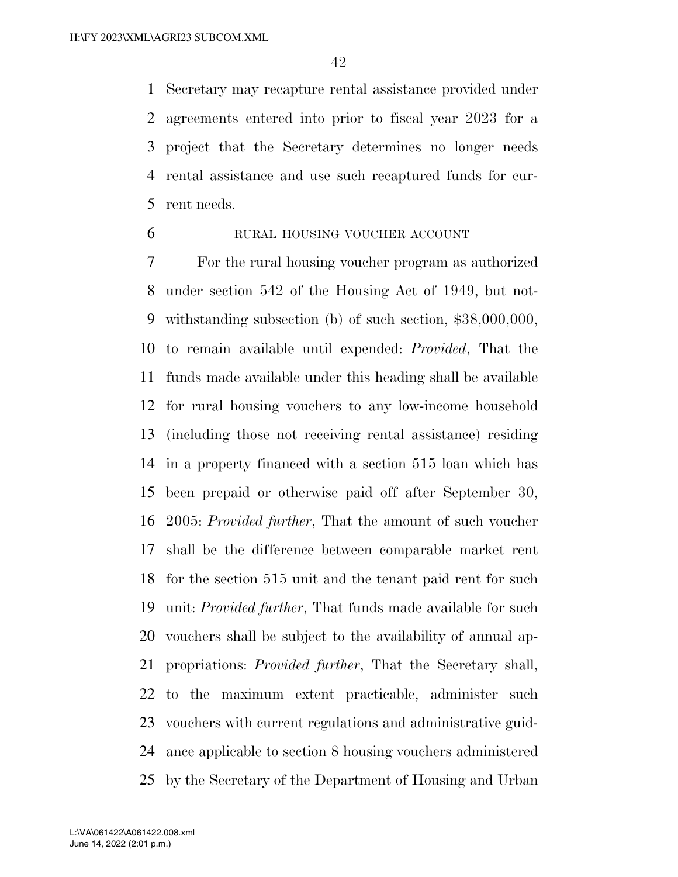Secretary may recapture rental assistance provided under agreements entered into prior to fiscal year 2023 for a project that the Secretary determines no longer needs rental assistance and use such recaptured funds for current needs.

RURAL HOUSING VOUCHER ACCOUNT

For the rural housing voucher program as authorized under section 542 of the Housing Act of 1949, but notwithstanding subsection (b) of such section, $38,000,000, to remain available until expended: *Provided*, That the funds made available under this heading shall be available for rural housing vouchers to any low-income household (including those not receiving rental assistance) residing in a property financed with a section 515 loan which has been prepaid or otherwise paid off after September 30, 2005: *Provided further*, That the amount of such voucher shall be the difference between comparable market rent for the section 515 unit and the tenant paid rent for such unit: *Provided further*, That funds made available for such vouchers shall be subject to the availability of annual appropriations: *Provided further*, That the Secretary shall, to the maximum extent practicable, administer such vouchers with current regulations and administrative guidance applicable to section 8 housing vouchers administered by the Secretary of the Department of Housing and Urban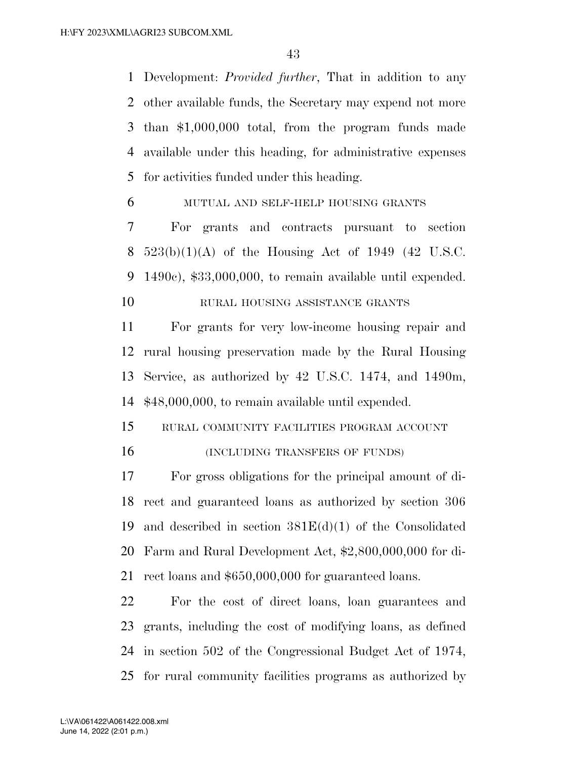Development: *Provided further*, That in addition to any other available funds, the Secretary may expend not more than $1,000,000 total, from the program funds made available under this heading, for administrative expenses for activities funded under this heading.

MUTUAL AND SELF-HELP HOUSING GRANTS

For grants and contracts pursuant to section 523(b)(1)(A) of the Housing Act of 1949 (42 U.S.C. 1490c), $33,000,000, to remain available until expended.

RURAL HOUSING ASSISTANCE GRANTS

For grants for very low-income housing repair and rural housing preservation made by the Rural Housing Service, as authorized by 42 U.S.C. 1474, and 1490m, $48,000,000, to remain available until expended.

RURAL COMMUNITY FACILITIES PROGRAM ACCOUNT

(INCLUDING TRANSFERS OF FUNDS)

For gross obligations for the principal amount of direct and guaranteed loans as authorized by section 306 and described in section 381E(d)(1) of the Consolidated Farm and Rural Development Act, $2,800,000,000 for direct loans and $650,000,000 for guaranteed loans.

For the cost of direct loans, loan guarantees and grants, including the cost of modifying loans, as defined in section 502 of the Congressional Budget Act of 1974, for rural community facilities programs as authorized by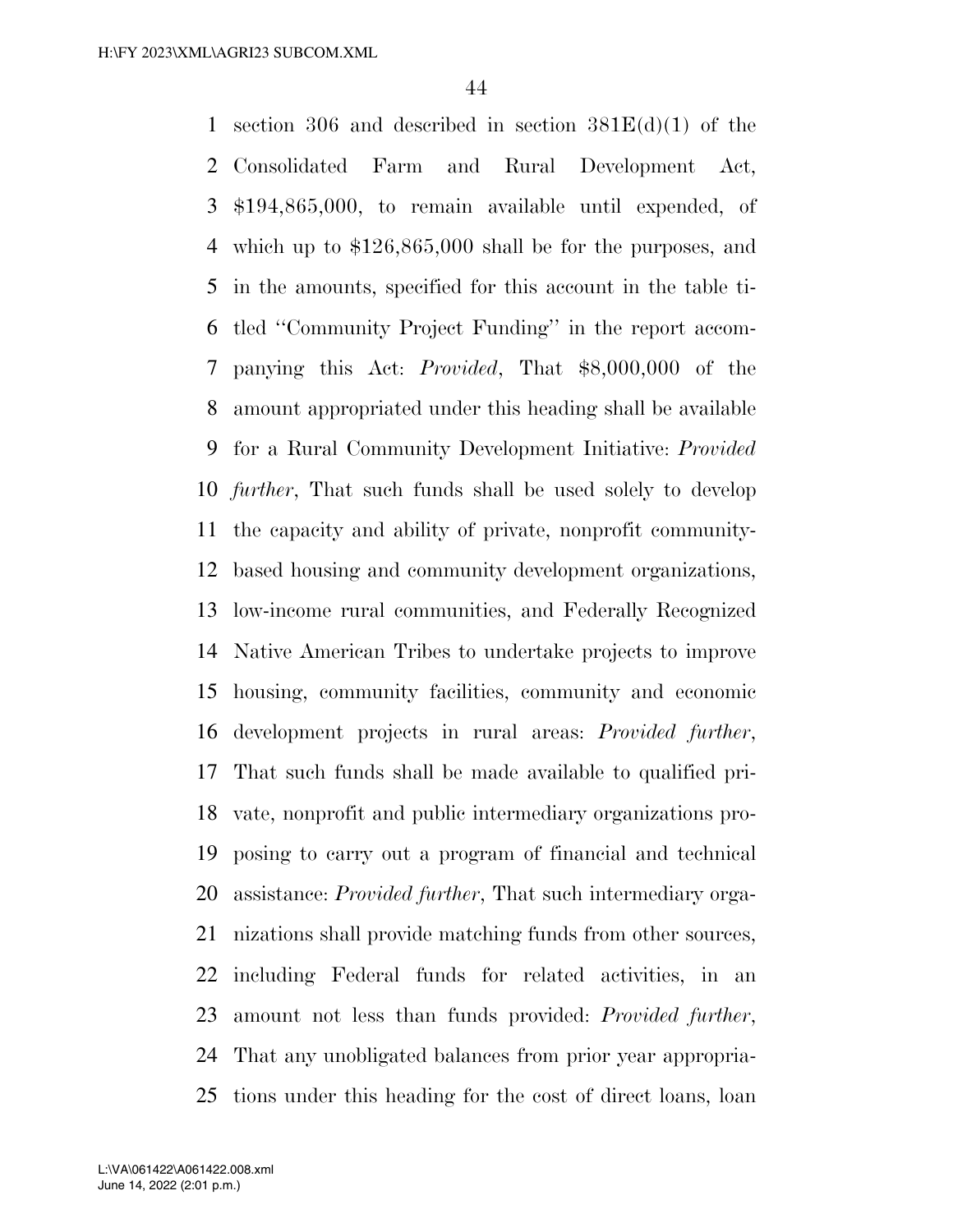section 306 and described in section 381E(d)(1) of the Consolidated Farm and Rural Development Act, $194,865,000, to remain available until expended, of which up to $126,865,000 shall be for the purposes, and in the amounts, specified for this account in the table titled ''Community Project Funding'' in the report accompanying this Act: *Provided*, That $8,000,000 of the amount appropriated under this heading shall be available for a Rural Community Development Initiative: *Provided further*, That such funds shall be used solely to develop the capacity and ability of private, nonprofit community-based housing and community development organizations, low-income rural communities, and Federally Recognized Native American Tribes to undertake projects to improve housing, community facilities, community and economic development projects in rural areas: *Provided further*, That such funds shall be made available to qualified private, nonprofit and public intermediary organizations proposing to carry out a program of financial and technical assistance: *Provided further*, That such intermediary organizations shall provide matching funds from other sources, including Federal funds for related activities, in an amount not less than funds provided: *Provided further*, That any unobligated balances from prior year appropriations under this heading for the cost of direct loans, loan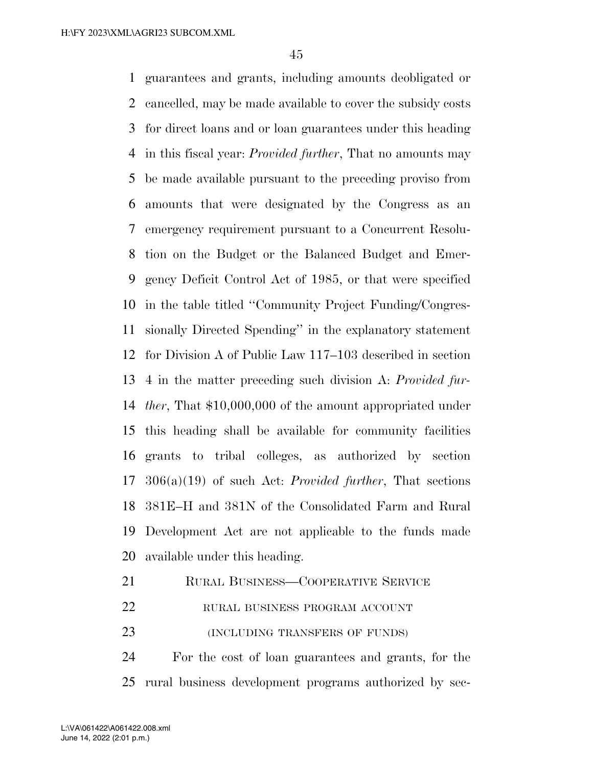guarantees and grants, including amounts deobligated or cancelled, may be made available to cover the subsidy costs for direct loans and or loan guarantees under this heading in this fiscal year: *Provided further*, That no amounts may be made available pursuant to the preceding proviso from amounts that were designated by the Congress as an emergency requirement pursuant to a Concurrent Resolution on the Budget or the Balanced Budget and Emergency Deficit Control Act of 1985, or that were specified in the table titled ''Community Project Funding/Congressionally Directed Spending'' in the explanatory statement for Division A of Public Law 117–103 described in section 4 in the matter preceding such division A: *Provided further*, That $10,000,000 of the amount appropriated under this heading shall be available for community facilities grants to tribal colleges, as authorized by section 306(a)(19) of such Act: *Provided further*, That sections 381E–H and 381N of the Consolidated Farm and Rural Development Act are not applicable to the funds made available under this heading.

RURAL BUSINESS—COOPERATIVE SERVICE

RURAL BUSINESS PROGRAM ACCOUNT

(INCLUDING TRANSFERS OF FUNDS)

For the cost of loan guarantees and grants, for the rural business development programs authorized by sec-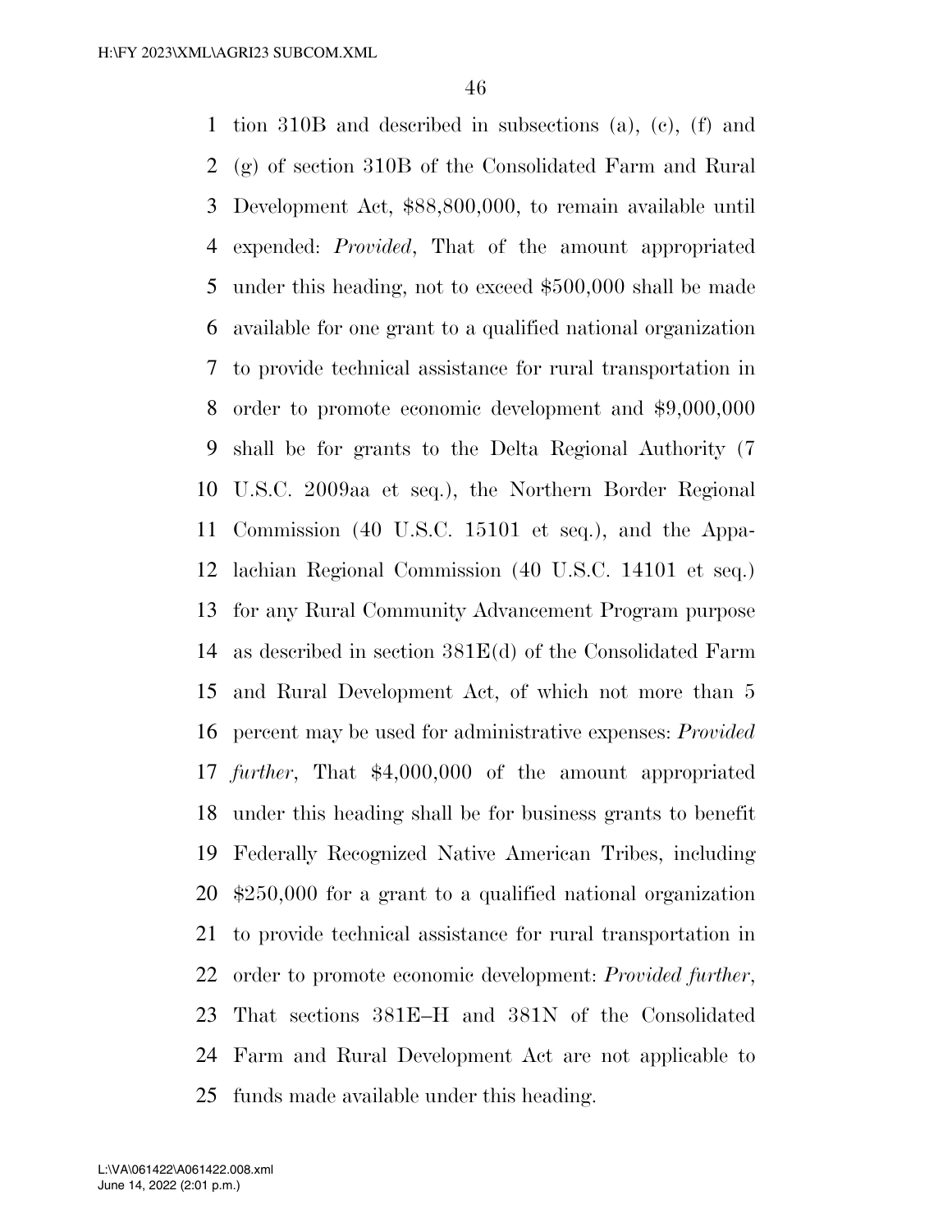tion 310B and described in subsections (a), (c), (f) and (g) of section 310B of the Consolidated Farm and Rural Development Act, $88,800,000, to remain available until expended: *Provided*, That of the amount appropriated under this heading, not to exceed $500,000 shall be made available for one grant to a qualified national organization to provide technical assistance for rural transportation in order to promote economic development and $9,000,000 shall be for grants to the Delta Regional Authority (7 U.S.C. 2009aa et seq.), the Northern Border Regional Commission (40 U.S.C. 15101 et seq.), and the Appalachian Regional Commission (40 U.S.C. 14101 et seq.) for any Rural Community Advancement Program purpose as described in section 381E(d) of the Consolidated Farm and Rural Development Act, of which not more than 5 percent may be used for administrative expenses: *Provided further*, That $4,000,000 of the amount appropriated under this heading shall be for business grants to benefit Federally Recognized Native American Tribes, including $250,000 for a grant to a qualified national organization to provide technical assistance for rural transportation in order to promote economic development: *Provided further*, That sections 381E–H and 381N of the Consolidated Farm and Rural Development Act are not applicable to funds made available under this heading.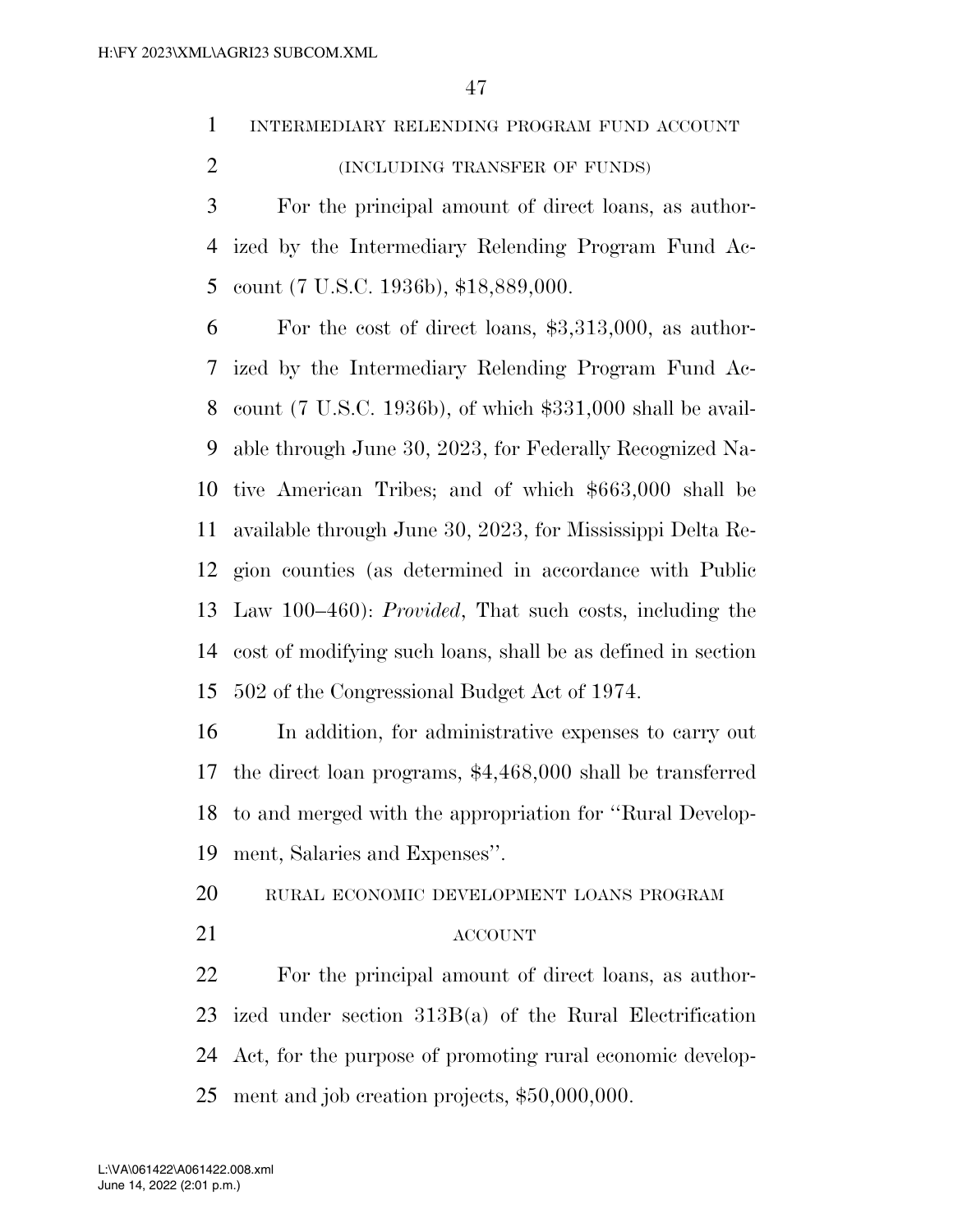INTERMEDIARY RELENDING PROGRAM FUND ACCOUNT

(INCLUDING TRANSFER OF FUNDS)

For the principal amount of direct loans, as authorized by the Intermediary Relending Program Fund Account (7 U.S.C. 1936b), $18,889,000.

For the cost of direct loans, $3,313,000, as authorized by the Intermediary Relending Program Fund Account (7 U.S.C. 1936b), of which $331,000 shall be available through June 30, 2023, for Federally Recognized Native American Tribes; and of which $663,000 shall be available through June 30, 2023, for Mississippi Delta Region counties (as determined in accordance with Public Law 100–460): *Provided*, That such costs, including the cost of modifying such loans, shall be as defined in section 502 of the Congressional Budget Act of 1974.

In addition, for administrative expenses to carry out the direct loan programs, $4,468,000 shall be transferred to and merged with the appropriation for ''Rural Development, Salaries and Expenses''.

RURAL ECONOMIC DEVELOPMENT LOANS PROGRAM ACCOUNT

For the principal amount of direct loans, as authorized under section 313B(a) of the Rural Electrification Act, for the purpose of promoting rural economic development and job creation projects, $50,000,000.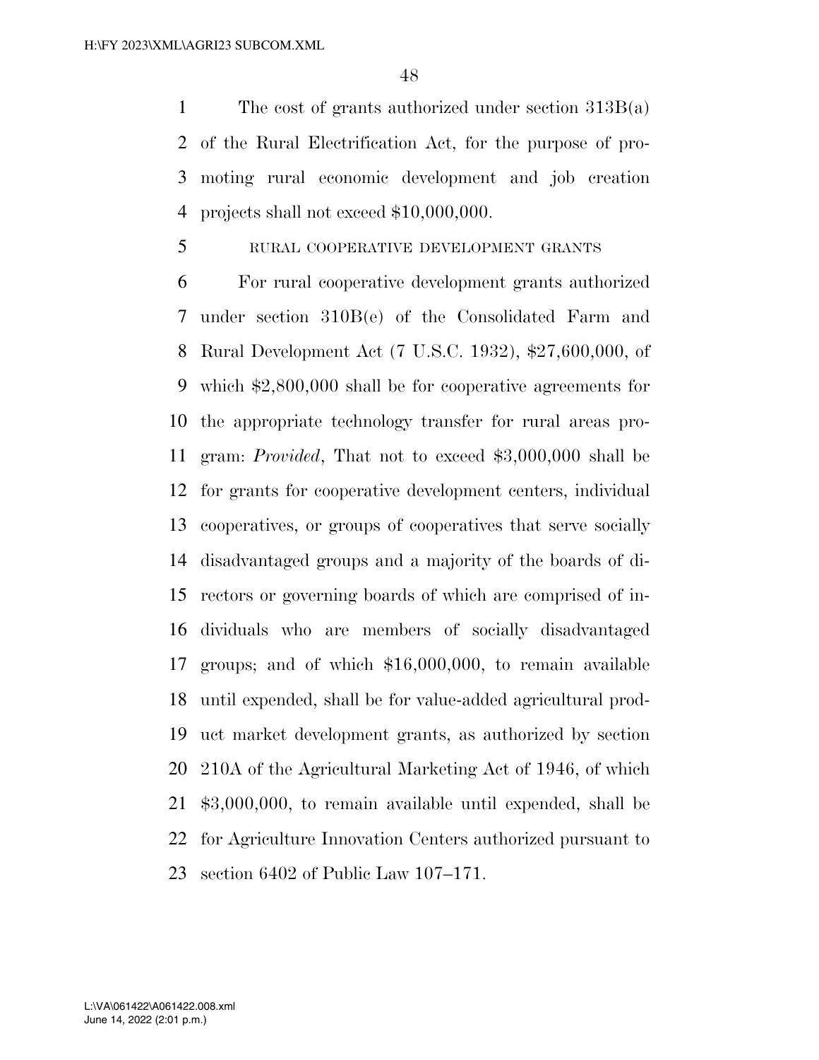The cost of grants authorized under section 313B(a) of the Rural Electrification Act, for the purpose of promoting rural economic development and job creation projects shall not exceed $10,000,000.

RURAL COOPERATIVE DEVELOPMENT GRANTS

For rural cooperative development grants authorized under section 310B(e) of the Consolidated Farm and Rural Development Act (7 U.S.C. 1932), $27,600,000, of which $2,800,000 shall be for cooperative agreements for the appropriate technology transfer for rural areas program: *Provided*, That not to exceed $3,000,000 shall be for grants for cooperative development centers, individual cooperatives, or groups of cooperatives that serve socially disadvantaged groups and a majority of the boards of directors or governing boards of which are comprised of individuals who are members of socially disadvantaged groups; and of which $16,000,000, to remain available until expended, shall be for value-added agricultural product market development grants, as authorized by section 210A of the Agricultural Marketing Act of 1946, of which $3,000,000, to remain available until expended, shall be for Agriculture Innovation Centers authorized pursuant to section 6402 of Public Law 107–171.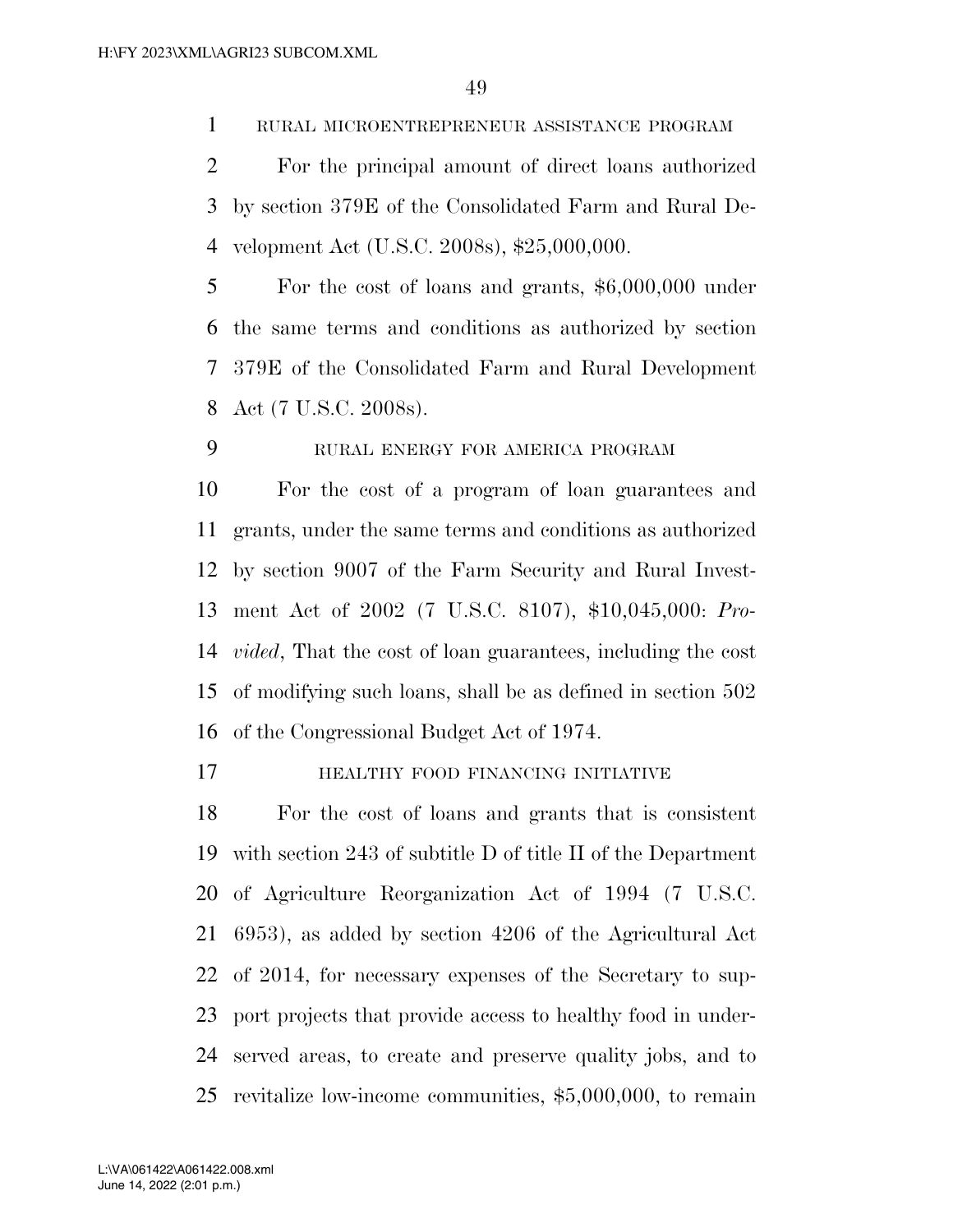RURAL MICROENTREPRENEUR ASSISTANCE PROGRAM

For the principal amount of direct loans authorized by section 379E of the Consolidated Farm and Rural Development Act (U.S.C. 2008s), $25,000,000.

For the cost of loans and grants, $6,000,000 under the same terms and conditions as authorized by section 379E of the Consolidated Farm and Rural Development Act (7 U.S.C. 2008s).

RURAL ENERGY FOR AMERICA PROGRAM

For the cost of a program of loan guarantees and grants, under the same terms and conditions as authorized by section 9007 of the Farm Security and Rural Investment Act of 2002 (7 U.S.C. 8107), $10,045,000: *Provided*, That the cost of loan guarantees, including the cost of modifying such loans, shall be as defined in section 502 of the Congressional Budget Act of 1974.

HEALTHY FOOD FINANCING INITIATIVE

For the cost of loans and grants that is consistent with section 243 of subtitle D of title II of the Department of Agriculture Reorganization Act of 1994 (7 U.S.C. 6953), as added by section 4206 of the Agricultural Act of 2014, for necessary expenses of the Secretary to support projects that provide access to healthy food in underserved areas, to create and preserve quality jobs, and to revitalize low-income communities, $5,000,000, to remain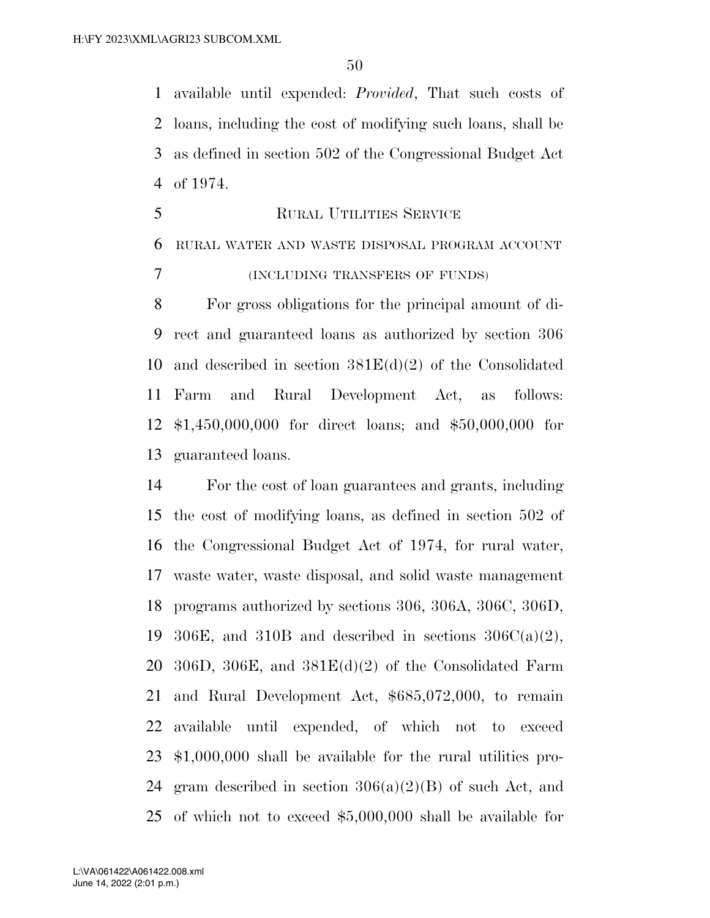available until expended: *Provided*, That such costs of loans, including the cost of modifying such loans, shall be as defined in section 502 of the Congressional Budget Act of 1974.

## RURAL UTILITIES SERVICE

### RURAL WATER AND WASTE DISPOSAL PROGRAM ACCOUNT

(INCLUDING TRANSFERS OF FUNDS)

For gross obligations for the principal amount of direct and guaranteed loans as authorized by section 306 and described in section 381E(d)(2) of the Consolidated Farm and Rural Development Act, as follows: $1,450,000,000 for direct loans; and $50,000,000 for guaranteed loans.

For the cost of loan guarantees and grants, including the cost of modifying loans, as defined in section 502 of the Congressional Budget Act of 1974, for rural water, waste water, waste disposal, and solid waste management programs authorized by sections 306, 306A, 306C, 306D, 306E, and 310B and described in sections 306C(a)(2), 306D, 306E, and 381E(d)(2) of the Consolidated Farm and Rural Development Act, $685,072,000, to remain available until expended, of which not to exceed $1,000,000 shall be available for the rural utilities program described in section 306(a)(2)(B) of such Act, and of which not to exceed $5,000,000 shall be available for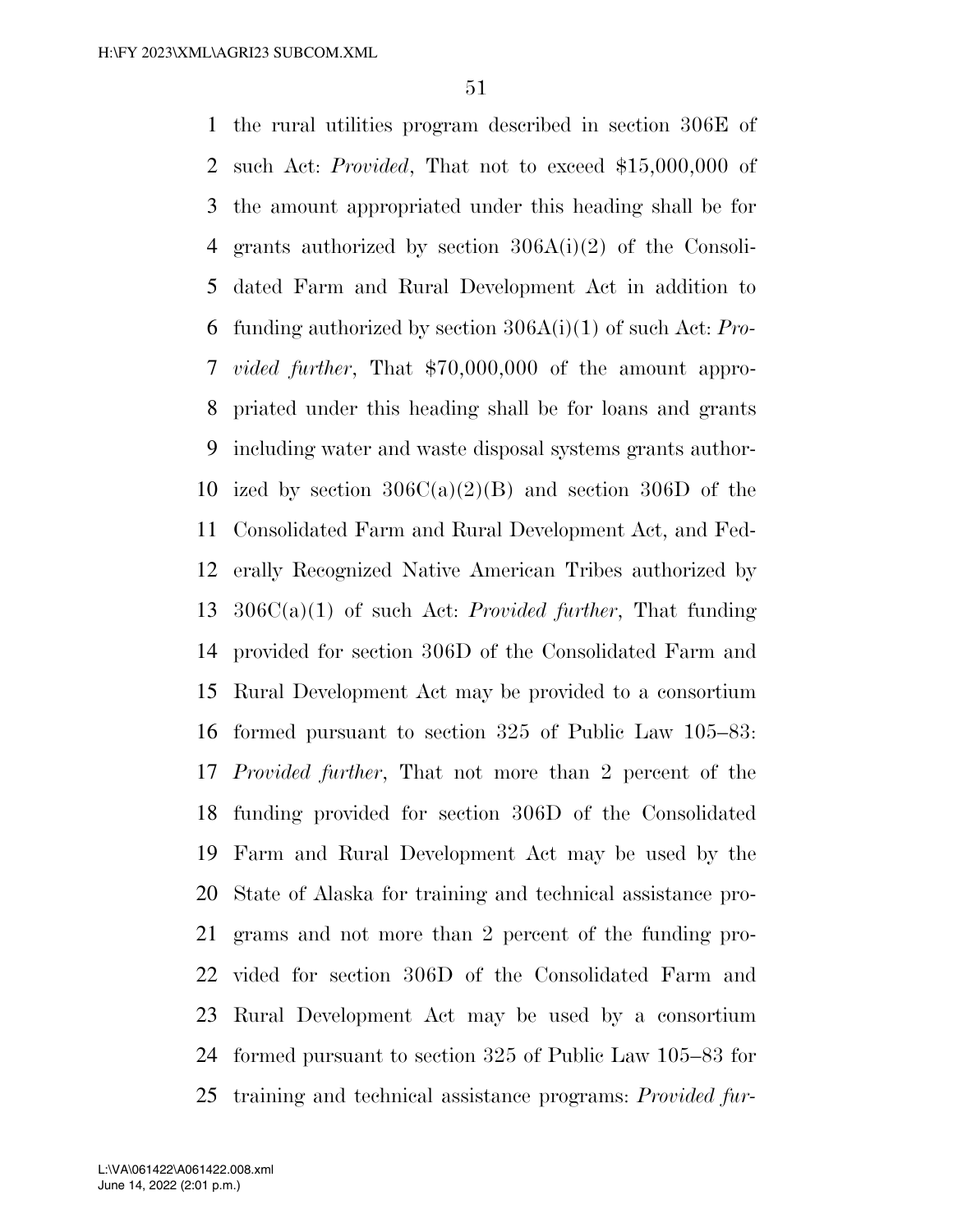the rural utilities program described in section 306E of such Act: *Provided*, That not to exceed $15,000,000 of the amount appropriated under this heading shall be for grants authorized by section 306A(i)(2) of the Consolidated Farm and Rural Development Act in addition to funding authorized by section 306A(i)(1) of such Act: *Provided further*, That $70,000,000 of the amount appropriated under this heading shall be for loans and grants including water and waste disposal systems grants authorized by section 306C(a)(2)(B) and section 306D of the Consolidated Farm and Rural Development Act, and Federally Recognized Native American Tribes authorized by 306C(a)(1) of such Act: *Provided further*, That funding provided for section 306D of the Consolidated Farm and Rural Development Act may be provided to a consortium formed pursuant to section 325 of Public Law 105–83: *Provided further*, That not more than 2 percent of the funding provided for section 306D of the Consolidated Farm and Rural Development Act may be used by the State of Alaska for training and technical assistance programs and not more than 2 percent of the funding provided for section 306D of the Consolidated Farm and Rural Development Act may be used by a consortium formed pursuant to section 325 of Public Law 105–83 for training and technical assistance programs: *Provided fur-*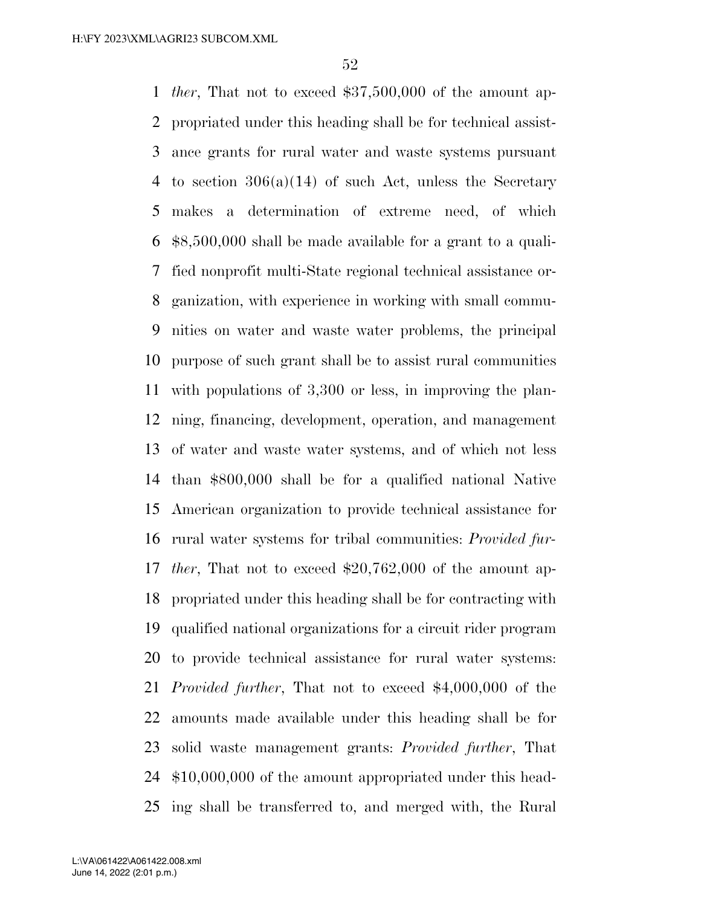*ther*, That not to exceed $37,500,000 of the amount appropriated under this heading shall be for technical assistance grants for rural water and waste systems pursuant to section 306(a)(14) of such Act, unless the Secretary makes a determination of extreme need, of which $8,500,000 shall be made available for a grant to a qualified nonprofit multi-State regional technical assistance organization, with experience in working with small communities on water and waste water problems, the principal purpose of such grant shall be to assist rural communities with populations of 3,300 or less, in improving the planning, financing, development, operation, and management of water and waste water systems, and of which not less than $800,000 shall be for a qualified national Native American organization to provide technical assistance for rural water systems for tribal communities: *Provided further*, That not to exceed $20,762,000 of the amount appropriated under this heading shall be for contracting with qualified national organizations for a circuit rider program to provide technical assistance for rural water systems: *Provided further*, That not to exceed $4,000,000 of the amounts made available under this heading shall be for solid waste management grants: *Provided further*, That $10,000,000 of the amount appropriated under this heading shall be transferred to, and merged with, the Rural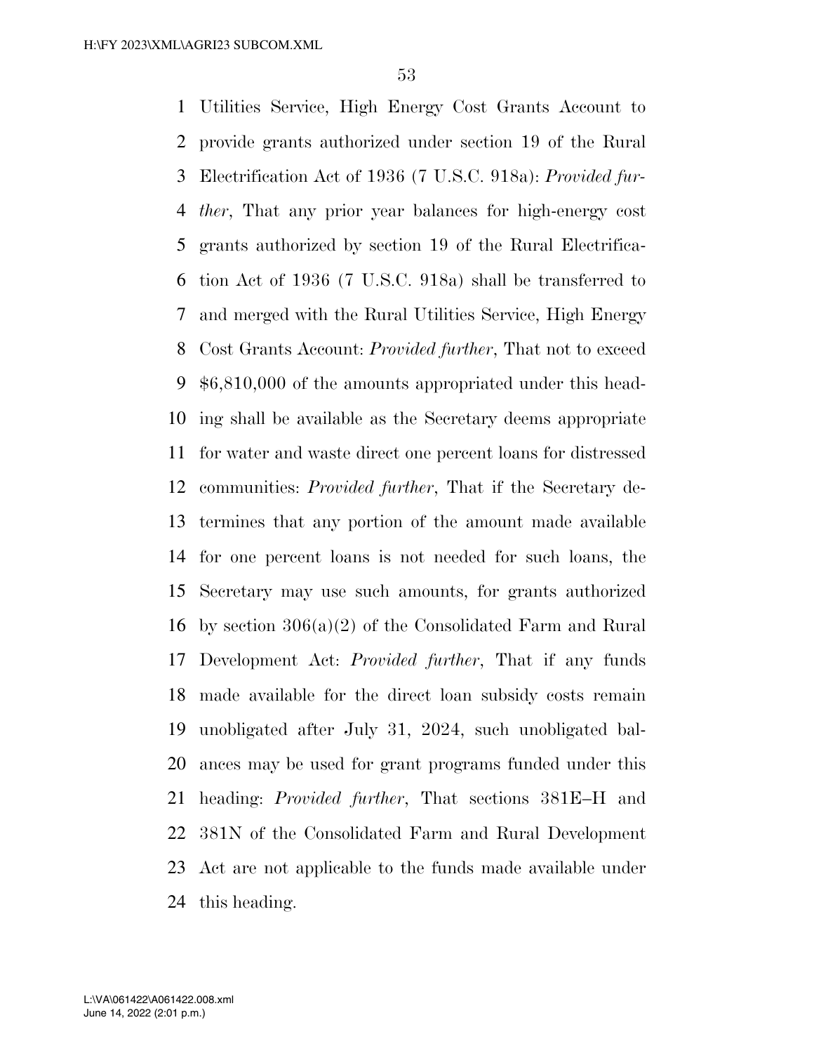Utilities Service, High Energy Cost Grants Account to provide grants authorized under section 19 of the Rural Electrification Act of 1936 (7 U.S.C. 918a): *Provided further*, That any prior year balances for high-energy cost grants authorized by section 19 of the Rural Electrification Act of 1936 (7 U.S.C. 918a) shall be transferred to and merged with the Rural Utilities Service, High Energy Cost Grants Account: *Provided further*, That not to exceed $6,810,000 of the amounts appropriated under this heading shall be available as the Secretary deems appropriate for water and waste direct one percent loans for distressed communities: *Provided further*, That if the Secretary determines that any portion of the amount made available for one percent loans is not needed for such loans, the Secretary may use such amounts, for grants authorized by section 306(a)(2) of the Consolidated Farm and Rural Development Act: *Provided further*, That if any funds made available for the direct loan subsidy costs remain unobligated after July 31, 2024, such unobligated balances may be used for grant programs funded under this heading: *Provided further*, That sections 381E–H and 381N of the Consolidated Farm and Rural Development Act are not applicable to the funds made available under this heading.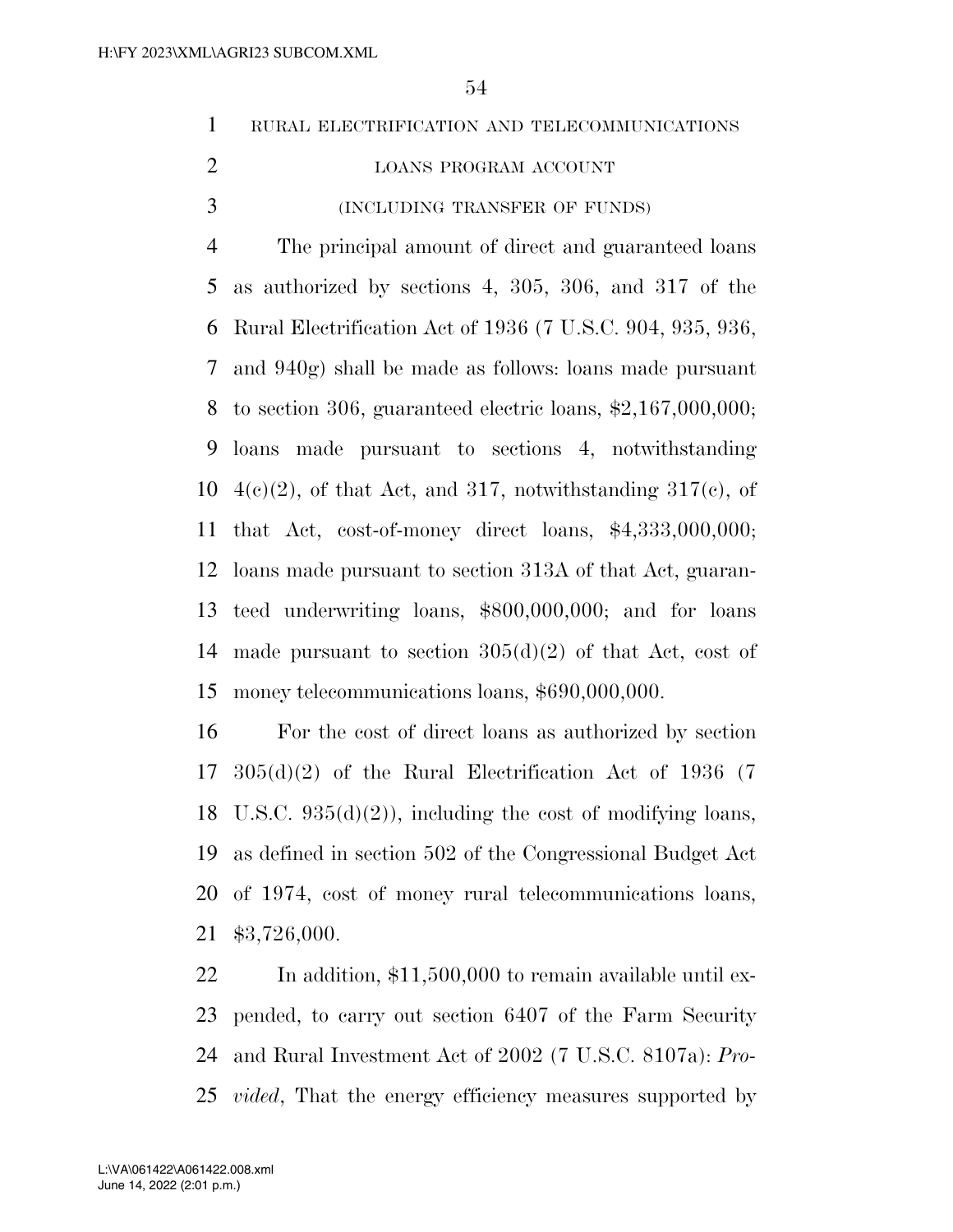RURAL ELECTRIFICATION AND TELECOMMUNICATIONS LOANS PROGRAM ACCOUNT

(INCLUDING TRANSFER OF FUNDS)

The principal amount of direct and guaranteed loans as authorized by sections 4, 305, 306, and 317 of the Rural Electrification Act of 1936 (7 U.S.C. 904, 935, 936, and 940g) shall be made as follows: loans made pursuant to section 306, guaranteed electric loans, $2,167,000,000; loans made pursuant to sections 4, notwithstanding 4(c)(2), of that Act, and 317, notwithstanding 317(c), of that Act, cost-of-money direct loans, $4,333,000,000; loans made pursuant to section 313A of that Act, guaranteed underwriting loans, $800,000,000; and for loans made pursuant to section 305(d)(2) of that Act, cost of money telecommunications loans, $690,000,000.

For the cost of direct loans as authorized by section 305(d)(2) of the Rural Electrification Act of 1936 (7 U.S.C. 935(d)(2)), including the cost of modifying loans, as defined in section 502 of the Congressional Budget Act of 1974, cost of money rural telecommunications loans, $3,726,000.

In addition, $11,500,000 to remain available until expended, to carry out section 6407 of the Farm Security and Rural Investment Act of 2002 (7 U.S.C. 8107a): *Provided*, That the energy efficiency measures supported by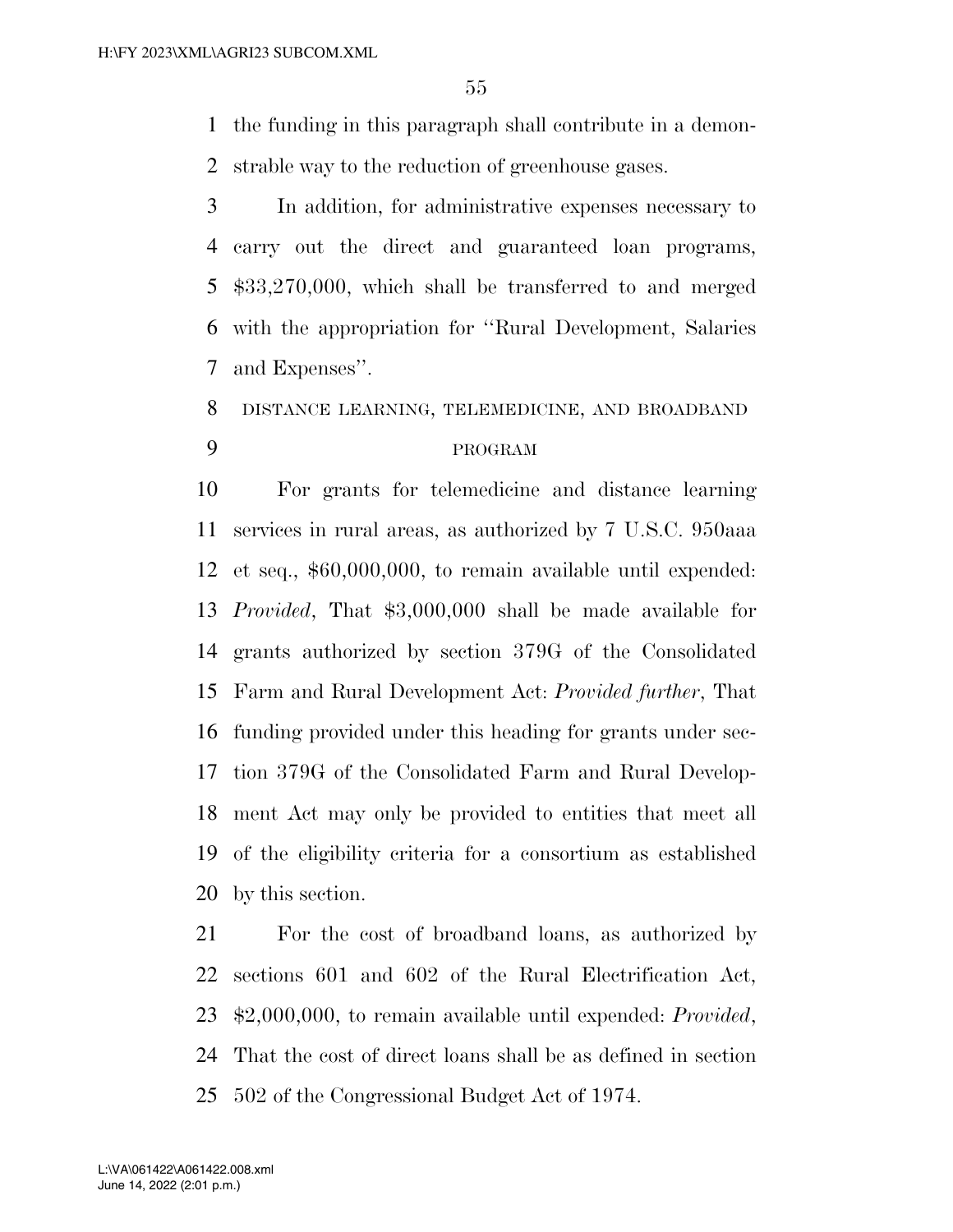the funding in this paragraph shall contribute in a demonstrable way to the reduction of greenhouse gases.

In addition, for administrative expenses necessary to carry out the direct and guaranteed loan programs, $33,270,000, which shall be transferred to and merged with the appropriation for ''Rural Development, Salaries and Expenses''.

DISTANCE LEARNING, TELEMEDICINE, AND BROADBAND PROGRAM

For grants for telemedicine and distance learning services in rural areas, as authorized by 7 U.S.C. 950aaa et seq., $60,000,000, to remain available until expended: *Provided*, That $3,000,000 shall be made available for grants authorized by section 379G of the Consolidated Farm and Rural Development Act: *Provided further*, That funding provided under this heading for grants under section 379G of the Consolidated Farm and Rural Development Act may only be provided to entities that meet all of the eligibility criteria for a consortium as established by this section.

For the cost of broadband loans, as authorized by sections 601 and 602 of the Rural Electrification Act, $2,000,000, to remain available until expended: *Provided*, That the cost of direct loans shall be as defined in section 502 of the Congressional Budget Act of 1974.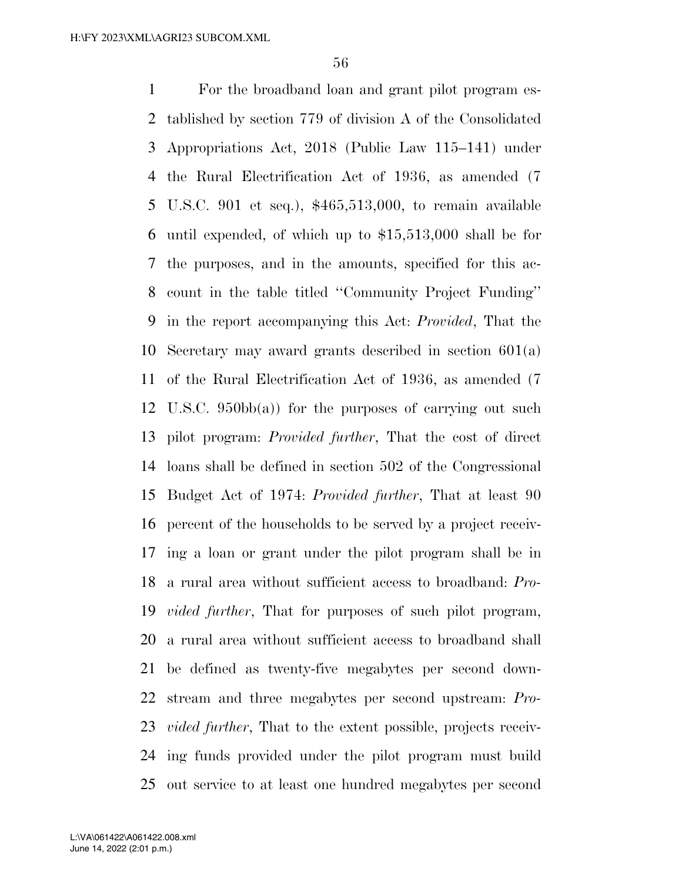For the broadband loan and grant pilot program established by section 779 of division A of the Consolidated Appropriations Act, 2018 (Public Law 115–141) under the Rural Electrification Act of 1936, as amended (7 U.S.C. 901 et seq.), $465,513,000, to remain available until expended, of which up to $15,513,000 shall be for the purposes, and in the amounts, specified for this account in the table titled ''Community Project Funding'' in the report accompanying this Act: *Provided*, That the Secretary may award grants described in section 601(a) of the Rural Electrification Act of 1936, as amended (7 U.S.C. 950bb(a)) for the purposes of carrying out such pilot program: *Provided further*, That the cost of direct loans shall be defined in section 502 of the Congressional Budget Act of 1974: *Provided further*, That at least 90 percent of the households to be served by a project receiving a loan or grant under the pilot program shall be in a rural area without sufficient access to broadband: *Provided further*, That for purposes of such pilot program, a rural area without sufficient access to broadband shall be defined as twenty-five megabytes per second downstream and three megabytes per second upstream: *Provided further*, That to the extent possible, projects receiving funds provided under the pilot program must build out service to at least one hundred megabytes per second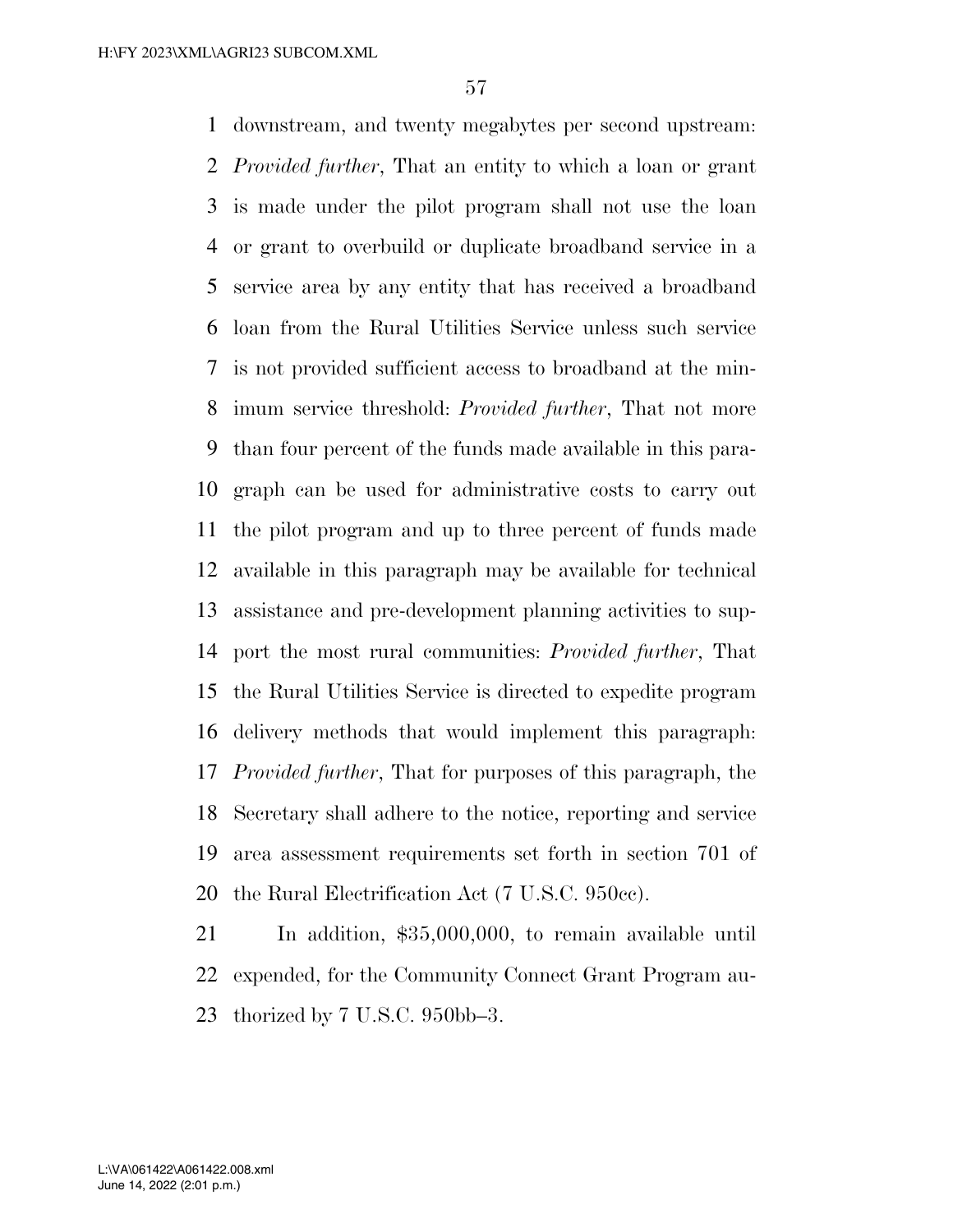downstream, and twenty megabytes per second upstream: *Provided further*, That an entity to which a loan or grant is made under the pilot program shall not use the loan or grant to overbuild or duplicate broadband service in a service area by any entity that has received a broadband loan from the Rural Utilities Service unless such service is not provided sufficient access to broadband at the minimum service threshold: *Provided further*, That not more than four percent of the funds made available in this paragraph can be used for administrative costs to carry out the pilot program and up to three percent of funds made available in this paragraph may be available for technical assistance and pre-development planning activities to support the most rural communities: *Provided further*, That the Rural Utilities Service is directed to expedite program delivery methods that would implement this paragraph: *Provided further*, That for purposes of this paragraph, the Secretary shall adhere to the notice, reporting and service area assessment requirements set forth in section 701 of the Rural Electrification Act (7 U.S.C. 950cc).

In addition, $35,000,000, to remain available until expended, for the Community Connect Grant Program authorized by 7 U.S.C. 950bb–3.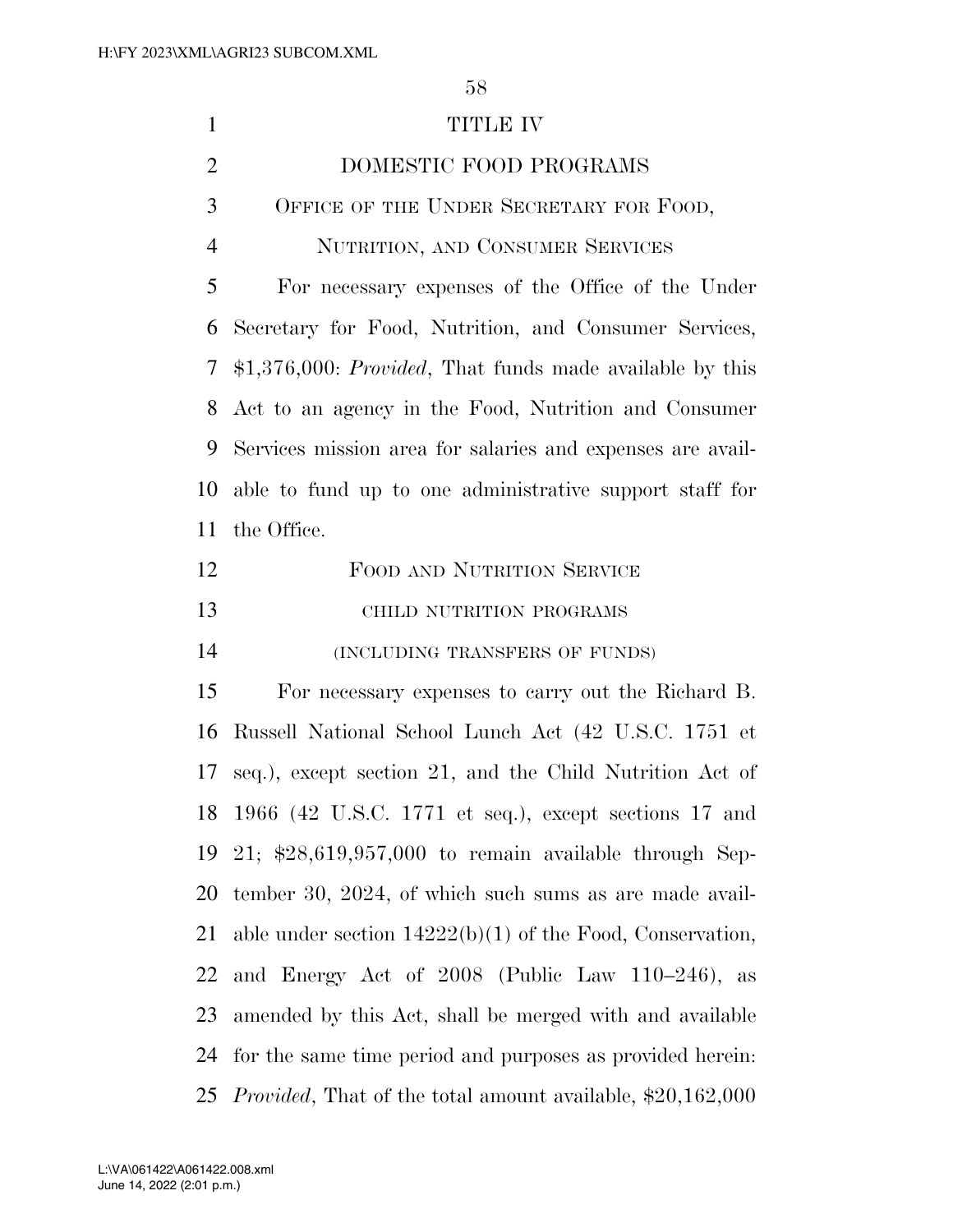# TITLE IV

## DOMESTIC FOOD PROGRAMS

### Office of the Under Secretary for Food, Nutrition, and Consumer Services

For necessary expenses of the Office of the Under Secretary for Food, Nutrition, and Consumer Services, $1,376,000: *Provided*, That funds made available by this Act to an agency in the Food, Nutrition and Consumer Services mission area for salaries and expenses are available to fund up to one administrative support staff for the Office.

### Food and Nutrition Service

#### CHILD NUTRITION PROGRAMS

(INCLUDING TRANSFERS OF FUNDS)

For necessary expenses to carry out the Richard B. Russell National School Lunch Act (42 U.S.C. 1751 et seq.), except section 21, and the Child Nutrition Act of 1966 (42 U.S.C. 1771 et seq.), except sections 17 and 21; $28,619,957,000 to remain available through September 30, 2024, of which such sums as are made available under section 14222(b)(1) of the Food, Conservation, and Energy Act of 2008 (Public Law 110–246), as amended by this Act, shall be merged with and available for the same time period and purposes as provided herein: *Provided*, That of the total amount available, $20,162,000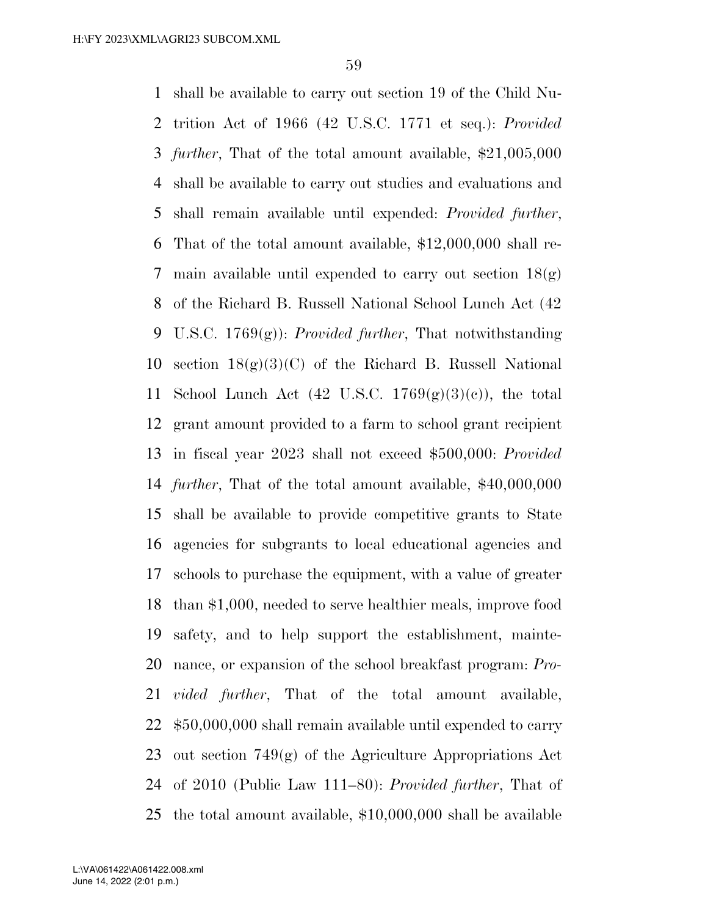shall be available to carry out section 19 of the Child Nutrition Act of 1966 (42 U.S.C. 1771 et seq.): *Provided further*, That of the total amount available, $21,005,000 shall be available to carry out studies and evaluations and shall remain available until expended: *Provided further*, That of the total amount available, $12,000,000 shall remain available until expended to carry out section 18(g) of the Richard B. Russell National School Lunch Act (42 U.S.C. 1769(g)): *Provided further*, That notwithstanding section 18(g)(3)(C) of the Richard B. Russell National School Lunch Act (42 U.S.C. 1769(g)(3)(c)), the total grant amount provided to a farm to school grant recipient in fiscal year 2023 shall not exceed $500,000: *Provided further*, That of the total amount available, $40,000,000 shall be available to provide competitive grants to State agencies for subgrants to local educational agencies and schools to purchase the equipment, with a value of greater than $1,000, needed to serve healthier meals, improve food safety, and to help support the establishment, maintenance, or expansion of the school breakfast program: *Provided further*, That of the total amount available, $50,000,000 shall remain available until expended to carry out section 749(g) of the Agriculture Appropriations Act of 2010 (Public Law 111–80): *Provided further*, That of the total amount available, $10,000,000 shall be available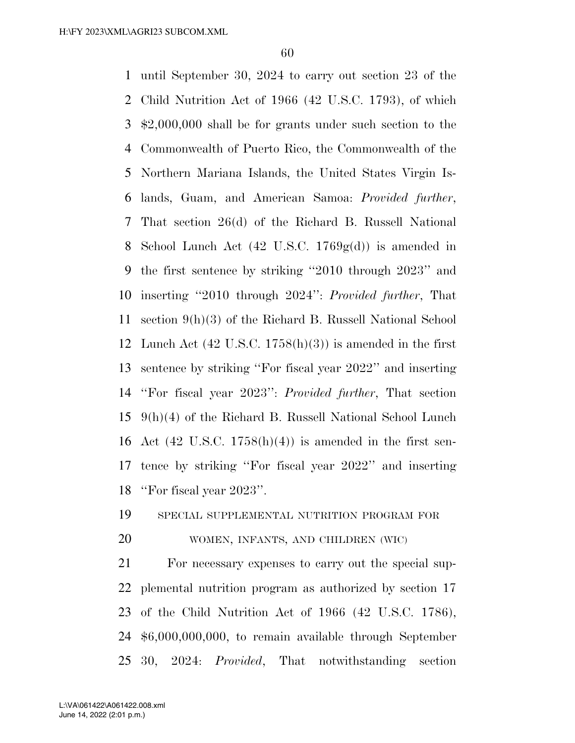until September 30, 2024 to carry out section 23 of the Child Nutrition Act of 1966 (42 U.S.C. 1793), of which $2,000,000 shall be for grants under such section to the Commonwealth of Puerto Rico, the Commonwealth of the Northern Mariana Islands, the United States Virgin Islands, Guam, and American Samoa: *Provided further*, That section 26(d) of the Richard B. Russell National School Lunch Act (42 U.S.C. 1769g(d)) is amended in the first sentence by striking ''2010 through 2023'' and inserting ''2010 through 2024'': *Provided further*, That section 9(h)(3) of the Richard B. Russell National School Lunch Act (42 U.S.C. 1758(h)(3)) is amended in the first sentence by striking ''For fiscal year 2022'' and inserting ''For fiscal year 2023'': *Provided further*, That section 9(h)(4) of the Richard B. Russell National School Lunch Act (42 U.S.C. 1758(h)(4)) is amended in the first sentence by striking ''For fiscal year 2022'' and inserting ''For fiscal year 2023''.

SPECIAL SUPPLEMENTAL NUTRITION PROGRAM FOR WOMEN, INFANTS, AND CHILDREN (WIC)

For necessary expenses to carry out the special supplemental nutrition program as authorized by section 17 of the Child Nutrition Act of 1966 (42 U.S.C. 1786), $6,000,000,000, to remain available through September 30, 2024: *Provided*, That notwithstanding section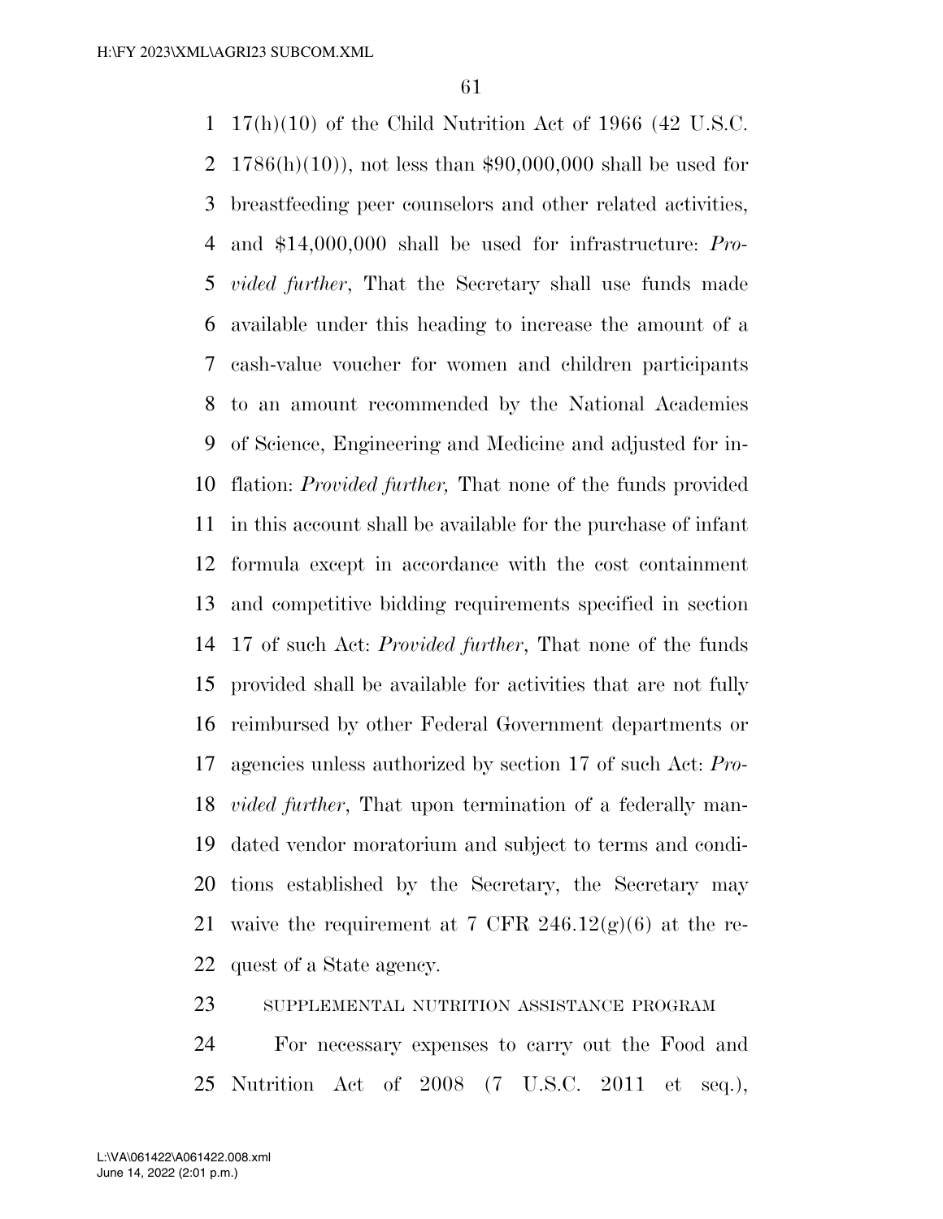17(h)(10) of the Child Nutrition Act of 1966 (42 U.S.C. 1786(h)(10)), not less than $90,000,000 shall be used for breastfeeding peer counselors and other related activities, and $14,000,000 shall be used for infrastructure: *Provided further*, That the Secretary shall use funds made available under this heading to increase the amount of a cash-value voucher for women and children participants to an amount recommended by the National Academies of Science, Engineering and Medicine and adjusted for inflation: *Provided further,* That none of the funds provided in this account shall be available for the purchase of infant formula except in accordance with the cost containment and competitive bidding requirements specified in section 17 of such Act: *Provided further*, That none of the funds provided shall be available for activities that are not fully reimbursed by other Federal Government departments or agencies unless authorized by section 17 of such Act: *Provided further*, That upon termination of a federally mandated vendor moratorium and subject to terms and conditions established by the Secretary, the Secretary may waive the requirement at 7 CFR 246.12(g)(6) at the request of a State agency.

SUPPLEMENTAL NUTRITION ASSISTANCE PROGRAM

For necessary expenses to carry out the Food and Nutrition Act of 2008 (7 U.S.C. 2011 et seq.),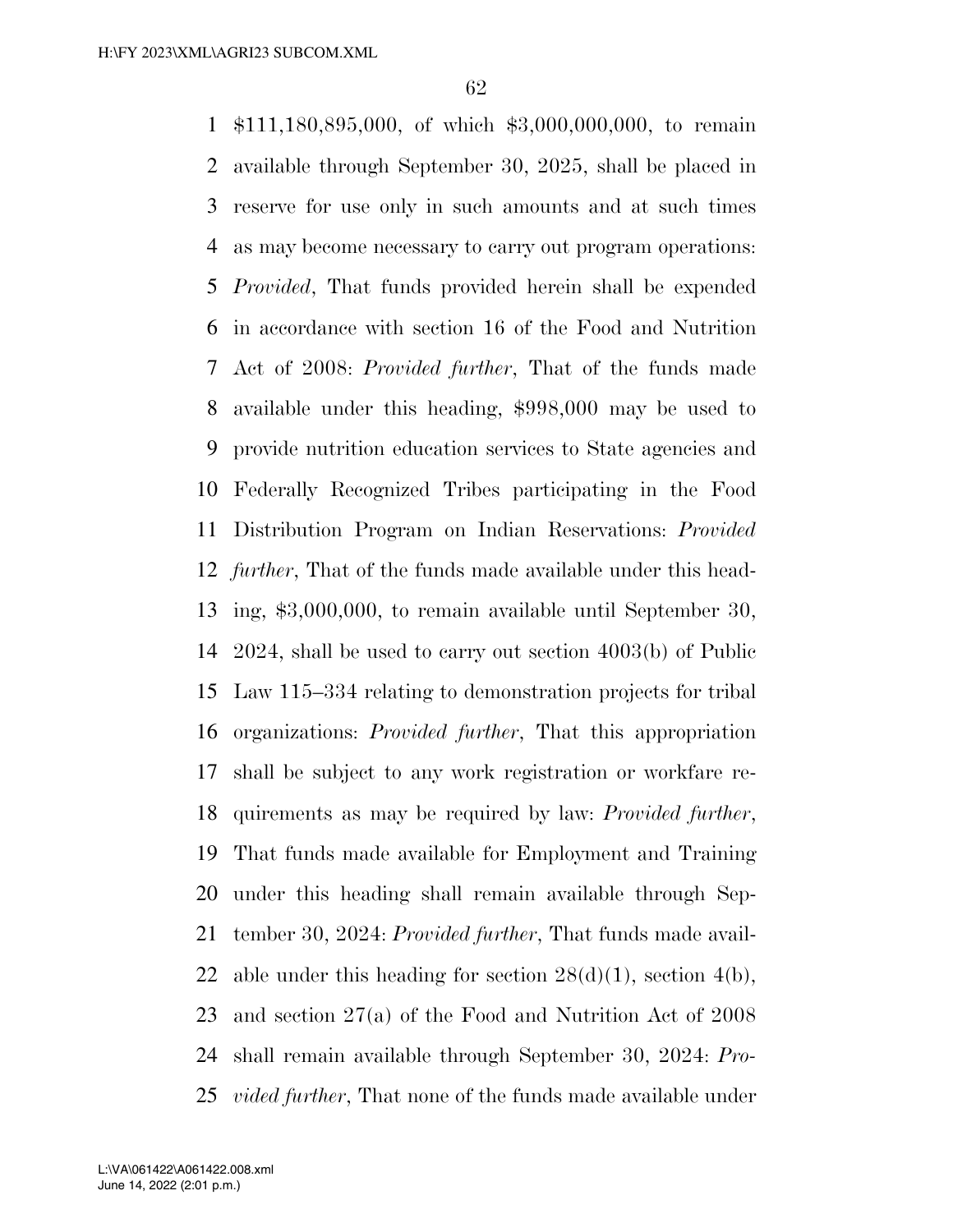$111,180,895,000, of which $3,000,000,000, to remain available through September 30, 2025, shall be placed in reserve for use only in such amounts and at such times as may become necessary to carry out program operations: *Provided*, That funds provided herein shall be expended in accordance with section 16 of the Food and Nutrition Act of 2008: *Provided further*, That of the funds made available under this heading, $998,000 may be used to provide nutrition education services to State agencies and Federally Recognized Tribes participating in the Food Distribution Program on Indian Reservations: *Provided further*, That of the funds made available under this heading, $3,000,000, to remain available until September 30, 2024, shall be used to carry out section 4003(b) of Public Law 115–334 relating to demonstration projects for tribal organizations: *Provided further*, That this appropriation shall be subject to any work registration or workfare requirements as may be required by law: *Provided further*, That funds made available for Employment and Training under this heading shall remain available through September 30, 2024: *Provided further*, That funds made available under this heading for section 28(d)(1), section 4(b), and section 27(a) of the Food and Nutrition Act of 2008 shall remain available through September 30, 2024: *Provided further*, That none of the funds made available under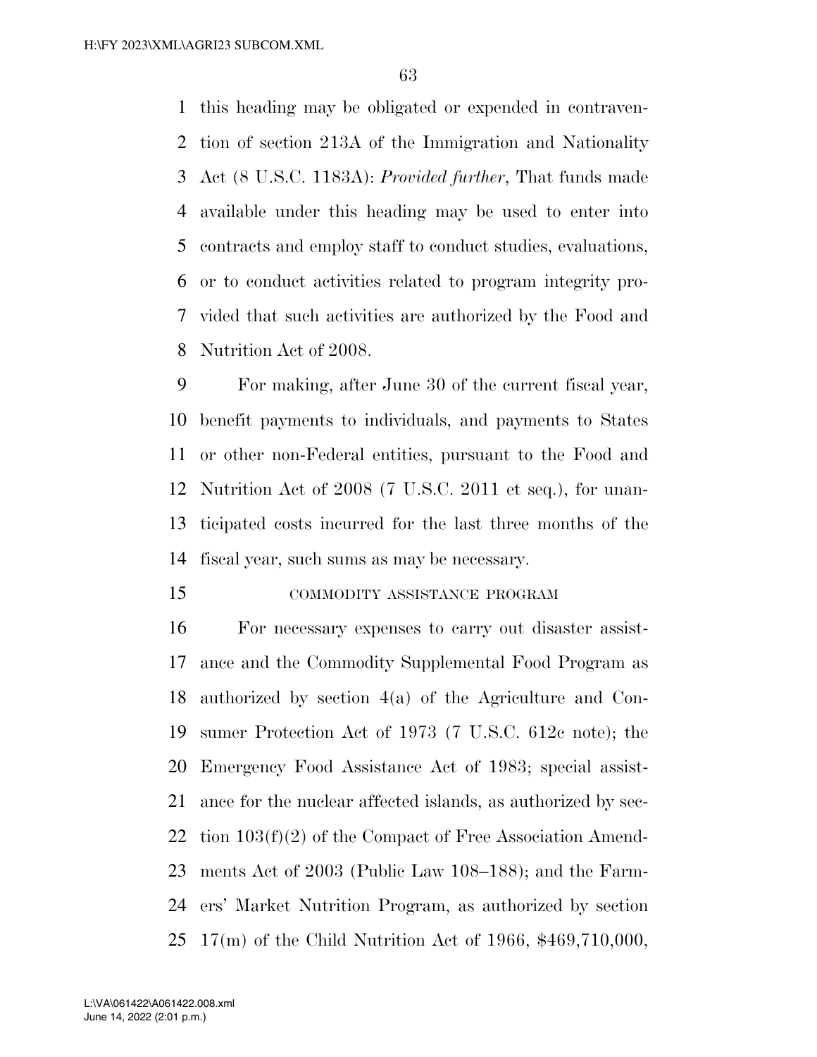this heading may be obligated or expended in contravention of section 213A of the Immigration and Nationality Act (8 U.S.C. 1183A): *Provided further*, That funds made available under this heading may be used to enter into contracts and employ staff to conduct studies, evaluations, or to conduct activities related to program integrity provided that such activities are authorized by the Food and Nutrition Act of 2008.

For making, after June 30 of the current fiscal year, benefit payments to individuals, and payments to States or other non-Federal entities, pursuant to the Food and Nutrition Act of 2008 (7 U.S.C. 2011 et seq.), for unanticipated costs incurred for the last three months of the fiscal year, such sums as may be necessary.

COMMODITY ASSISTANCE PROGRAM

For necessary expenses to carry out disaster assistance and the Commodity Supplemental Food Program as authorized by section 4(a) of the Agriculture and Consumer Protection Act of 1973 (7 U.S.C. 612c note); the Emergency Food Assistance Act of 1983; special assistance for the nuclear affected islands, as authorized by section 103(f)(2) of the Compact of Free Association Amendments Act of 2003 (Public Law 108–188); and the Farmers' Market Nutrition Program, as authorized by section 17(m) of the Child Nutrition Act of 1966, $469,710,000,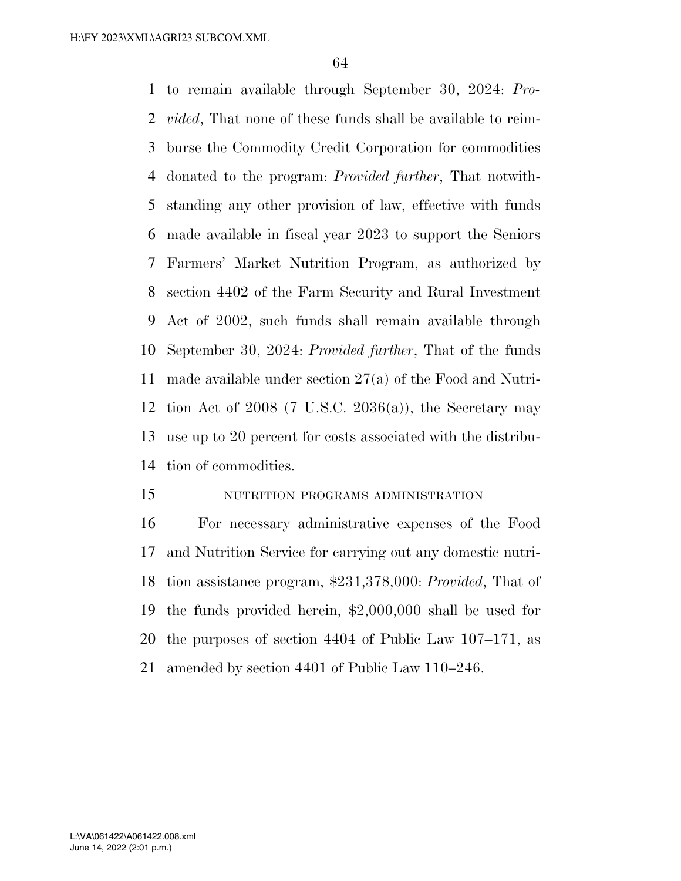to remain available through September 30, 2024: *Provided*, That none of these funds shall be available to reimburse the Commodity Credit Corporation for commodities donated to the program: *Provided further*, That notwithstanding any other provision of law, effective with funds made available in fiscal year 2023 to support the Seniors Farmers' Market Nutrition Program, as authorized by section 4402 of the Farm Security and Rural Investment Act of 2002, such funds shall remain available through September 30, 2024: *Provided further*, That of the funds made available under section 27(a) of the Food and Nutrition Act of 2008 (7 U.S.C. 2036(a)), the Secretary may use up to 20 percent for costs associated with the distribution of commodities.

NUTRITION PROGRAMS ADMINISTRATION

For necessary administrative expenses of the Food and Nutrition Service for carrying out any domestic nutrition assistance program, $231,378,000: *Provided*, That of the funds provided herein, $2,000,000 shall be used for the purposes of section 4404 of Public Law 107–171, as amended by section 4401 of Public Law 110–246.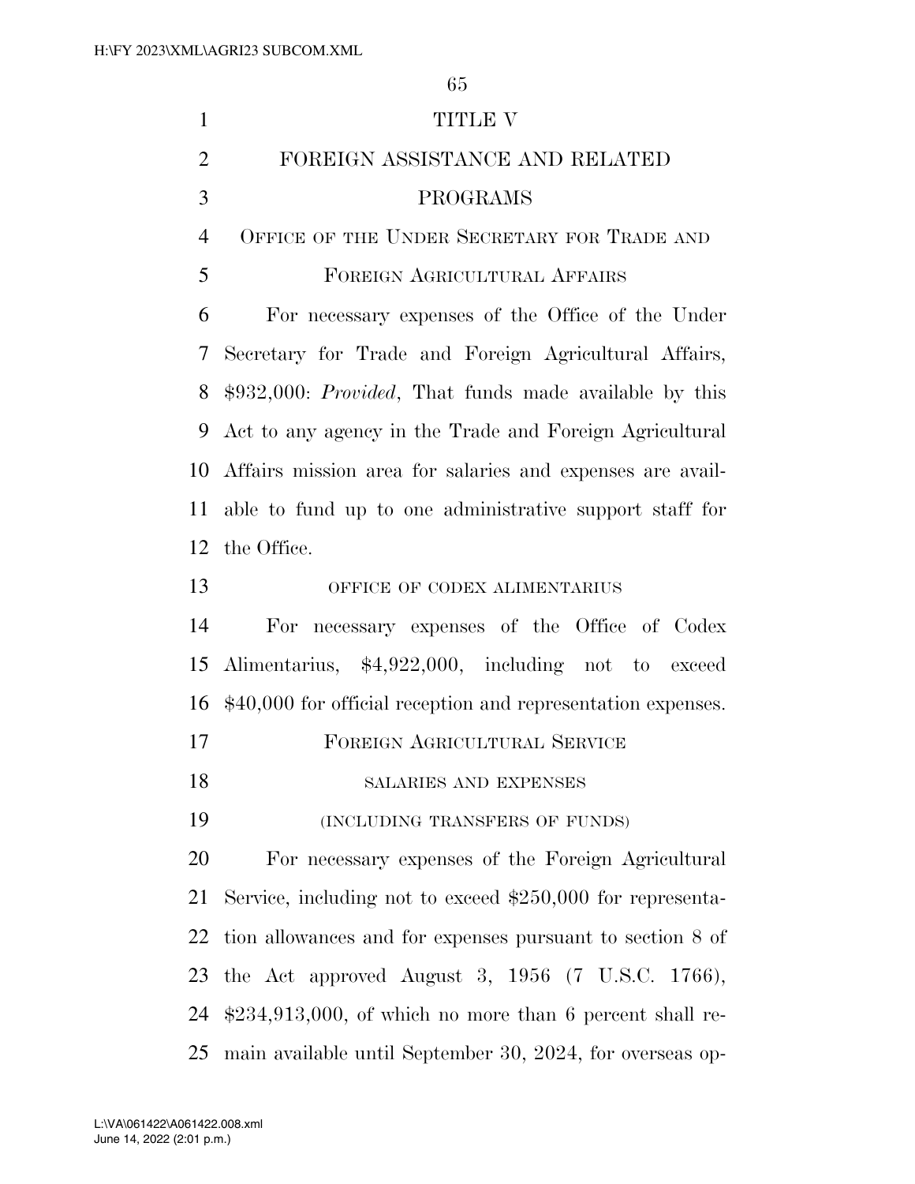# TITLE V

# FOREIGN ASSISTANCE AND RELATED PROGRAMS

## OFFICE OF THE UNDER SECRETARY FOR TRADE AND FOREIGN AGRICULTURAL AFFAIRS

For necessary expenses of the Office of the Under Secretary for Trade and Foreign Agricultural Affairs, $932,000: *Provided*, That funds made available by this Act to any agency in the Trade and Foreign Agricultural Affairs mission area for salaries and expenses are available to fund up to one administrative support staff for the Office.

## OFFICE OF CODEX ALIMENTARIUS

For necessary expenses of the Office of Codex Alimentarius, $4,922,000, including not to exceed $40,000 for official reception and representation expenses.

## FOREIGN AGRICULTURAL SERVICE

### SALARIES AND EXPENSES

### (INCLUDING TRANSFERS OF FUNDS)

For necessary expenses of the Foreign Agricultural Service, including not to exceed $250,000 for representation allowances and for expenses pursuant to section 8 of the Act approved August 3, 1956 (7 U.S.C. 1766), $234,913,000, of which no more than 6 percent shall remain available until September 30, 2024, for overseas op-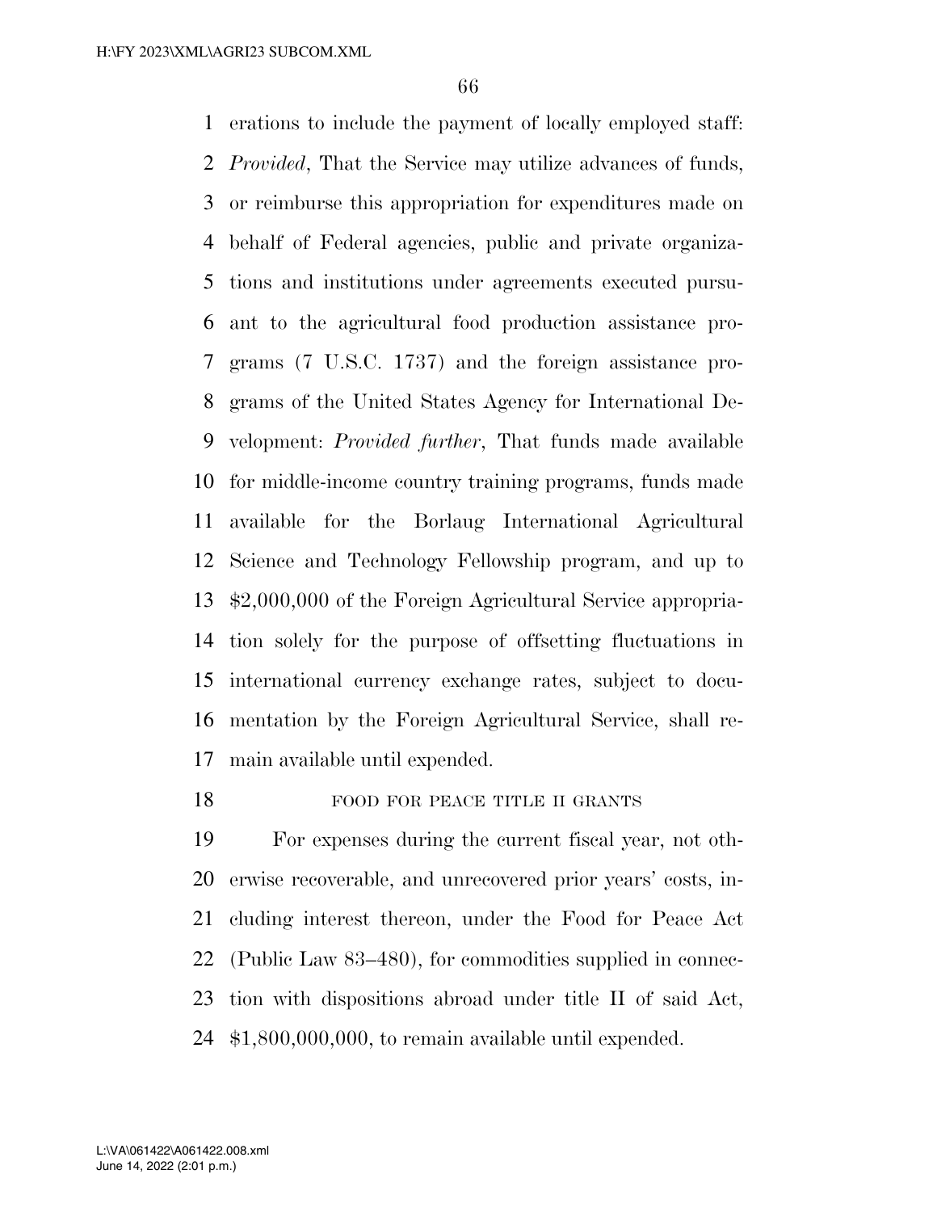erations to include the payment of locally employed staff: *Provided*, That the Service may utilize advances of funds, or reimburse this appropriation for expenditures made on behalf of Federal agencies, public and private organizations and institutions under agreements executed pursuant to the agricultural food production assistance programs (7 U.S.C. 1737) and the foreign assistance programs of the United States Agency for International Development: *Provided further*, That funds made available for middle-income country training programs, funds made available for the Borlaug International Agricultural Science and Technology Fellowship program, and up to $2,000,000 of the Foreign Agricultural Service appropriation solely for the purpose of offsetting fluctuations in international currency exchange rates, subject to documentation by the Foreign Agricultural Service, shall remain available until expended.

FOOD FOR PEACE TITLE II GRANTS

For expenses during the current fiscal year, not otherwise recoverable, and unrecovered prior years' costs, including interest thereon, under the Food for Peace Act (Public Law 83–480), for commodities supplied in connection with dispositions abroad under title II of said Act, $1,800,000,000, to remain available until expended.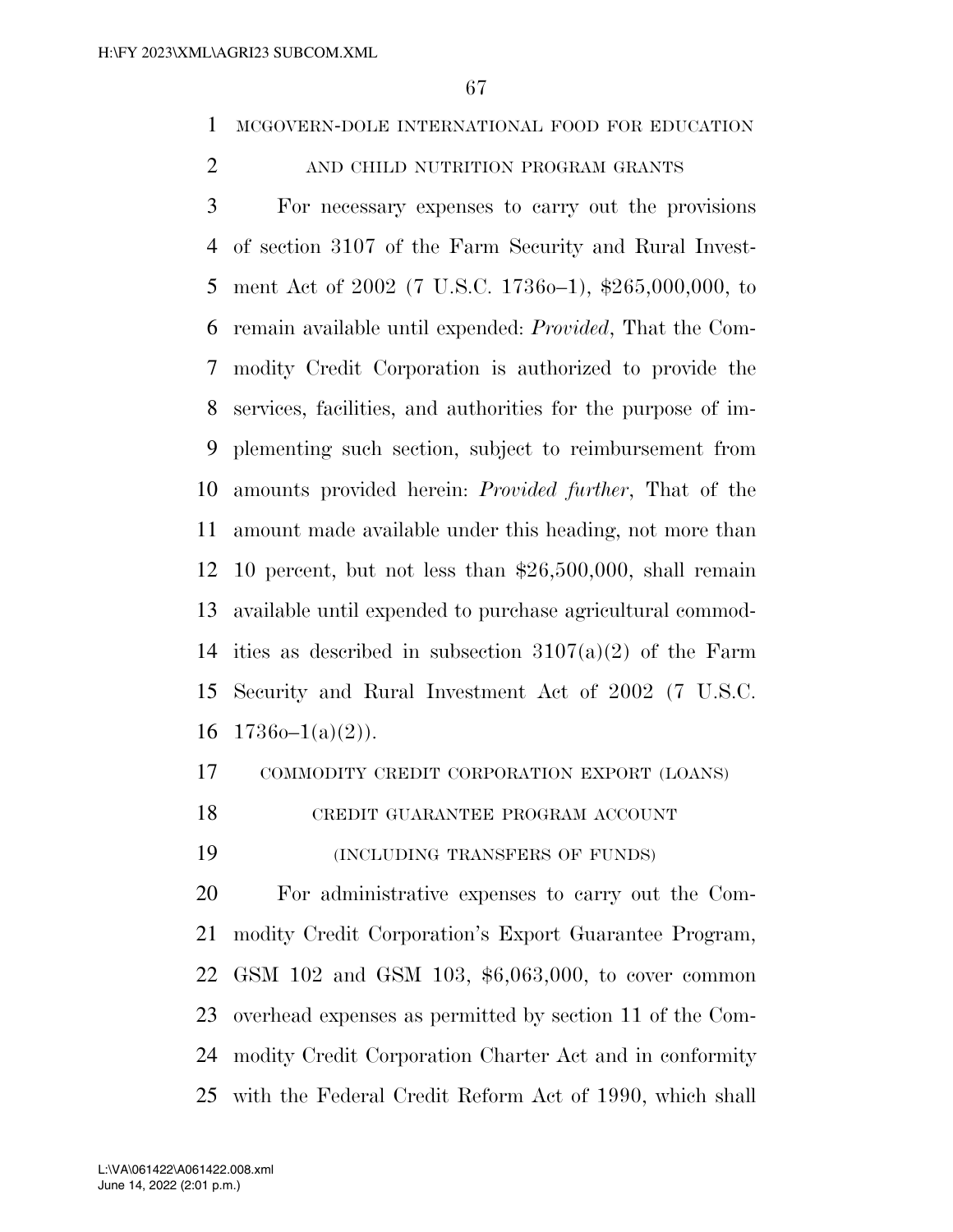MCGOVERN-DOLE INTERNATIONAL FOOD FOR EDUCATION AND CHILD NUTRITION PROGRAM GRANTS

For necessary expenses to carry out the provisions of section 3107 of the Farm Security and Rural Investment Act of 2002 (7 U.S.C. 1736o–1), $265,000,000, to remain available until expended: *Provided*, That the Commodity Credit Corporation is authorized to provide the services, facilities, and authorities for the purpose of implementing such section, subject to reimbursement from amounts provided herein: *Provided further*, That of the amount made available under this heading, not more than 10 percent, but not less than $26,500,000, shall remain available until expended to purchase agricultural commodities as described in subsection 3107(a)(2) of the Farm Security and Rural Investment Act of 2002 (7 U.S.C. 1736o–1(a)(2)).

COMMODITY CREDIT CORPORATION EXPORT (LOANS) CREDIT GUARANTEE PROGRAM ACCOUNT

(INCLUDING TRANSFERS OF FUNDS)

For administrative expenses to carry out the Commodity Credit Corporation's Export Guarantee Program, GSM 102 and GSM 103, $6,063,000, to cover common overhead expenses as permitted by section 11 of the Commodity Credit Corporation Charter Act and in conformity with the Federal Credit Reform Act of 1990, which shall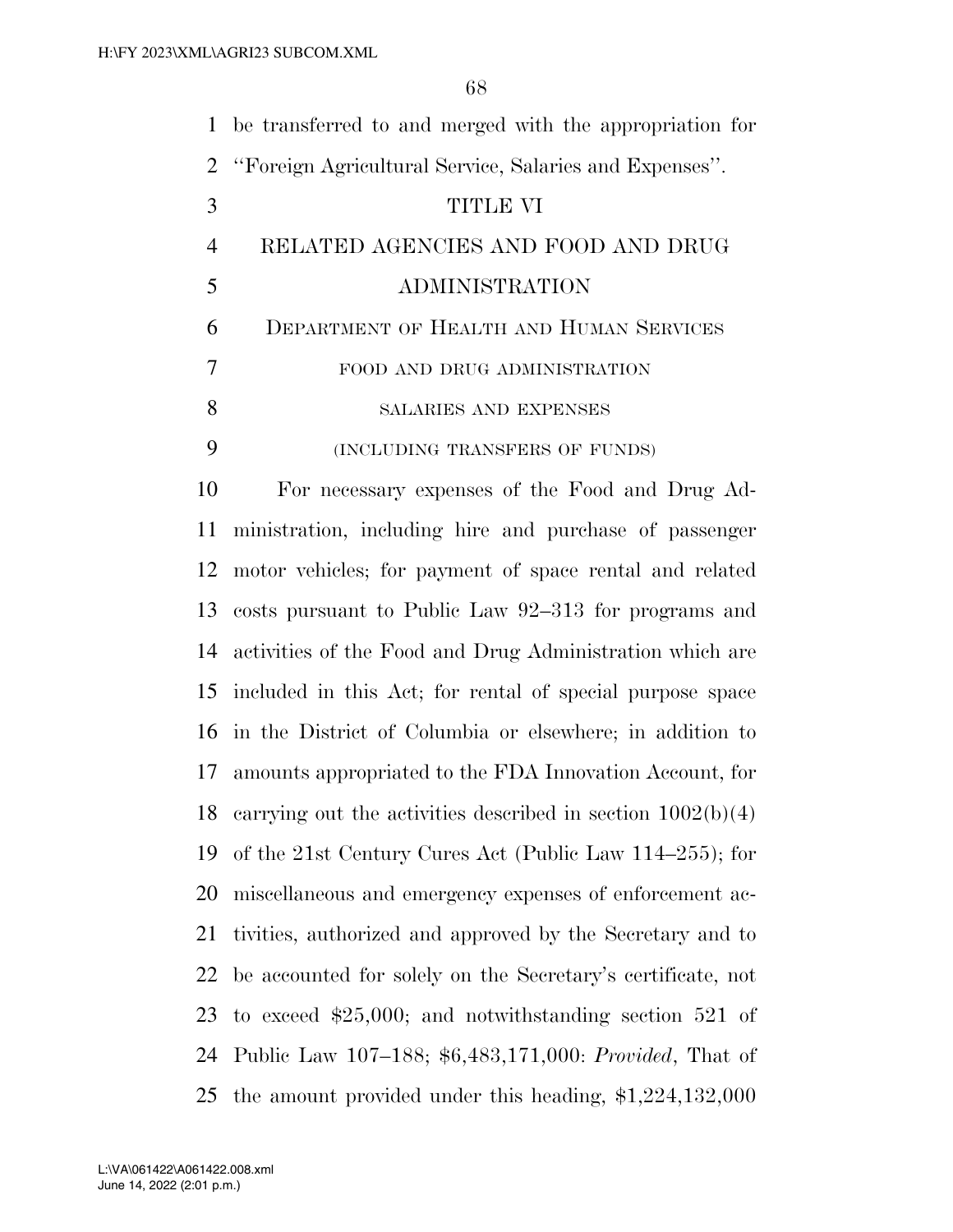be transferred to and merged with the appropriation for "Foreign Agricultural Service, Salaries and Expenses".

# TITLE VI

# RELATED AGENCIES AND FOOD AND DRUG ADMINISTRATION

## DEPARTMENT OF HEALTH AND HUMAN SERVICES

### FOOD AND DRUG ADMINISTRATION

### SALARIES AND EXPENSES

(INCLUDING TRANSFERS OF FUNDS)

For necessary expenses of the Food and Drug Administration, including hire and purchase of passenger motor vehicles; for payment of space rental and related costs pursuant to Public Law 92–313 for programs and activities of the Food and Drug Administration which are included in this Act; for rental of special purpose space in the District of Columbia or elsewhere; in addition to amounts appropriated to the FDA Innovation Account, for carrying out the activities described in section 1002(b)(4) of the 21st Century Cures Act (Public Law 114–255); for miscellaneous and emergency expenses of enforcement activities, authorized and approved by the Secretary and to be accounted for solely on the Secretary's certificate, not to exceed $25,000; and notwithstanding section 521 of Public Law 107–188; $6,483,171,000: *Provided*, That of the amount provided under this heading, $1,224,132,000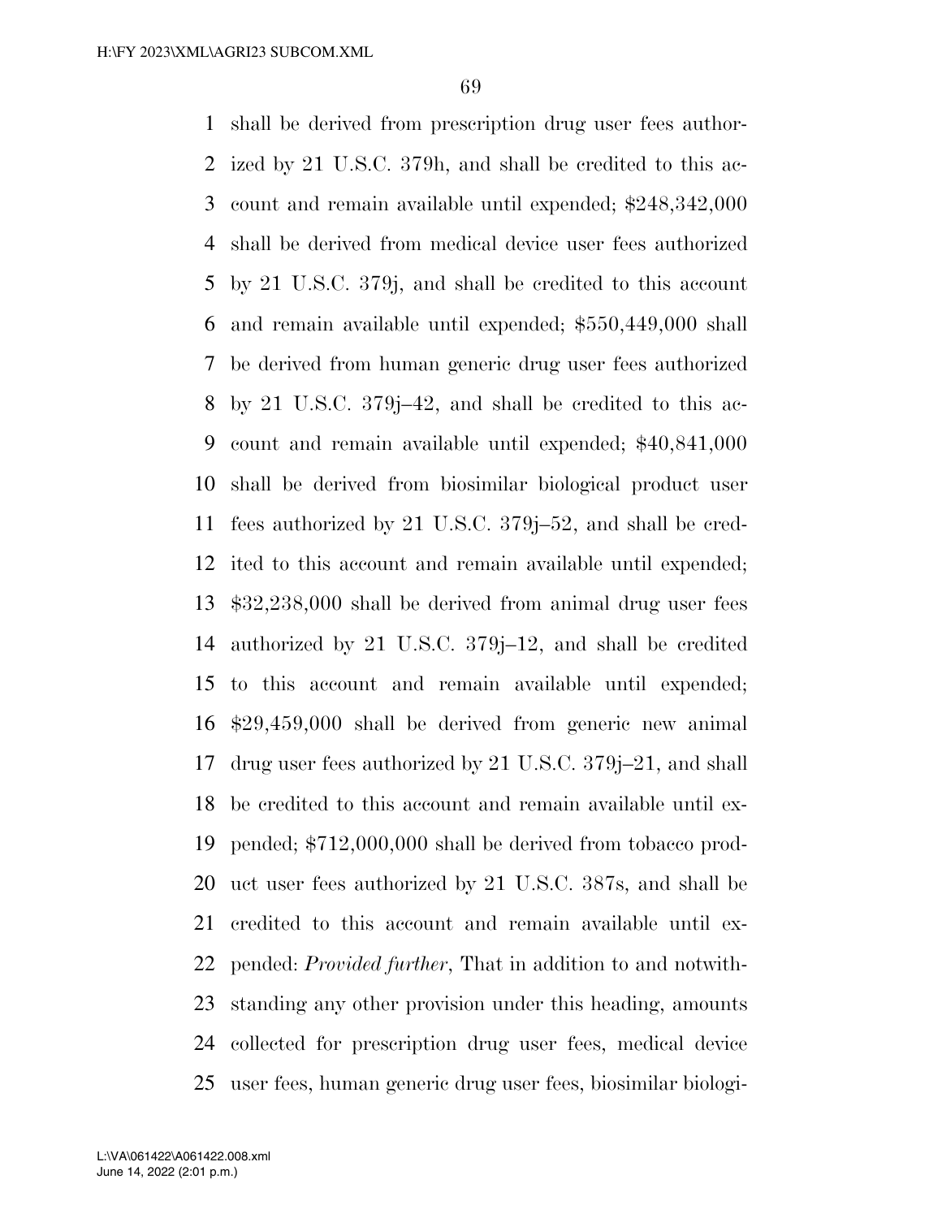shall be derived from prescription drug user fees authorized by 21 U.S.C. 379h, and shall be credited to this account and remain available until expended; $248,342,000 shall be derived from medical device user fees authorized by 21 U.S.C. 379j, and shall be credited to this account and remain available until expended; $550,449,000 shall be derived from human generic drug user fees authorized by 21 U.S.C. 379j–42, and shall be credited to this account and remain available until expended; $40,841,000 shall be derived from biosimilar biological product user fees authorized by 21 U.S.C. 379j–52, and shall be credited to this account and remain available until expended; $32,238,000 shall be derived from animal drug user fees authorized by 21 U.S.C. 379j–12, and shall be credited to this account and remain available until expended; $29,459,000 shall be derived from generic new animal drug user fees authorized by 21 U.S.C. 379j–21, and shall be credited to this account and remain available until expended; $712,000,000 shall be derived from tobacco product user fees authorized by 21 U.S.C. 387s, and shall be credited to this account and remain available until expended: *Provided further*, That in addition to and notwithstanding any other provision under this heading, amounts collected for prescription drug user fees, medical device user fees, human generic drug user fees, biosimilar biologi-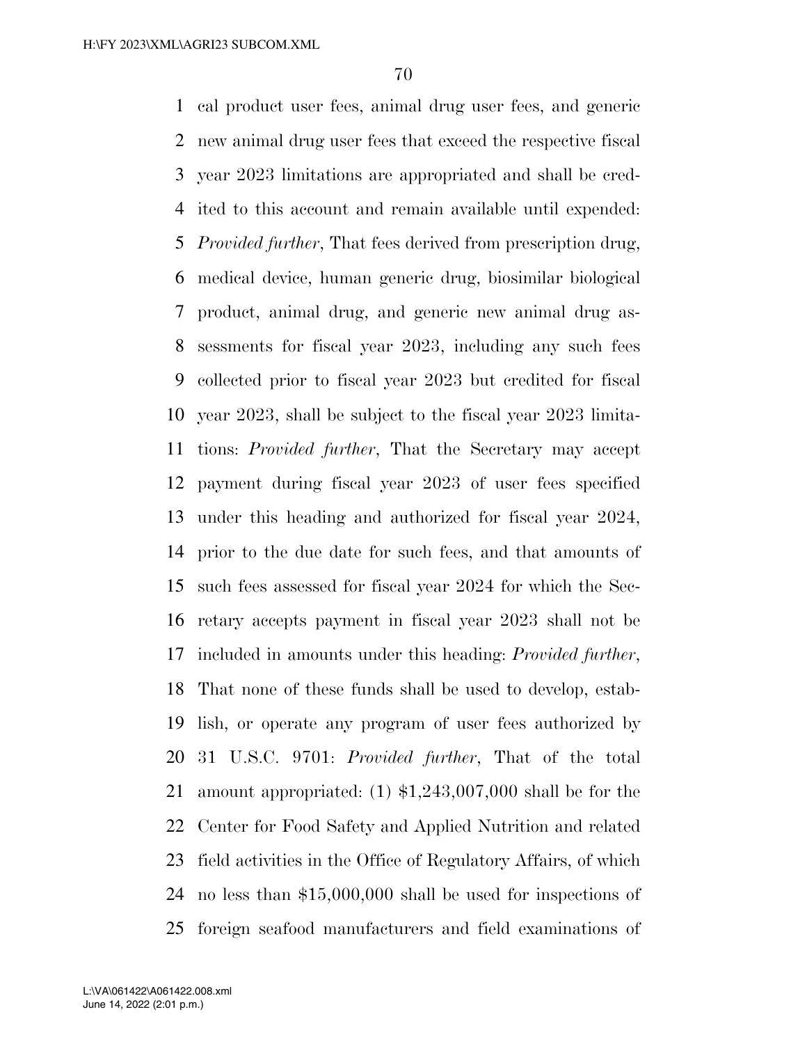cal product user fees, animal drug user fees, and generic new animal drug user fees that exceed the respective fiscal year 2023 limitations are appropriated and shall be credited to this account and remain available until expended: *Provided further*, That fees derived from prescription drug, medical device, human generic drug, biosimilar biological product, animal drug, and generic new animal drug assessments for fiscal year 2023, including any such fees collected prior to fiscal year 2023 but credited for fiscal year 2023, shall be subject to the fiscal year 2023 limitations: *Provided further*, That the Secretary may accept payment during fiscal year 2023 of user fees specified under this heading and authorized for fiscal year 2024, prior to the due date for such fees, and that amounts of such fees assessed for fiscal year 2024 for which the Secretary accepts payment in fiscal year 2023 shall not be included in amounts under this heading: *Provided further*, That none of these funds shall be used to develop, establish, or operate any program of user fees authorized by 31 U.S.C. 9701: *Provided further*, That of the total amount appropriated: (1) $1,243,007,000 shall be for the Center for Food Safety and Applied Nutrition and related field activities in the Office of Regulatory Affairs, of which no less than $15,000,000 shall be used for inspections of foreign seafood manufacturers and field examinations of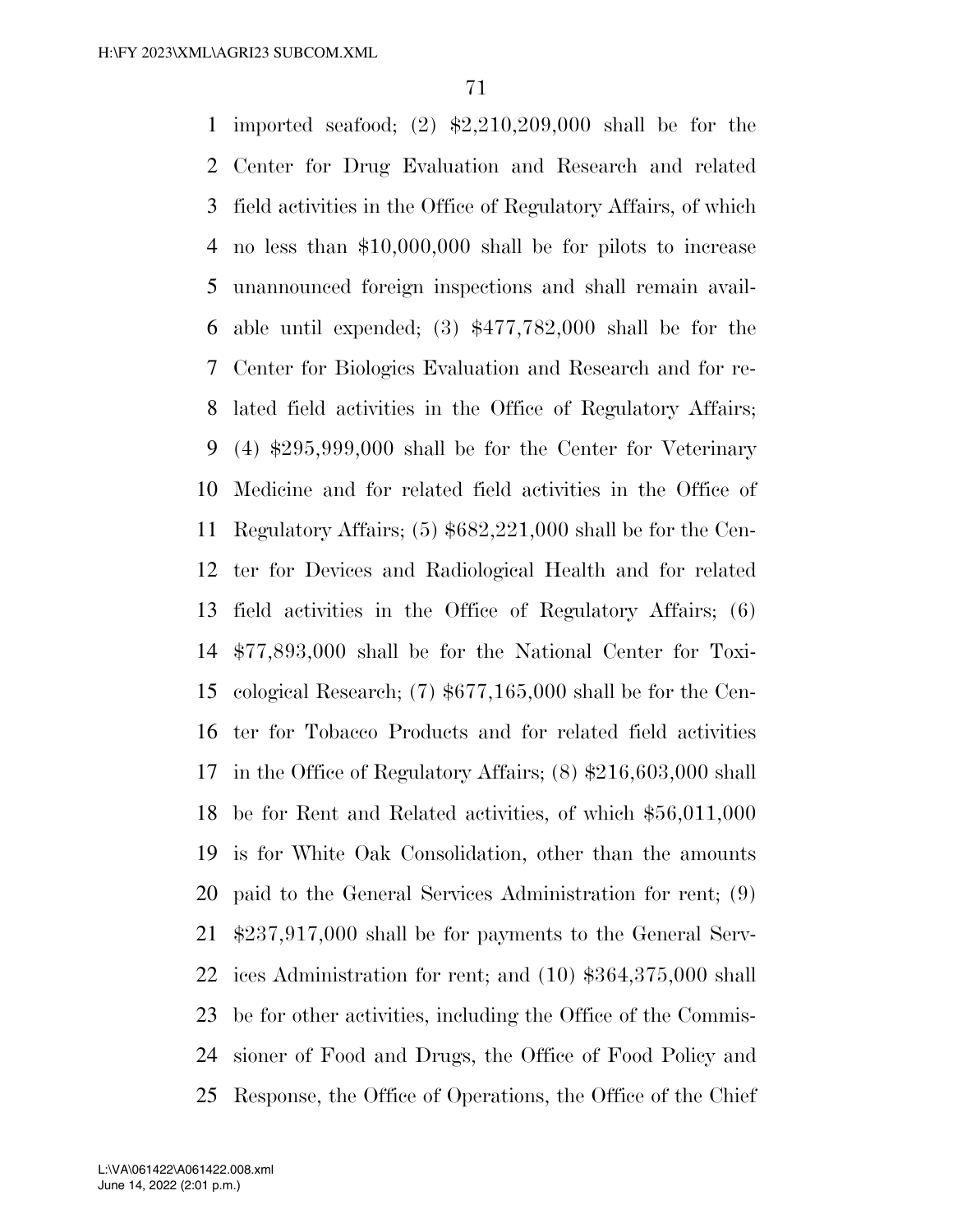imported seafood; (2) $2,210,209,000 shall be for the Center for Drug Evaluation and Research and related field activities in the Office of Regulatory Affairs, of which no less than $10,000,000 shall be for pilots to increase unannounced foreign inspections and shall remain available until expended; (3) $477,782,000 shall be for the Center for Biologics Evaluation and Research and for related field activities in the Office of Regulatory Affairs; (4) $295,999,000 shall be for the Center for Veterinary Medicine and for related field activities in the Office of Regulatory Affairs; (5) $682,221,000 shall be for the Center for Devices and Radiological Health and for related field activities in the Office of Regulatory Affairs; (6) $77,893,000 shall be for the National Center for Toxicological Research; (7) $677,165,000 shall be for the Center for Tobacco Products and for related field activities in the Office of Regulatory Affairs; (8) $216,603,000 shall be for Rent and Related activities, of which $56,011,000 is for White Oak Consolidation, other than the amounts paid to the General Services Administration for rent; (9) $237,917,000 shall be for payments to the General Services Administration for rent; and (10) $364,375,000 shall be for other activities, including the Office of the Commissioner of Food and Drugs, the Office of Food Policy and Response, the Office of Operations, the Office of the Chief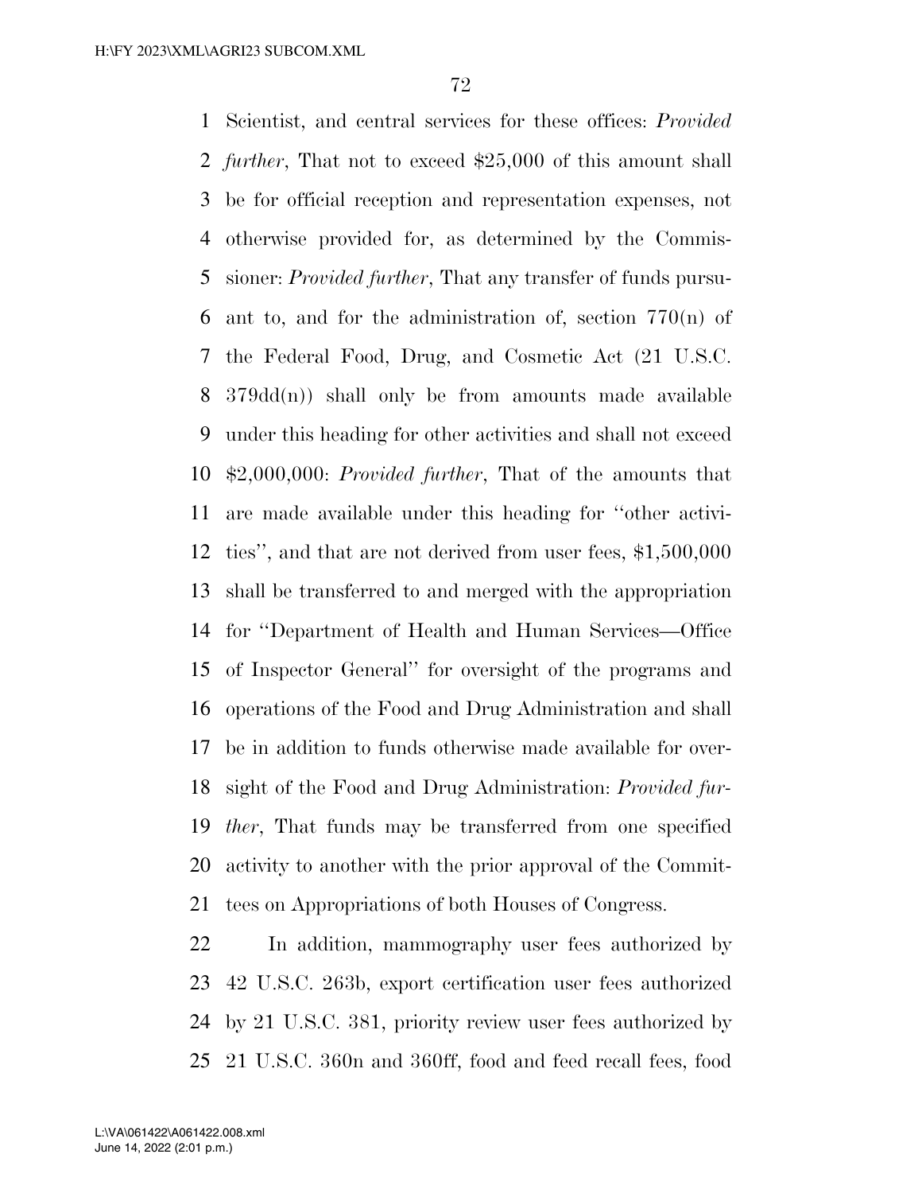Scientist, and central services for these offices: *Provided further*, That not to exceed $25,000 of this amount shall be for official reception and representation expenses, not otherwise provided for, as determined by the Commissioner: *Provided further*, That any transfer of funds pursuant to, and for the administration of, section 770(n) of the Federal Food, Drug, and Cosmetic Act (21 U.S.C. 379dd(n)) shall only be from amounts made available under this heading for other activities and shall not exceed $2,000,000: *Provided further*, That of the amounts that are made available under this heading for ''other activities'', and that are not derived from user fees, $1,500,000 shall be transferred to and merged with the appropriation for ''Department of Health and Human Services—Office of Inspector General'' for oversight of the programs and operations of the Food and Drug Administration and shall be in addition to funds otherwise made available for oversight of the Food and Drug Administration: *Provided further*, That funds may be transferred from one specified activity to another with the prior approval of the Committees on Appropriations of both Houses of Congress.

In addition, mammography user fees authorized by 42 U.S.C. 263b, export certification user fees authorized by 21 U.S.C. 381, priority review user fees authorized by 21 U.S.C. 360n and 360ff, food and feed recall fees, food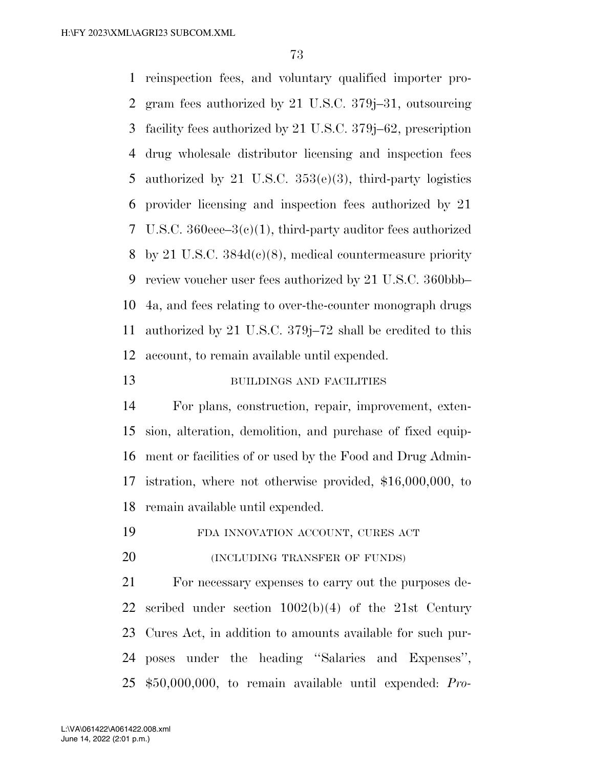reinspection fees, and voluntary qualified importer program fees authorized by 21 U.S.C. 379j–31, outsourcing facility fees authorized by 21 U.S.C. 379j–62, prescription drug wholesale distributor licensing and inspection fees authorized by 21 U.S.C. 353(e)(3), third-party logistics provider licensing and inspection fees authorized by 21 U.S.C. 360eee–3(c)(1), third-party auditor fees authorized by 21 U.S.C. 384d(c)(8), medical countermeasure priority review voucher user fees authorized by 21 U.S.C. 360bbb–4a, and fees relating to over-the-counter monograph drugs authorized by 21 U.S.C. 379j–72 shall be credited to this account, to remain available until expended.

BUILDINGS AND FACILITIES

For plans, construction, repair, improvement, extension, alteration, demolition, and purchase of fixed equipment or facilities of or used by the Food and Drug Administration, where not otherwise provided, $16,000,000, to remain available until expended.

FDA INNOVATION ACCOUNT, CURES ACT

(INCLUDING TRANSFER OF FUNDS)

For necessary expenses to carry out the purposes described under section 1002(b)(4) of the 21st Century Cures Act, in addition to amounts available for such purposes under the heading ''Salaries and Expenses'', $50,000,000, to remain available until expended: *Pro-*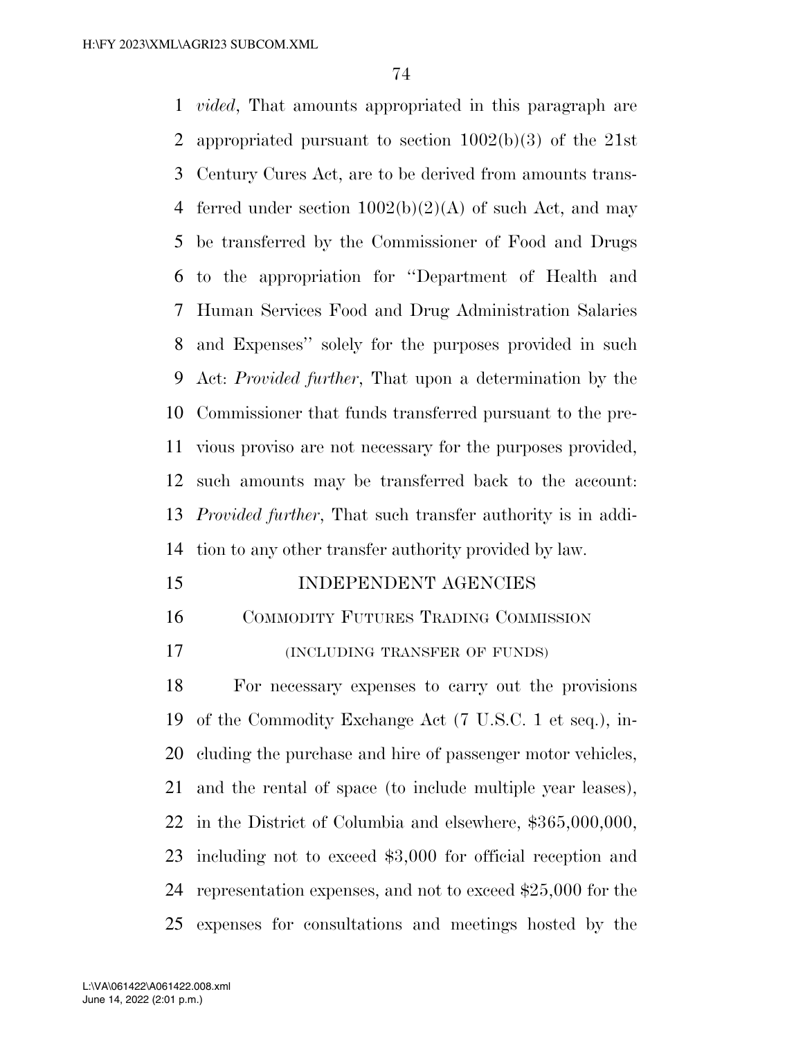*vided*, That amounts appropriated in this paragraph are appropriated pursuant to section 1002(b)(3) of the 21st Century Cures Act, are to be derived from amounts transferred under section 1002(b)(2)(A) of such Act, and may be transferred by the Commissioner of Food and Drugs to the appropriation for ''Department of Health and Human Services Food and Drug Administration Salaries and Expenses'' solely for the purposes provided in such Act: *Provided further*, That upon a determination by the Commissioner that funds transferred pursuant to the previous proviso are not necessary for the purposes provided, such amounts may be transferred back to the account: *Provided further*, That such transfer authority is in addition to any other transfer authority provided by law.

## INDEPENDENT AGENCIES

### COMMODITY FUTURES TRADING COMMISSION

(INCLUDING TRANSFER OF FUNDS)

For necessary expenses to carry out the provisions of the Commodity Exchange Act (7 U.S.C. 1 et seq.), including the purchase and hire of passenger motor vehicles, and the rental of space (to include multiple year leases), in the District of Columbia and elsewhere, $365,000,000, including not to exceed $3,000 for official reception and representation expenses, and not to exceed $25,000 for the expenses for consultations and meetings hosted by the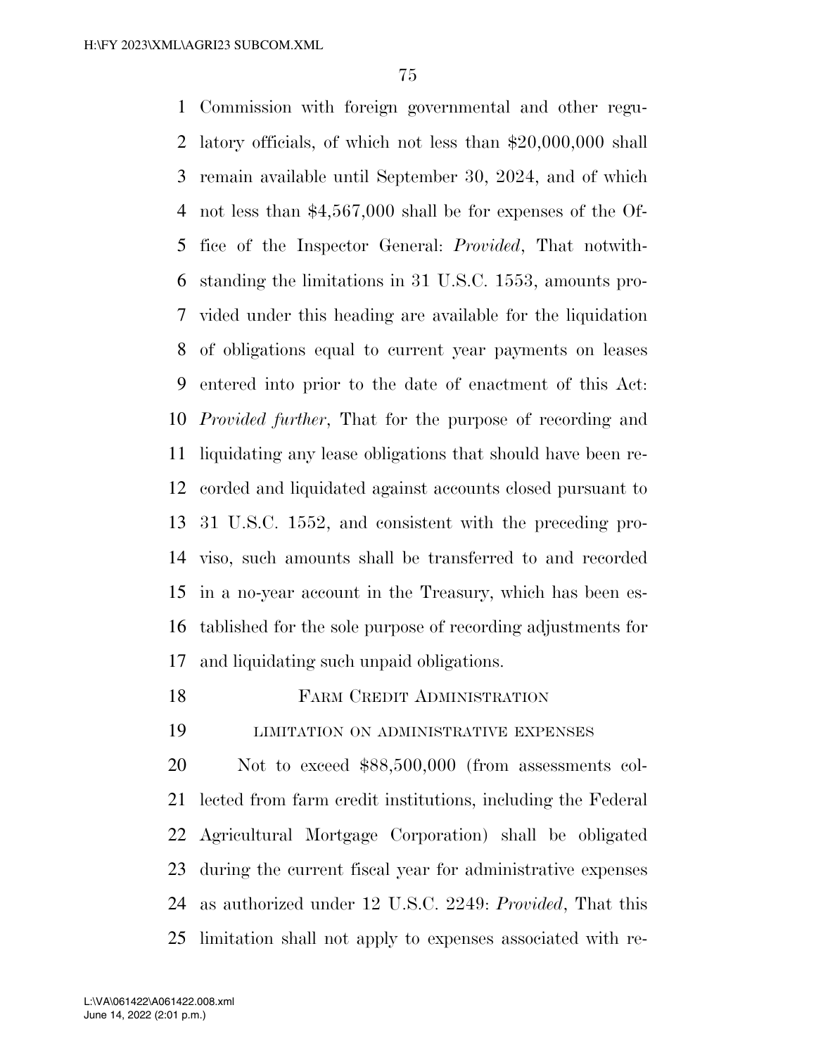Commission with foreign governmental and other regulatory officials, of which not less than $20,000,000 shall remain available until September 30, 2024, and of which not less than $4,567,000 shall be for expenses of the Office of the Inspector General: *Provided*, That notwithstanding the limitations in 31 U.S.C. 1553, amounts provided under this heading are available for the liquidation of obligations equal to current year payments on leases entered into prior to the date of enactment of this Act: *Provided further*, That for the purpose of recording and liquidating any lease obligations that should have been recorded and liquidated against accounts closed pursuant to 31 U.S.C. 1552, and consistent with the preceding proviso, such amounts shall be transferred to and recorded in a no-year account in the Treasury, which has been established for the sole purpose of recording adjustments for and liquidating such unpaid obligations.

## Farm Credit Administration

### limitation on administrative expenses

Not to exceed $88,500,000 (from assessments collected from farm credit institutions, including the Federal Agricultural Mortgage Corporation) shall be obligated during the current fiscal year for administrative expenses as authorized under 12 U.S.C. 2249: *Provided*, That this limitation shall not apply to expenses associated with re-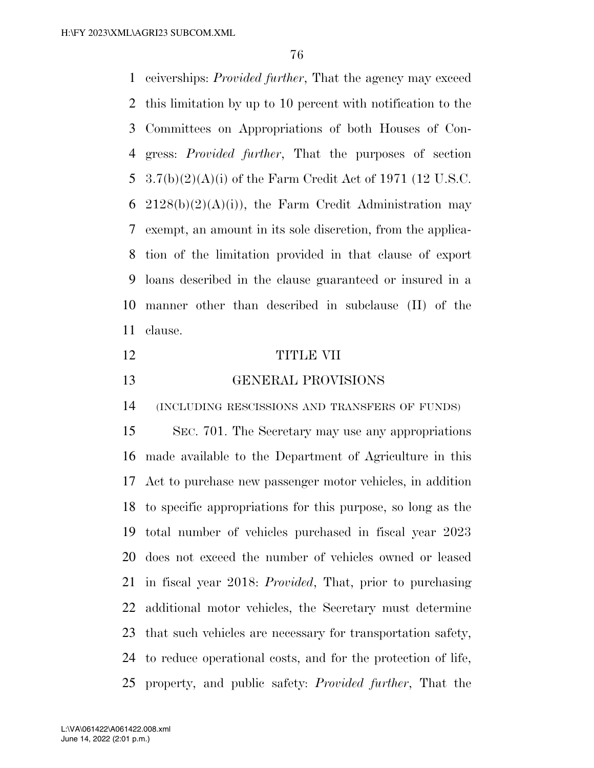ceiverships: *Provided further*, That the agency may exceed this limitation by up to 10 percent with notification to the Committees on Appropriations of both Houses of Congress: *Provided further*, That the purposes of section 3.7(b)(2)(A)(i) of the Farm Credit Act of 1971 (12 U.S.C. 2128(b)(2)(A)(i)), the Farm Credit Administration may exempt, an amount in its sole discretion, from the application of the limitation provided in that clause of export loans described in the clause guaranteed or insured in a manner other than described in subclause (II) of the clause.

# TITLE VII

## GENERAL PROVISIONS

(INCLUDING RESCISSIONS AND TRANSFERS OF FUNDS)

SEC. 701. The Secretary may use any appropriations made available to the Department of Agriculture in this Act to purchase new passenger motor vehicles, in addition to specific appropriations for this purpose, so long as the total number of vehicles purchased in fiscal year 2023 does not exceed the number of vehicles owned or leased in fiscal year 2018: *Provided*, That, prior to purchasing additional motor vehicles, the Secretary must determine that such vehicles are necessary for transportation safety, to reduce operational costs, and for the protection of life, property, and public safety: *Provided further*, That the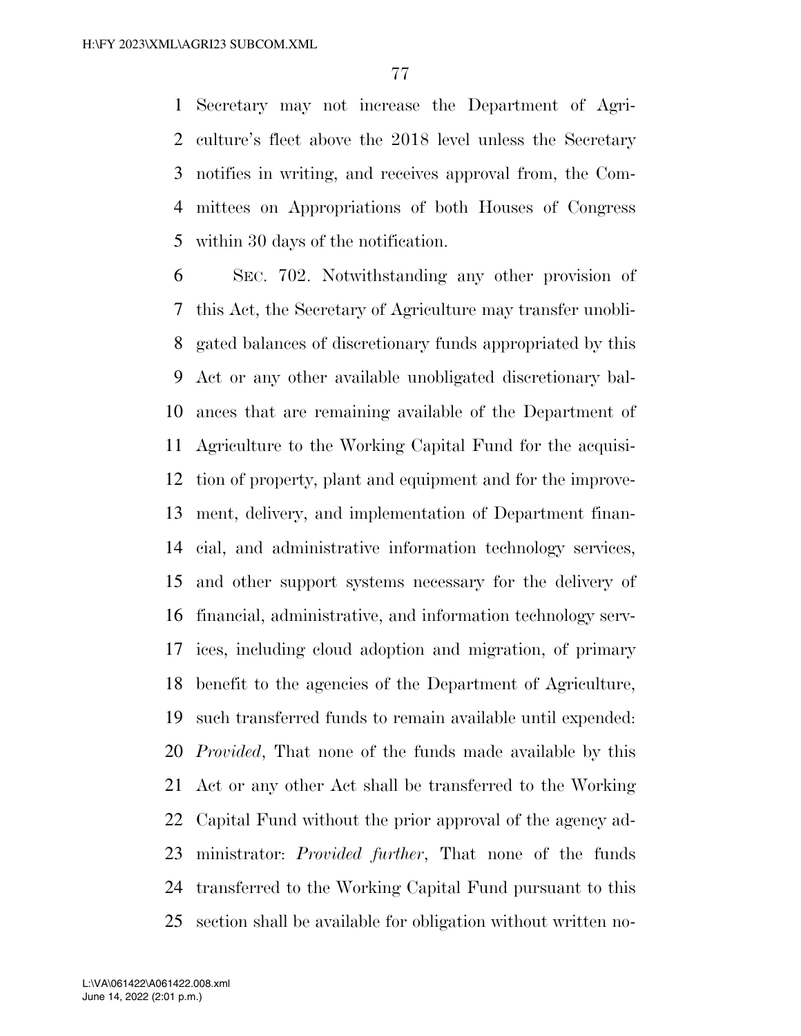Secretary may not increase the Department of Agriculture's fleet above the 2018 level unless the Secretary notifies in writing, and receives approval from, the Committees on Appropriations of both Houses of Congress within 30 days of the notification.

SEC. 702. Notwithstanding any other provision of this Act, the Secretary of Agriculture may transfer unobligated balances of discretionary funds appropriated by this Act or any other available unobligated discretionary balances that are remaining available of the Department of Agriculture to the Working Capital Fund for the acquisition of property, plant and equipment and for the improvement, delivery, and implementation of Department financial, and administrative information technology services, and other support systems necessary for the delivery of financial, administrative, and information technology services, including cloud adoption and migration, of primary benefit to the agencies of the Department of Agriculture, such transferred funds to remain available until expended: *Provided*, That none of the funds made available by this Act or any other Act shall be transferred to the Working Capital Fund without the prior approval of the agency administrator: *Provided further*, That none of the funds transferred to the Working Capital Fund pursuant to this section shall be available for obligation without written no-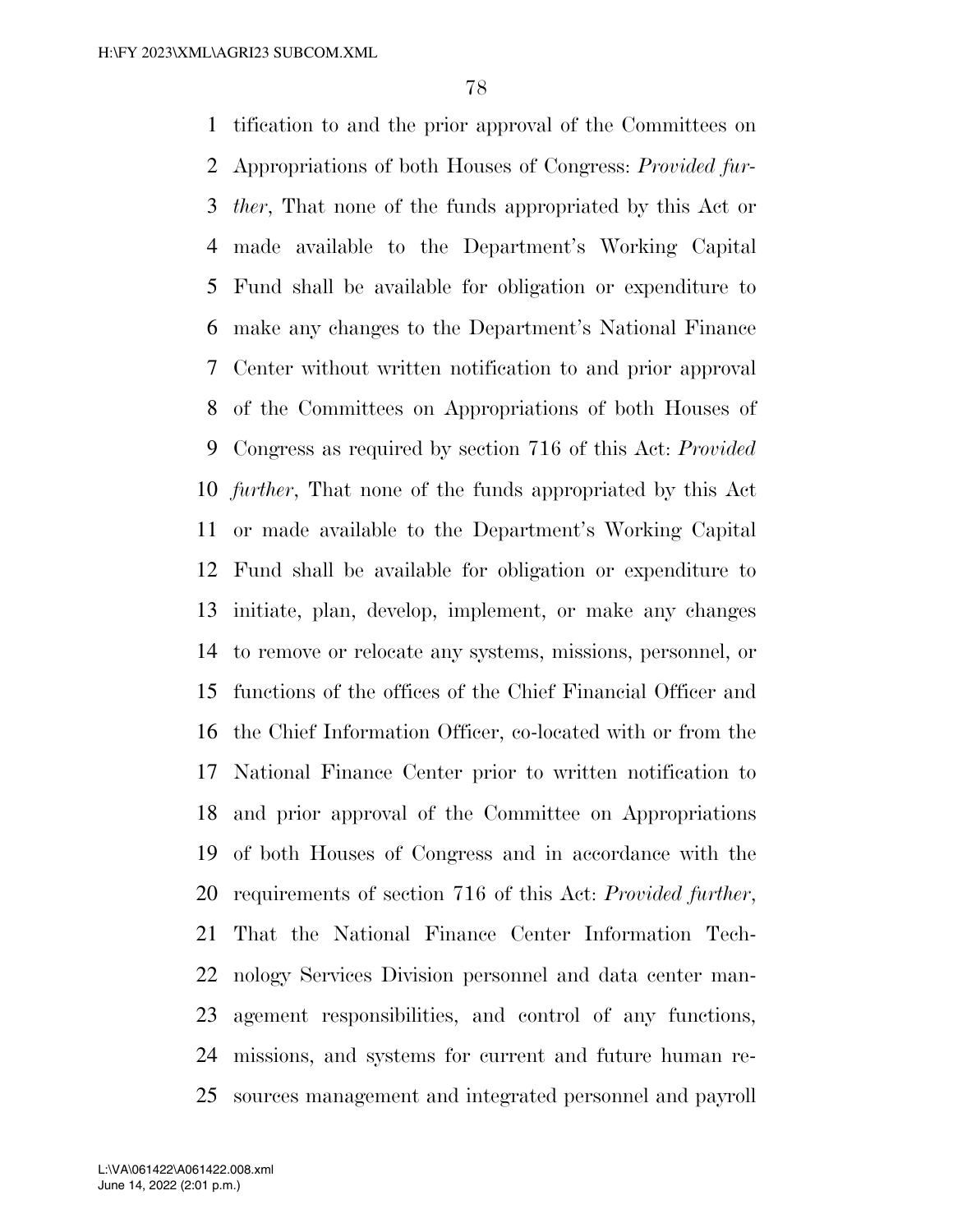tification to and the prior approval of the Committees on Appropriations of both Houses of Congress: *Provided further*, That none of the funds appropriated by this Act or made available to the Department's Working Capital Fund shall be available for obligation or expenditure to make any changes to the Department's National Finance Center without written notification to and prior approval of the Committees on Appropriations of both Houses of Congress as required by section 716 of this Act: *Provided further*, That none of the funds appropriated by this Act or made available to the Department's Working Capital Fund shall be available for obligation or expenditure to initiate, plan, develop, implement, or make any changes to remove or relocate any systems, missions, personnel, or functions of the offices of the Chief Financial Officer and the Chief Information Officer, co-located with or from the National Finance Center prior to written notification to and prior approval of the Committee on Appropriations of both Houses of Congress and in accordance with the requirements of section 716 of this Act: *Provided further*, That the National Finance Center Information Technology Services Division personnel and data center management responsibilities, and control of any functions, missions, and systems for current and future human resources management and integrated personnel and payroll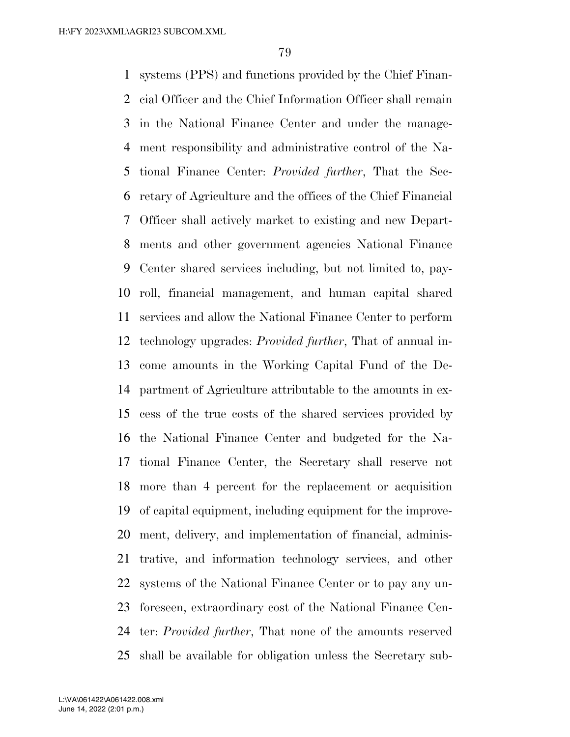systems (PPS) and functions provided by the Chief Financial Officer and the Chief Information Officer shall remain in the National Finance Center and under the management responsibility and administrative control of the National Finance Center: *Provided further*, That the Secretary of Agriculture and the offices of the Chief Financial Officer shall actively market to existing and new Departments and other government agencies National Finance Center shared services including, but not limited to, payroll, financial management, and human capital shared services and allow the National Finance Center to perform technology upgrades: *Provided further*, That of annual income amounts in the Working Capital Fund of the Department of Agriculture attributable to the amounts in excess of the true costs of the shared services provided by the National Finance Center and budgeted for the National Finance Center, the Secretary shall reserve not more than 4 percent for the replacement or acquisition of capital equipment, including equipment for the improvement, delivery, and implementation of financial, administrative, and information technology services, and other systems of the National Finance Center or to pay any unforeseen, extraordinary cost of the National Finance Center: *Provided further*, That none of the amounts reserved shall be available for obligation unless the Secretary sub-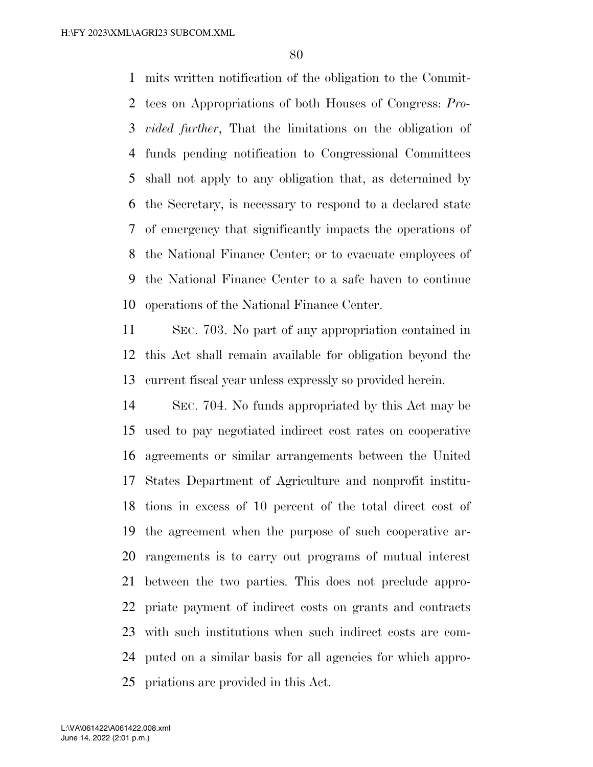mits written notification of the obligation to the Committees on Appropriations of both Houses of Congress: *Provided further*, That the limitations on the obligation of funds pending notification to Congressional Committees shall not apply to any obligation that, as determined by the Secretary, is necessary to respond to a declared state of emergency that significantly impacts the operations of the National Finance Center; or to evacuate employees of the National Finance Center to a safe haven to continue operations of the National Finance Center.

SEC. 703. No part of any appropriation contained in this Act shall remain available for obligation beyond the current fiscal year unless expressly so provided herein.

SEC. 704. No funds appropriated by this Act may be used to pay negotiated indirect cost rates on cooperative agreements or similar arrangements between the United States Department of Agriculture and nonprofit institutions in excess of 10 percent of the total direct cost of the agreement when the purpose of such cooperative arrangements is to carry out programs of mutual interest between the two parties. This does not preclude appropriate payment of indirect costs on grants and contracts with such institutions when such indirect costs are computed on a similar basis for all agencies for which appropriations are provided in this Act.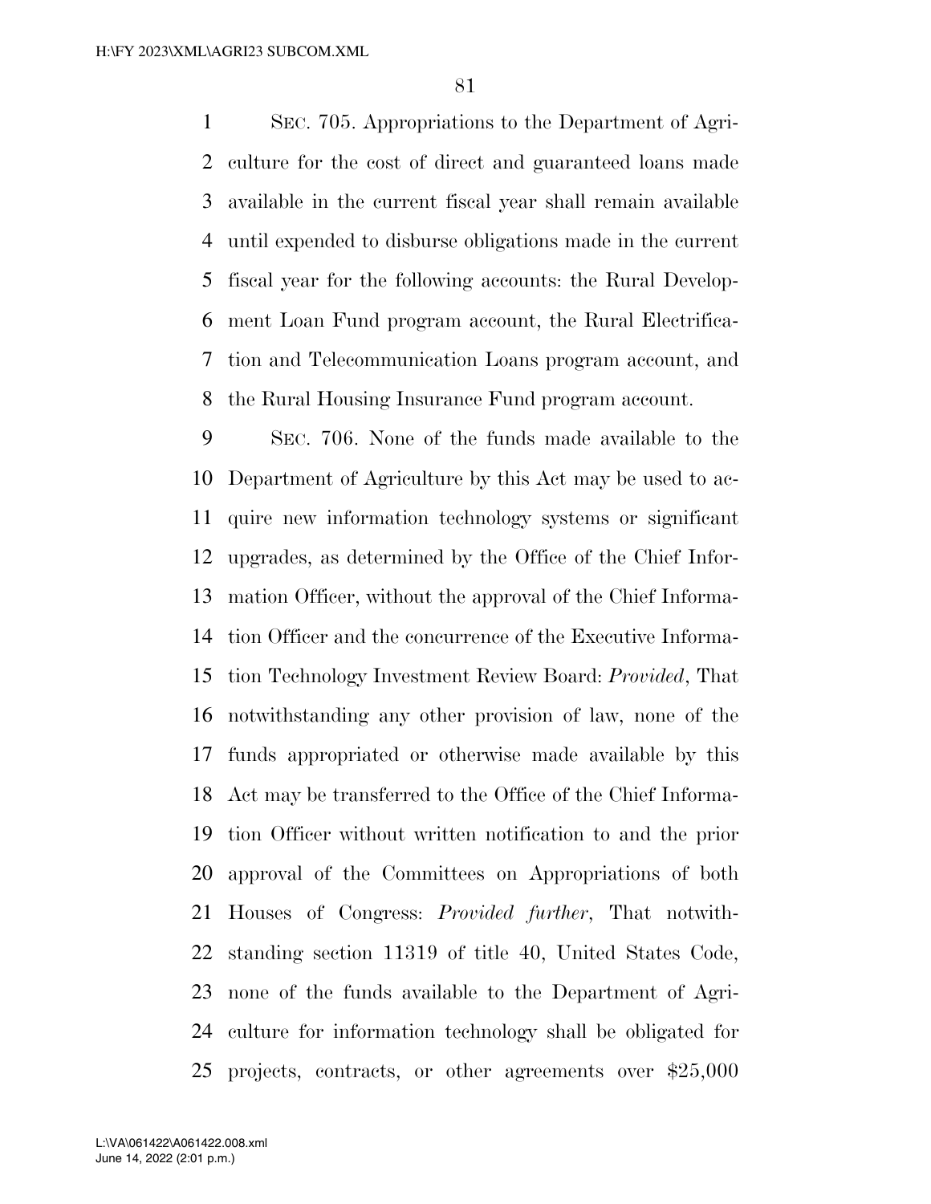SEC. 705. Appropriations to the Department of Agriculture for the cost of direct and guaranteed loans made available in the current fiscal year shall remain available until expended to disburse obligations made in the current fiscal year for the following accounts: the Rural Development Loan Fund program account, the Rural Electrification and Telecommunication Loans program account, and the Rural Housing Insurance Fund program account.

SEC. 706. None of the funds made available to the Department of Agriculture by this Act may be used to acquire new information technology systems or significant upgrades, as determined by the Office of the Chief Information Officer, without the approval of the Chief Information Officer and the concurrence of the Executive Information Technology Investment Review Board: *Provided*, That notwithstanding any other provision of law, none of the funds appropriated or otherwise made available by this Act may be transferred to the Office of the Chief Information Officer without written notification to and the prior approval of the Committees on Appropriations of both Houses of Congress: *Provided further*, That notwithstanding section 11319 of title 40, United States Code, none of the funds available to the Department of Agriculture for information technology shall be obligated for projects, contracts, or other agreements over $25,000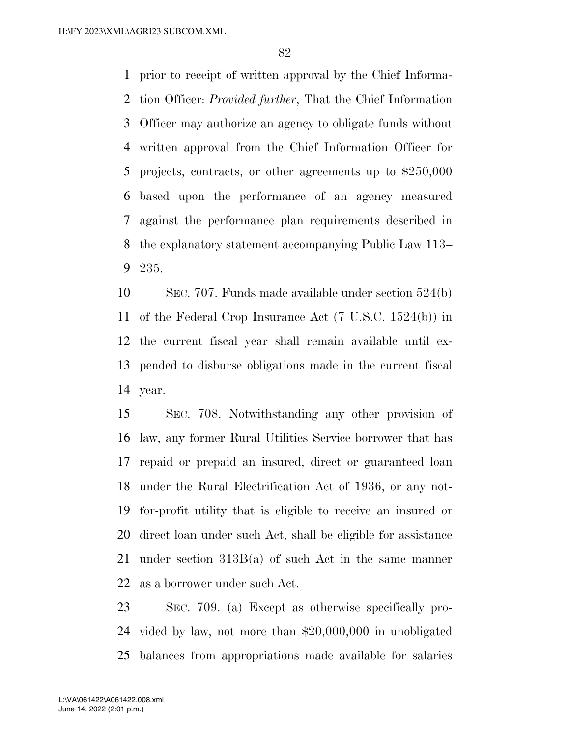prior to receipt of written approval by the Chief Information Officer: *Provided further*, That the Chief Information Officer may authorize an agency to obligate funds without written approval from the Chief Information Officer for projects, contracts, or other agreements up to $250,000 based upon the performance of an agency measured against the performance plan requirements described in the explanatory statement accompanying Public Law 113–235.

SEC. 707. Funds made available under section 524(b) of the Federal Crop Insurance Act (7 U.S.C. 1524(b)) in the current fiscal year shall remain available until expended to disburse obligations made in the current fiscal year.

SEC. 708. Notwithstanding any other provision of law, any former Rural Utilities Service borrower that has repaid or prepaid an insured, direct or guaranteed loan under the Rural Electrification Act of 1936, or any not-for-profit utility that is eligible to receive an insured or direct loan under such Act, shall be eligible for assistance under section 313B(a) of such Act in the same manner as a borrower under such Act.

SEC. 709. (a) Except as otherwise specifically provided by law, not more than $20,000,000 in unobligated balances from appropriations made available for salaries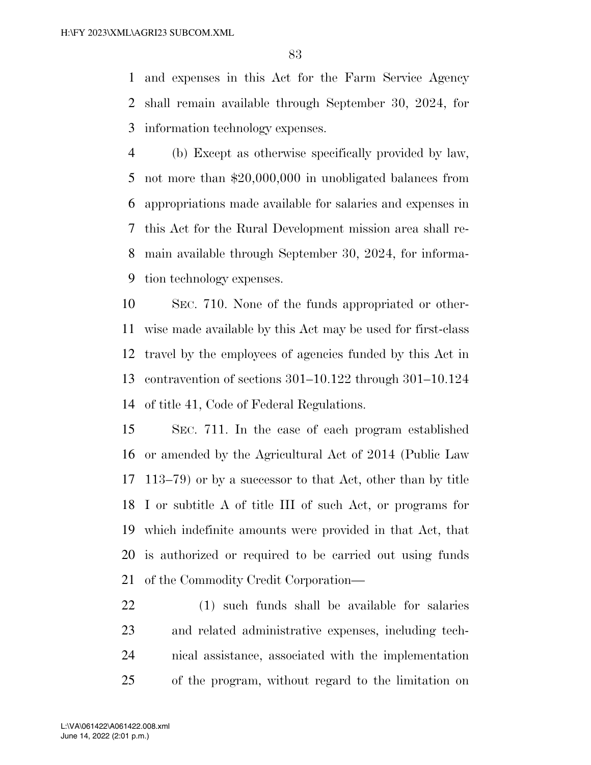and expenses in this Act for the Farm Service Agency shall remain available through September 30, 2024, for information technology expenses.

(b) Except as otherwise specifically provided by law, not more than $20,000,000 in unobligated balances from appropriations made available for salaries and expenses in this Act for the Rural Development mission area shall remain available through September 30, 2024, for information technology expenses.

SEC. 710. None of the funds appropriated or otherwise made available by this Act may be used for first-class travel by the employees of agencies funded by this Act in contravention of sections 301–10.122 through 301–10.124 of title 41, Code of Federal Regulations.

SEC. 711. In the case of each program established or amended by the Agricultural Act of 2014 (Public Law 113–79) or by a successor to that Act, other than by title I or subtitle A of title III of such Act, or programs for which indefinite amounts were provided in that Act, that is authorized or required to be carried out using funds of the Commodity Credit Corporation—

(1) such funds shall be available for salaries and related administrative expenses, including technical assistance, associated with the implementation of the program, without regard to the limitation on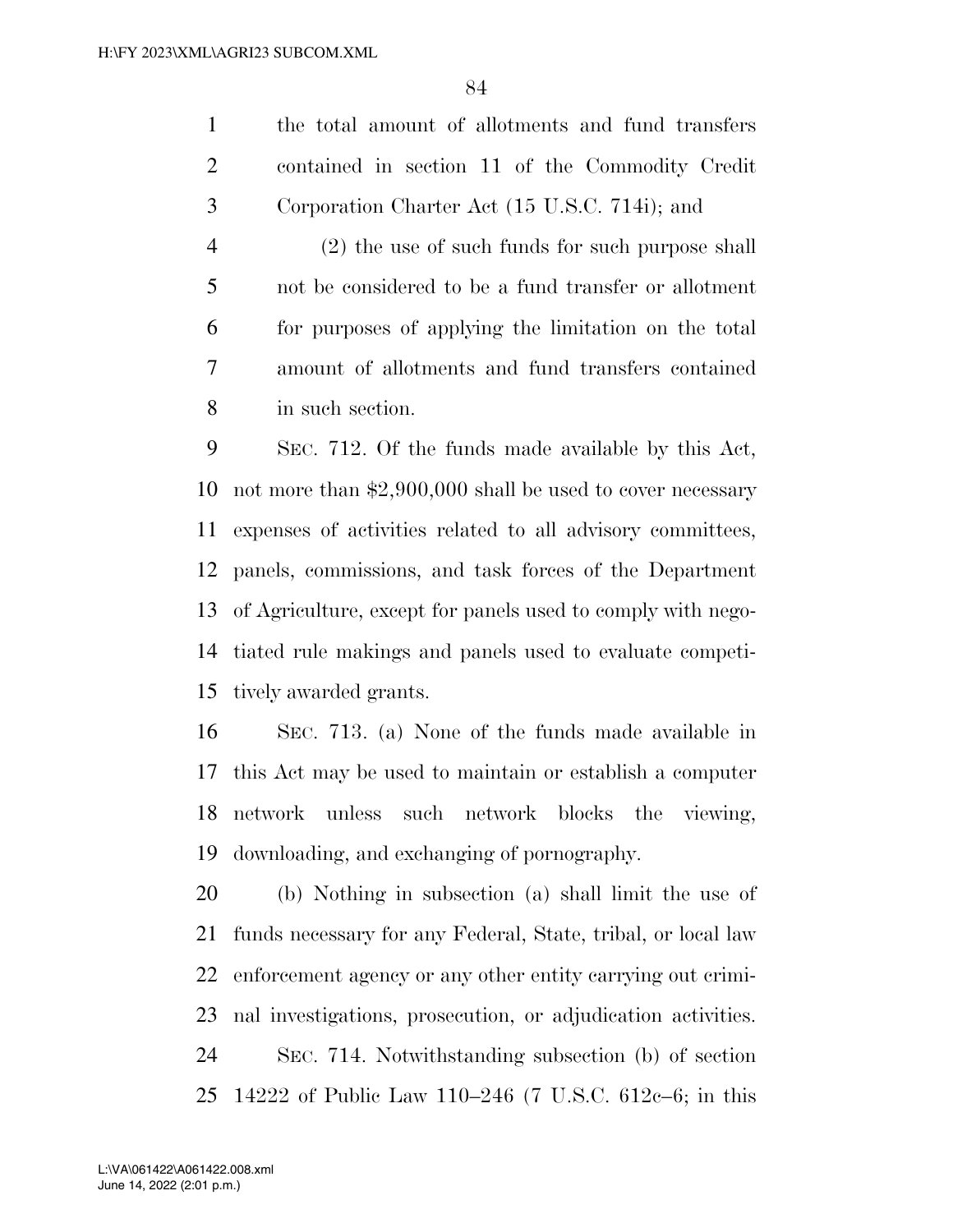the total amount of allotments and fund transfers contained in section 11 of the Commodity Credit Corporation Charter Act (15 U.S.C. 714i); and

(2) the use of such funds for such purpose shall not be considered to be a fund transfer or allotment for purposes of applying the limitation on the total amount of allotments and fund transfers contained in such section.

SEC. 712. Of the funds made available by this Act, not more than $2,900,000 shall be used to cover necessary expenses of activities related to all advisory committees, panels, commissions, and task forces of the Department of Agriculture, except for panels used to comply with negotiated rule makings and panels used to evaluate competitively awarded grants.

SEC. 713. (a) None of the funds made available in this Act may be used to maintain or establish a computer network unless such network blocks the viewing, downloading, and exchanging of pornography.

(b) Nothing in subsection (a) shall limit the use of funds necessary for any Federal, State, tribal, or local law enforcement agency or any other entity carrying out criminal investigations, prosecution, or adjudication activities.

SEC. 714. Notwithstanding subsection (b) of section 14222 of Public Law 110–246 (7 U.S.C. 612c–6; in this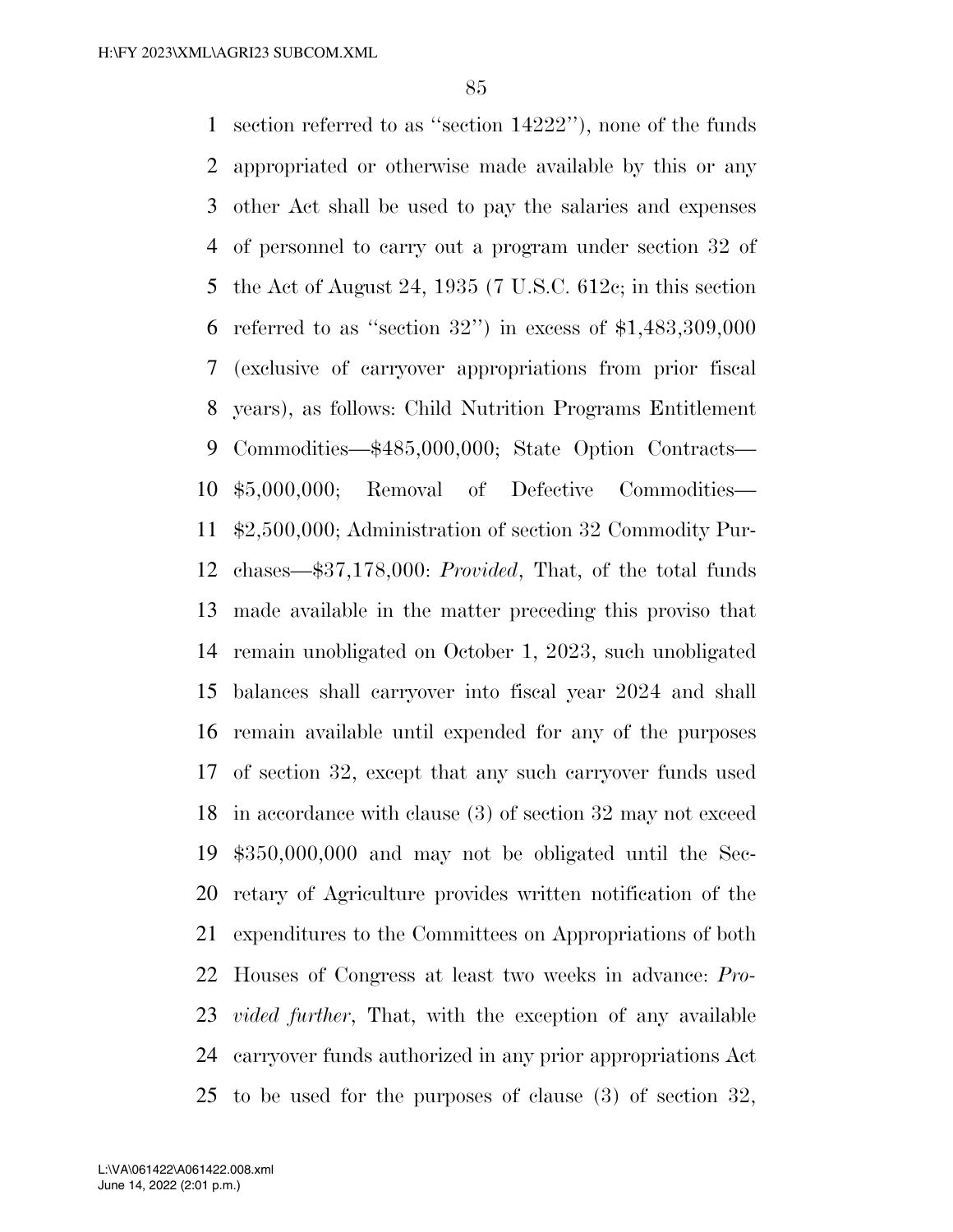section referred to as ''section 14222''), none of the funds appropriated or otherwise made available by this or any other Act shall be used to pay the salaries and expenses of personnel to carry out a program under section 32 of the Act of August 24, 1935 (7 U.S.C. 612c; in this section referred to as ''section 32'') in excess of $1,483,309,000 (exclusive of carryover appropriations from prior fiscal years), as follows: Child Nutrition Programs Entitlement Commodities—$485,000,000; State Option Contracts—$5,000,000; Removal of Defective Commodities—$2,500,000; Administration of section 32 Commodity Purchases—$37,178,000: *Provided*, That, of the total funds made available in the matter preceding this proviso that remain unobligated on October 1, 2023, such unobligated balances shall carryover into fiscal year 2024 and shall remain available until expended for any of the purposes of section 32, except that any such carryover funds used in accordance with clause (3) of section 32 may not exceed $350,000,000 and may not be obligated until the Secretary of Agriculture provides written notification of the expenditures to the Committees on Appropriations of both Houses of Congress at least two weeks in advance: *Provided further*, That, with the exception of any available carryover funds authorized in any prior appropriations Act to be used for the purposes of clause (3) of section 32,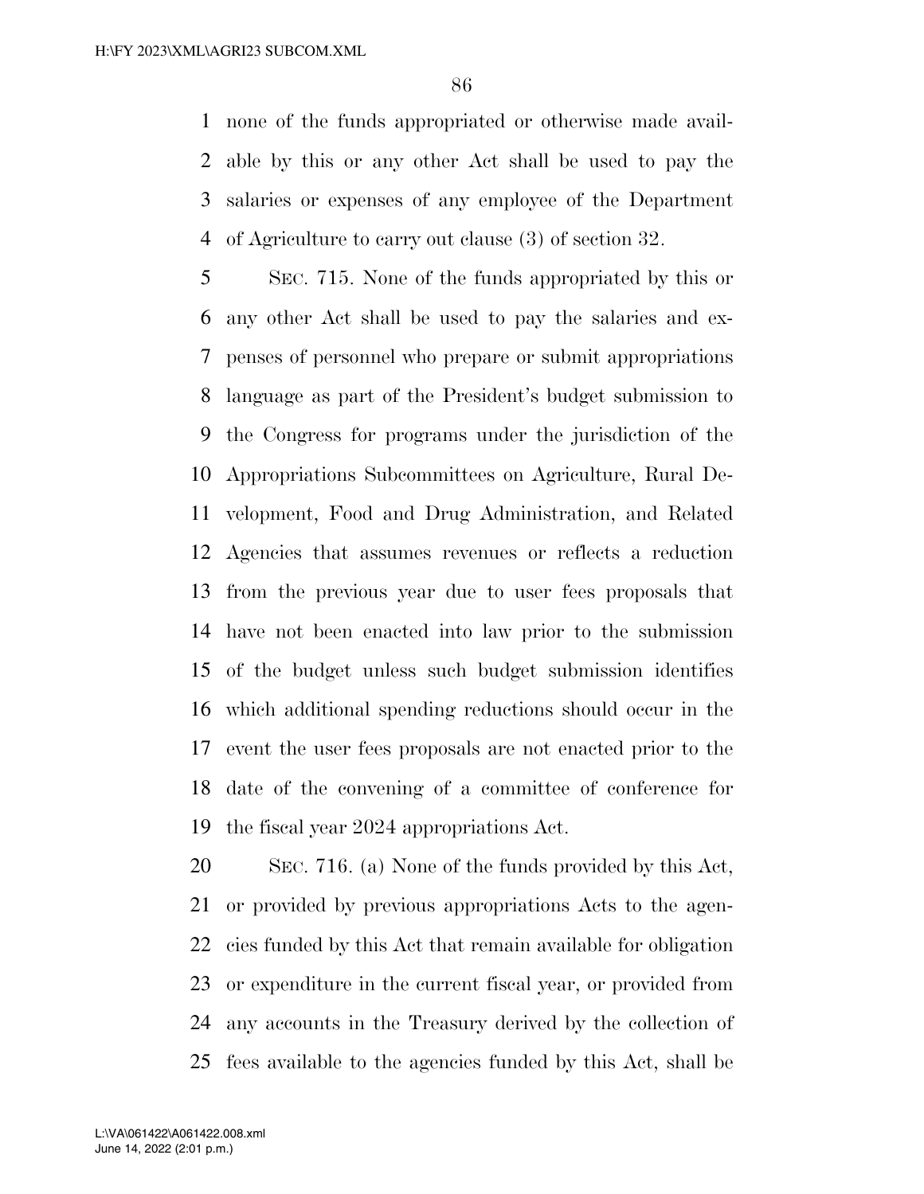none of the funds appropriated or otherwise made available by this or any other Act shall be used to pay the salaries or expenses of any employee of the Department of Agriculture to carry out clause (3) of section 32.

SEC. 715. None of the funds appropriated by this or any other Act shall be used to pay the salaries and expenses of personnel who prepare or submit appropriations language as part of the President's budget submission to the Congress for programs under the jurisdiction of the Appropriations Subcommittees on Agriculture, Rural Development, Food and Drug Administration, and Related Agencies that assumes revenues or reflects a reduction from the previous year due to user fees proposals that have not been enacted into law prior to the submission of the budget unless such budget submission identifies which additional spending reductions should occur in the event the user fees proposals are not enacted prior to the date of the convening of a committee of conference for the fiscal year 2024 appropriations Act.

SEC. 716. (a) None of the funds provided by this Act, or provided by previous appropriations Acts to the agencies funded by this Act that remain available for obligation or expenditure in the current fiscal year, or provided from any accounts in the Treasury derived by the collection of fees available to the agencies funded by this Act, shall be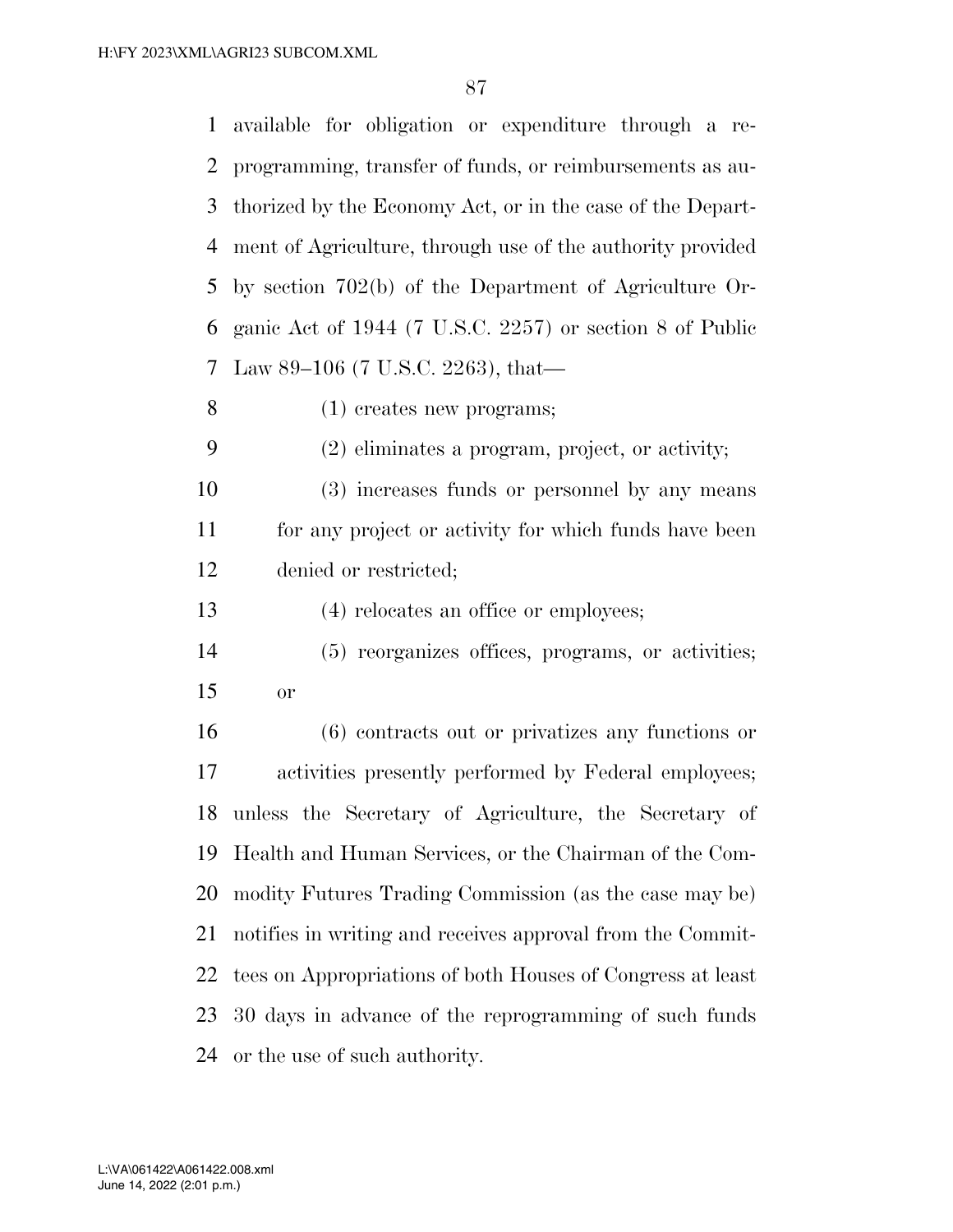available for obligation or expenditure through a reprogramming, transfer of funds, or reimbursements as authorized by the Economy Act, or in the case of the Department of Agriculture, through use of the authority provided by section 702(b) of the Department of Agriculture Organic Act of 1944 (7 U.S.C. 2257) or section 8 of Public Law 89–106 (7 U.S.C. 2263), that—

(1) creates new programs;

(2) eliminates a program, project, or activity;

(3) increases funds or personnel by any means for any project or activity for which funds have been denied or restricted;

(4) relocates an office or employees;

(5) reorganizes offices, programs, or activities; or

(6) contracts out or privatizes any functions or activities presently performed by Federal employees;

unless the Secretary of Agriculture, the Secretary of Health and Human Services, or the Chairman of the Commodity Futures Trading Commission (as the case may be) notifies in writing and receives approval from the Committees on Appropriations of both Houses of Congress at least 30 days in advance of the reprogramming of such funds or the use of such authority.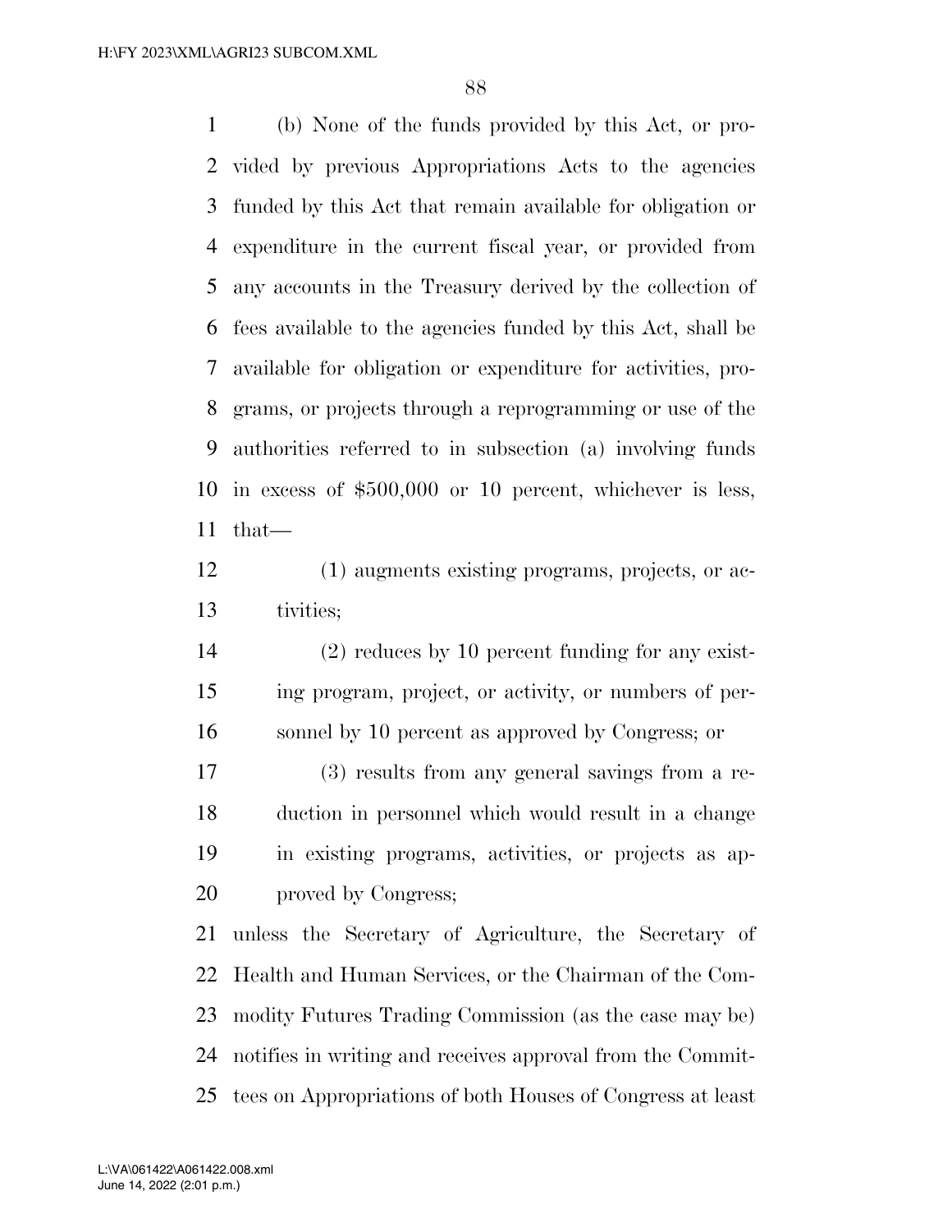(b) None of the funds provided by this Act, or provided by previous Appropriations Acts to the agencies funded by this Act that remain available for obligation or expenditure in the current fiscal year, or provided from any accounts in the Treasury derived by the collection of fees available to the agencies funded by this Act, shall be available for obligation or expenditure for activities, programs, or projects through a reprogramming or use of the authorities referred to in subsection (a) involving funds in excess of $500,000 or 10 percent, whichever is less, that—

(1) augments existing programs, projects, or activities;

(2) reduces by 10 percent funding for any existing program, project, or activity, or numbers of personnel by 10 percent as approved by Congress; or

(3) results from any general savings from a reduction in personnel which would result in a change in existing programs, activities, or projects as approved by Congress;

unless the Secretary of Agriculture, the Secretary of Health and Human Services, or the Chairman of the Commodity Futures Trading Commission (as the case may be) notifies in writing and receives approval from the Committees on Appropriations of both Houses of Congress at least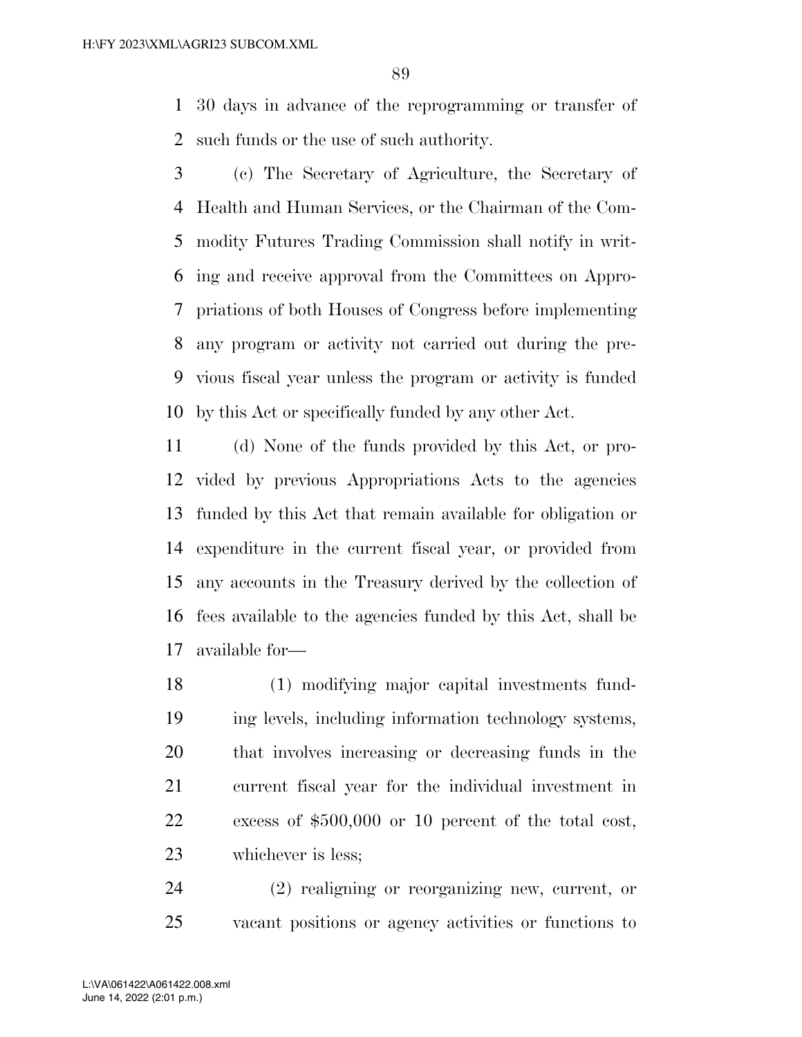30 days in advance of the reprogramming or transfer of such funds or the use of such authority.

(c) The Secretary of Agriculture, the Secretary of Health and Human Services, or the Chairman of the Commodity Futures Trading Commission shall notify in writing and receive approval from the Committees on Appropriations of both Houses of Congress before implementing any program or activity not carried out during the previous fiscal year unless the program or activity is funded by this Act or specifically funded by any other Act.

(d) None of the funds provided by this Act, or provided by previous Appropriations Acts to the agencies funded by this Act that remain available for obligation or expenditure in the current fiscal year, or provided from any accounts in the Treasury derived by the collection of fees available to the agencies funded by this Act, shall be available for—

(1) modifying major capital investments funding levels, including information technology systems, that involves increasing or decreasing funds in the current fiscal year for the individual investment in excess of $500,000 or 10 percent of the total cost, whichever is less;

(2) realigning or reorganizing new, current, or vacant positions or agency activities or functions to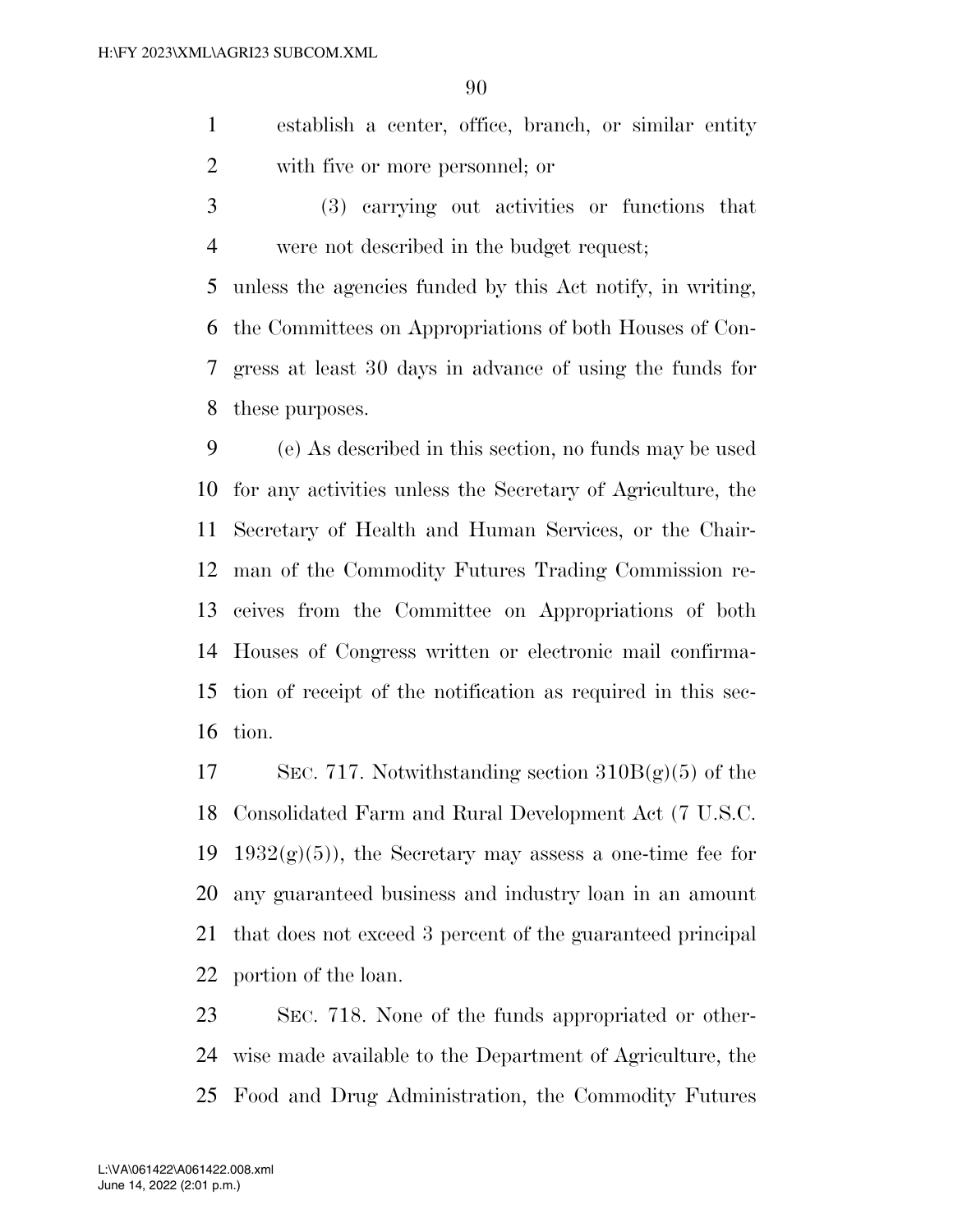establish a center, office, branch, or similar entity with five or more personnel; or

(3) carrying out activities or functions that were not described in the budget request;

unless the agencies funded by this Act notify, in writing, the Committees on Appropriations of both Houses of Congress at least 30 days in advance of using the funds for these purposes.

(e) As described in this section, no funds may be used for any activities unless the Secretary of Agriculture, the Secretary of Health and Human Services, or the Chairman of the Commodity Futures Trading Commission receives from the Committee on Appropriations of both Houses of Congress written or electronic mail confirmation of receipt of the notification as required in this section.

SEC. 717. Notwithstanding section 310B(g)(5) of the Consolidated Farm and Rural Development Act (7 U.S.C. 1932(g)(5)), the Secretary may assess a one-time fee for any guaranteed business and industry loan in an amount that does not exceed 3 percent of the guaranteed principal portion of the loan.

SEC. 718. None of the funds appropriated or otherwise made available to the Department of Agriculture, the Food and Drug Administration, the Commodity Futures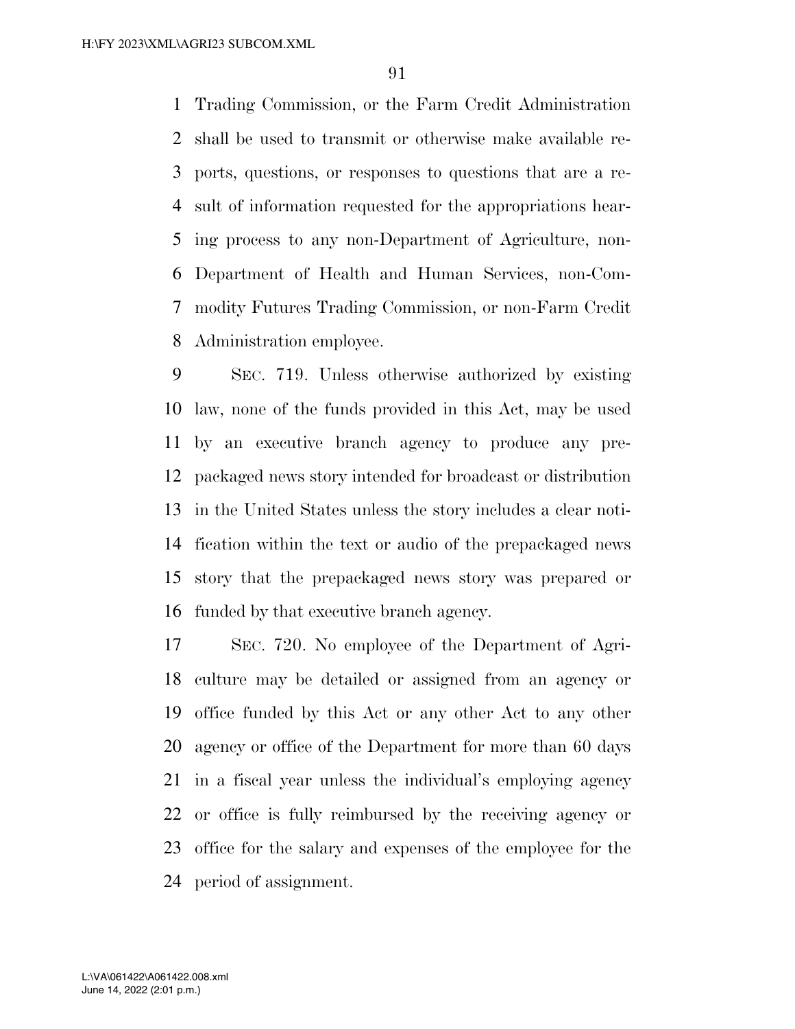Trading Commission, or the Farm Credit Administration shall be used to transmit or otherwise make available reports, questions, or responses to questions that are a result of information requested for the appropriations hearing process to any non-Department of Agriculture, non-Department of Health and Human Services, non-Commodity Futures Trading Commission, or non-Farm Credit Administration employee.

SEC. 719. Unless otherwise authorized by existing law, none of the funds provided in this Act, may be used by an executive branch agency to produce any prepackaged news story intended for broadcast or distribution in the United States unless the story includes a clear notification within the text or audio of the prepackaged news story that the prepackaged news story was prepared or funded by that executive branch agency.

SEC. 720. No employee of the Department of Agriculture may be detailed or assigned from an agency or office funded by this Act or any other Act to any other agency or office of the Department for more than 60 days in a fiscal year unless the individual's employing agency or office is fully reimbursed by the receiving agency or office for the salary and expenses of the employee for the period of assignment.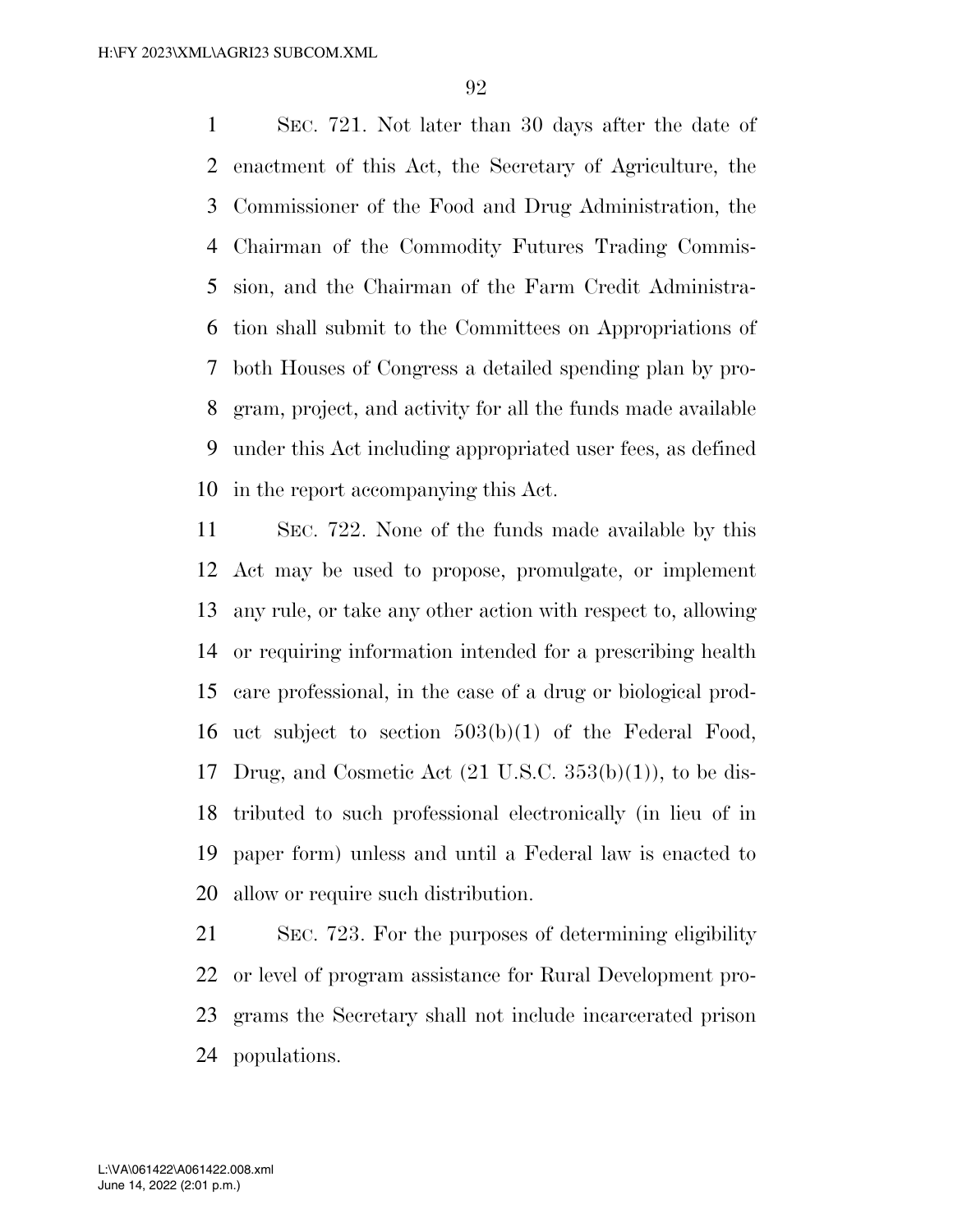SEC. 721. Not later than 30 days after the date of enactment of this Act, the Secretary of Agriculture, the Commissioner of the Food and Drug Administration, the Chairman of the Commodity Futures Trading Commission, and the Chairman of the Farm Credit Administration shall submit to the Committees on Appropriations of both Houses of Congress a detailed spending plan by program, project, and activity for all the funds made available under this Act including appropriated user fees, as defined in the report accompanying this Act.

SEC. 722. None of the funds made available by this Act may be used to propose, promulgate, or implement any rule, or take any other action with respect to, allowing or requiring information intended for a prescribing health care professional, in the case of a drug or biological product subject to section 503(b)(1) of the Federal Food, Drug, and Cosmetic Act (21 U.S.C. 353(b)(1)), to be distributed to such professional electronically (in lieu of in paper form) unless and until a Federal law is enacted to allow or require such distribution.

SEC. 723. For the purposes of determining eligibility or level of program assistance for Rural Development programs the Secretary shall not include incarcerated prison populations.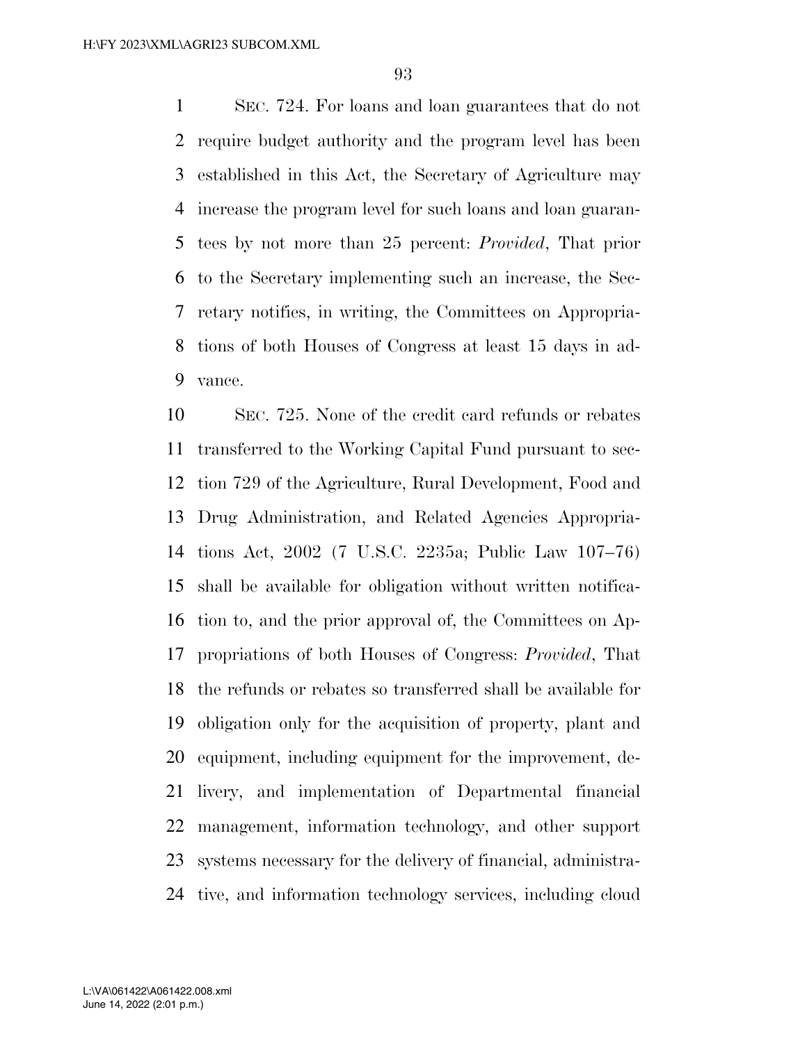SEC. 724. For loans and loan guarantees that do not require budget authority and the program level has been established in this Act, the Secretary of Agriculture may increase the program level for such loans and loan guarantees by not more than 25 percent: *Provided*, That prior to the Secretary implementing such an increase, the Secretary notifies, in writing, the Committees on Appropriations of both Houses of Congress at least 15 days in advance.

SEC. 725. None of the credit card refunds or rebates transferred to the Working Capital Fund pursuant to section 729 of the Agriculture, Rural Development, Food and Drug Administration, and Related Agencies Appropriations Act, 2002 (7 U.S.C. 2235a; Public Law 107–76) shall be available for obligation without written notification to, and the prior approval of, the Committees on Appropriations of both Houses of Congress: *Provided*, That the refunds or rebates so transferred shall be available for obligation only for the acquisition of property, plant and equipment, including equipment for the improvement, delivery, and implementation of Departmental financial management, information technology, and other support systems necessary for the delivery of financial, administrative, and information technology services, including cloud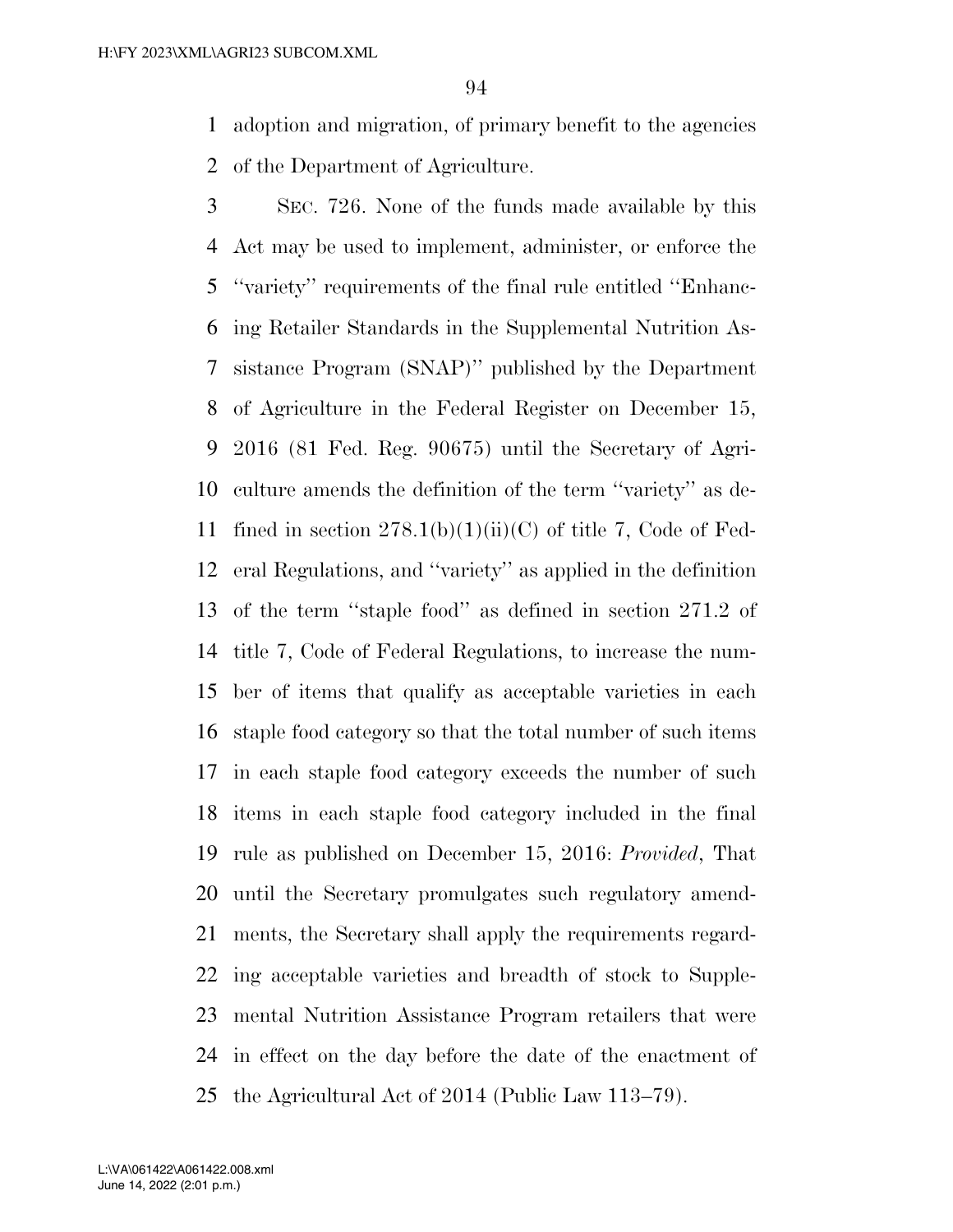adoption and migration, of primary benefit to the agencies of the Department of Agriculture.

SEC. 726. None of the funds made available by this Act may be used to implement, administer, or enforce the "variety" requirements of the final rule entitled "Enhancing Retailer Standards in the Supplemental Nutrition Assistance Program (SNAP)" published by the Department of Agriculture in the Federal Register on December 15, 2016 (81 Fed. Reg. 90675) until the Secretary of Agriculture amends the definition of the term "variety" as defined in section 278.1(b)(1)(ii)(C) of title 7, Code of Federal Regulations, and "variety" as applied in the definition of the term "staple food" as defined in section 271.2 of title 7, Code of Federal Regulations, to increase the number of items that qualify as acceptable varieties in each staple food category so that the total number of such items in each staple food category exceeds the number of such items in each staple food category included in the final rule as published on December 15, 2016: *Provided*, That until the Secretary promulgates such regulatory amendments, the Secretary shall apply the requirements regarding acceptable varieties and breadth of stock to Supplemental Nutrition Assistance Program retailers that were in effect on the day before the date of the enactment of the Agricultural Act of 2014 (Public Law 113–79).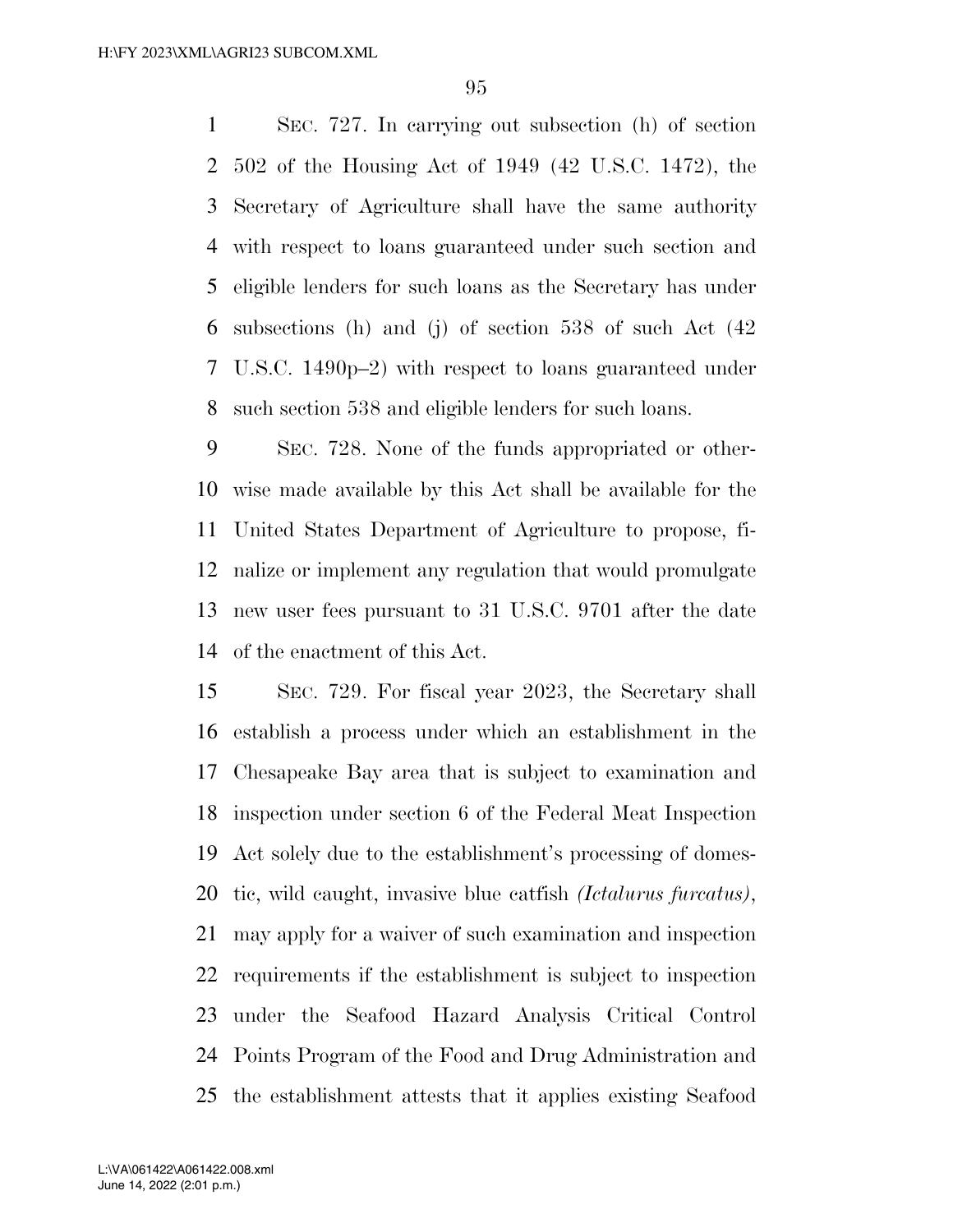SEC. 727. In carrying out subsection (h) of section 502 of the Housing Act of 1949 (42 U.S.C. 1472), the Secretary of Agriculture shall have the same authority with respect to loans guaranteed under such section and eligible lenders for such loans as the Secretary has under subsections (h) and (j) of section 538 of such Act (42 U.S.C. 1490p–2) with respect to loans guaranteed under such section 538 and eligible lenders for such loans.

SEC. 728. None of the funds appropriated or otherwise made available by this Act shall be available for the United States Department of Agriculture to propose, finalize or implement any regulation that would promulgate new user fees pursuant to 31 U.S.C. 9701 after the date of the enactment of this Act.

SEC. 729. For fiscal year 2023, the Secretary shall establish a process under which an establishment in the Chesapeake Bay area that is subject to examination and inspection under section 6 of the Federal Meat Inspection Act solely due to the establishment's processing of domestic, wild caught, invasive blue catfish *(Ictalurus furcatus)*, may apply for a waiver of such examination and inspection requirements if the establishment is subject to inspection under the Seafood Hazard Analysis Critical Control Points Program of the Food and Drug Administration and the establishment attests that it applies existing Seafood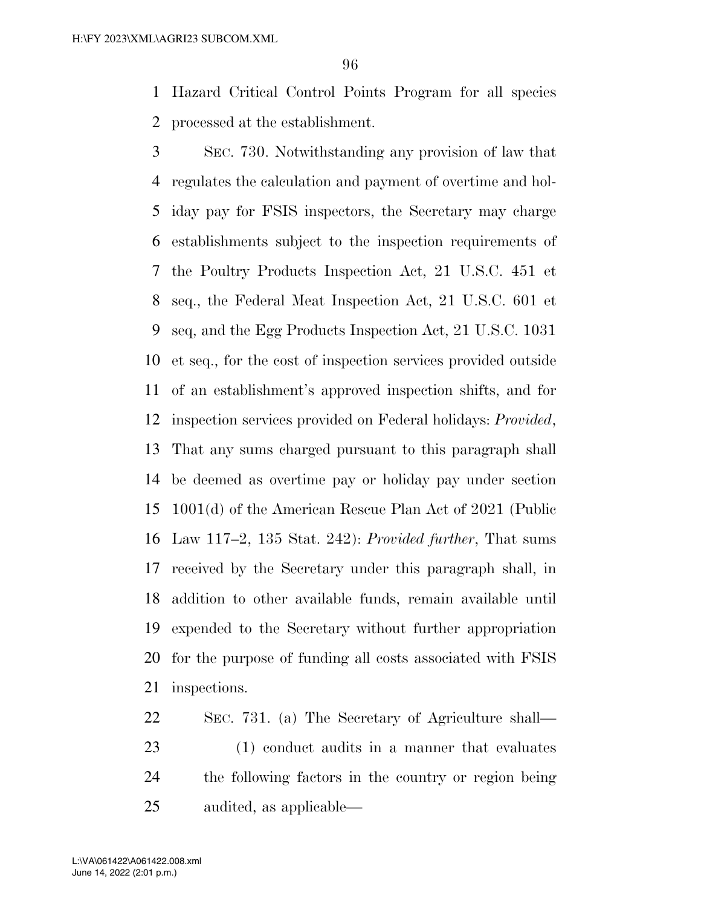Hazard Critical Control Points Program for all species processed at the establishment.

SEC. 730. Notwithstanding any provision of law that regulates the calculation and payment of overtime and holiday pay for FSIS inspectors, the Secretary may charge establishments subject to the inspection requirements of the Poultry Products Inspection Act, 21 U.S.C. 451 et seq., the Federal Meat Inspection Act, 21 U.S.C. 601 et seq, and the Egg Products Inspection Act, 21 U.S.C. 1031 et seq., for the cost of inspection services provided outside of an establishment's approved inspection shifts, and for inspection services provided on Federal holidays: *Provided*, That any sums charged pursuant to this paragraph shall be deemed as overtime pay or holiday pay under section 1001(d) of the American Rescue Plan Act of 2021 (Public Law 117–2, 135 Stat. 242): *Provided further*, That sums received by the Secretary under this paragraph shall, in addition to other available funds, remain available until expended to the Secretary without further appropriation for the purpose of funding all costs associated with FSIS inspections.

SEC. 731. (a) The Secretary of Agriculture shall—

(1) conduct audits in a manner that evaluates the following factors in the country or region being audited, as applicable—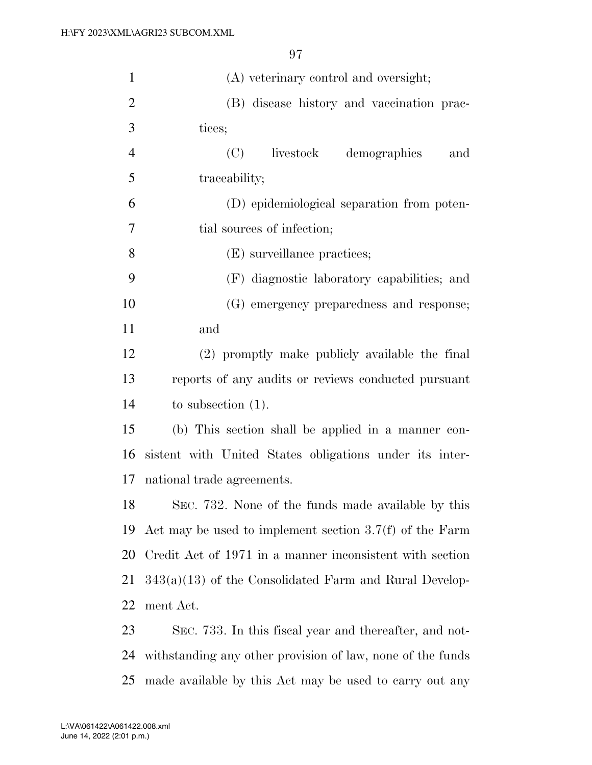(A) veterinary control and oversight;

(B) disease history and vaccination practices;

(C) livestock demographics and traceability;

(D) epidemiological separation from potential sources of infection;

(E) surveillance practices;

(F) diagnostic laboratory capabilities; and

(G) emergency preparedness and response; and

(2) promptly make publicly available the final reports of any audits or reviews conducted pursuant to subsection (1).

(b) This section shall be applied in a manner consistent with United States obligations under its international trade agreements.

SEC. 732. None of the funds made available by this Act may be used to implement section 3.7(f) of the Farm Credit Act of 1971 in a manner inconsistent with section 343(a)(13) of the Consolidated Farm and Rural Development Act.

SEC. 733. In this fiscal year and thereafter, and notwithstanding any other provision of law, none of the funds made available by this Act may be used to carry out any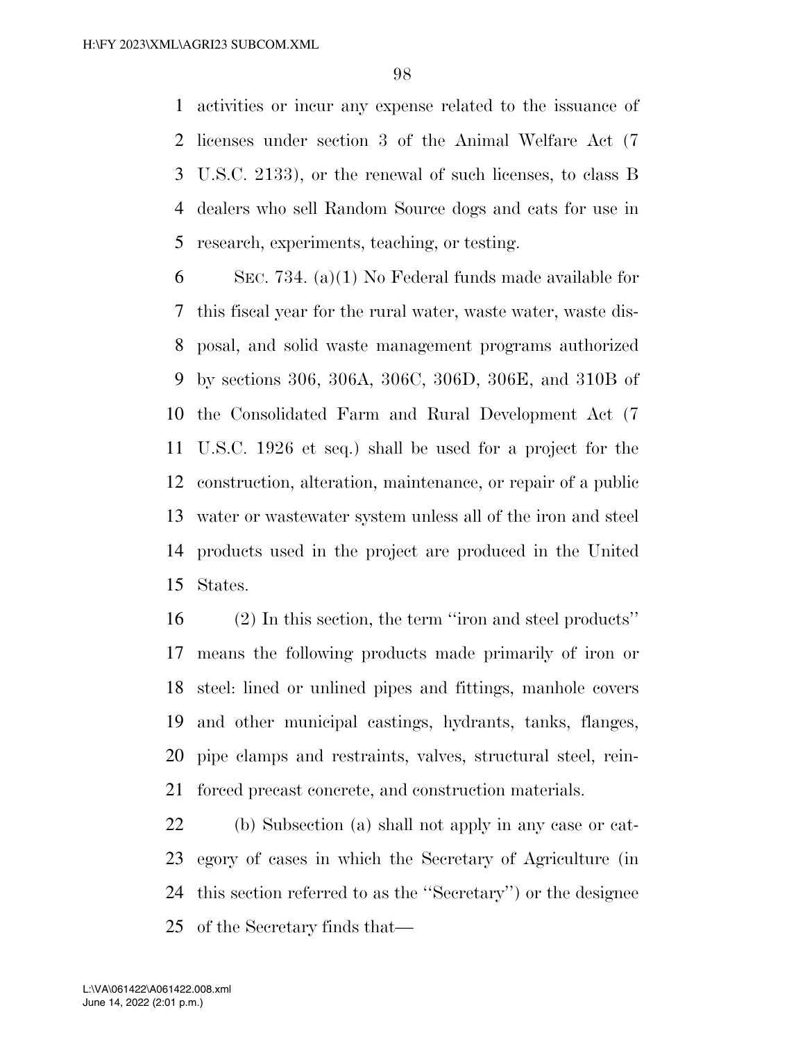activities or incur any expense related to the issuance of licenses under section 3 of the Animal Welfare Act (7 U.S.C. 2133), or the renewal of such licenses, to class B dealers who sell Random Source dogs and cats for use in research, experiments, teaching, or testing.

SEC. 734. (a)(1) No Federal funds made available for this fiscal year for the rural water, waste water, waste disposal, and solid waste management programs authorized by sections 306, 306A, 306C, 306D, 306E, and 310B of the Consolidated Farm and Rural Development Act (7 U.S.C. 1926 et seq.) shall be used for a project for the construction, alteration, maintenance, or repair of a public water or wastewater system unless all of the iron and steel products used in the project are produced in the United States.

(2) In this section, the term ''iron and steel products'' means the following products made primarily of iron or steel: lined or unlined pipes and fittings, manhole covers and other municipal castings, hydrants, tanks, flanges, pipe clamps and restraints, valves, structural steel, reinforced precast concrete, and construction materials.

(b) Subsection (a) shall not apply in any case or category of cases in which the Secretary of Agriculture (in this section referred to as the ''Secretary'') or the designee of the Secretary finds that—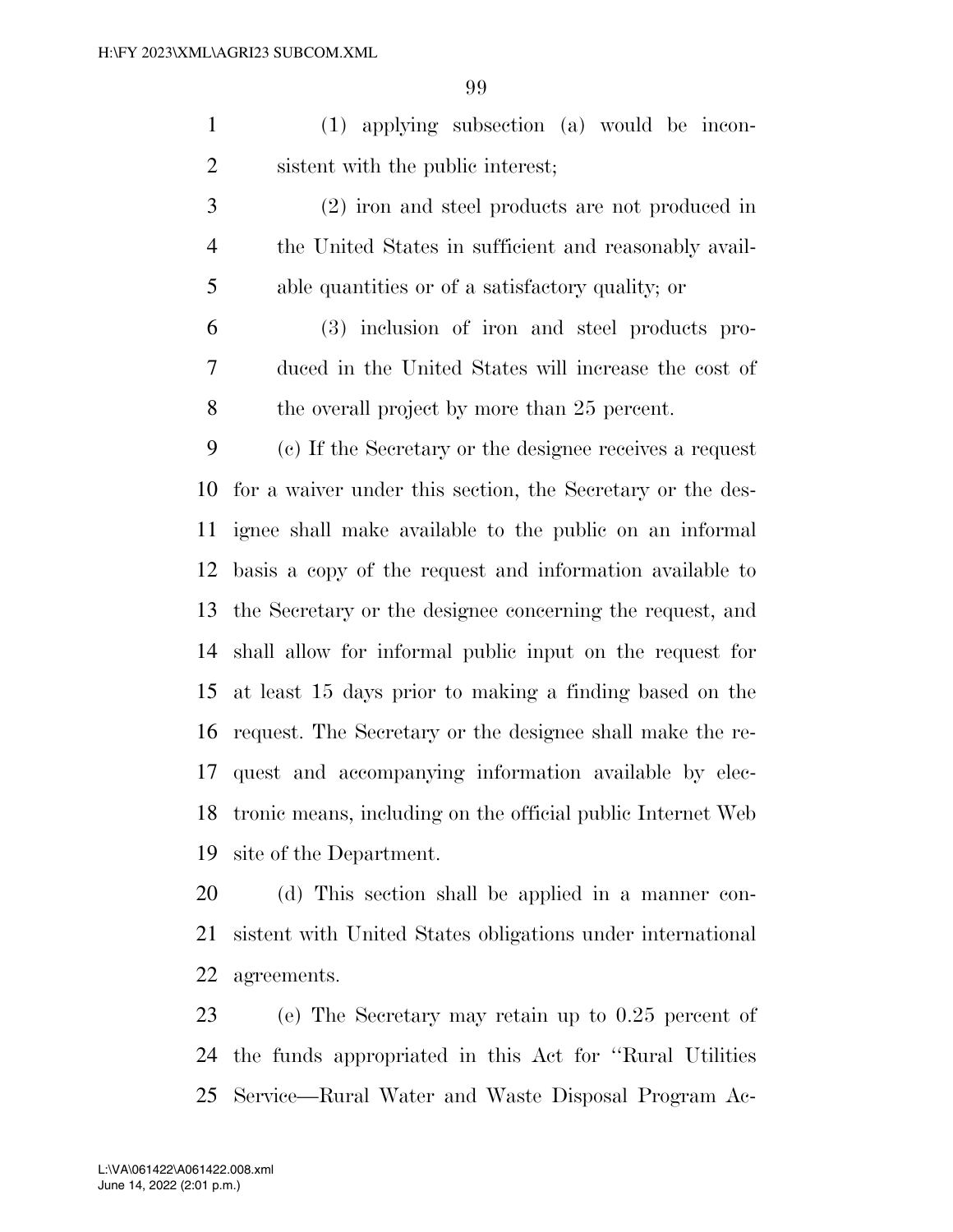(1) applying subsection (a) would be inconsistent with the public interest;

(2) iron and steel products are not produced in the United States in sufficient and reasonably available quantities or of a satisfactory quality; or

(3) inclusion of iron and steel products produced in the United States will increase the cost of the overall project by more than 25 percent.

(c) If the Secretary or the designee receives a request for a waiver under this section, the Secretary or the designee shall make available to the public on an informal basis a copy of the request and information available to the Secretary or the designee concerning the request, and shall allow for informal public input on the request for at least 15 days prior to making a finding based on the request. The Secretary or the designee shall make the request and accompanying information available by electronic means, including on the official public Internet Web site of the Department.

(d) This section shall be applied in a manner consistent with United States obligations under international agreements.

(e) The Secretary may retain up to 0.25 percent of the funds appropriated in this Act for ''Rural Utilities Service—Rural Water and Waste Disposal Program Ac-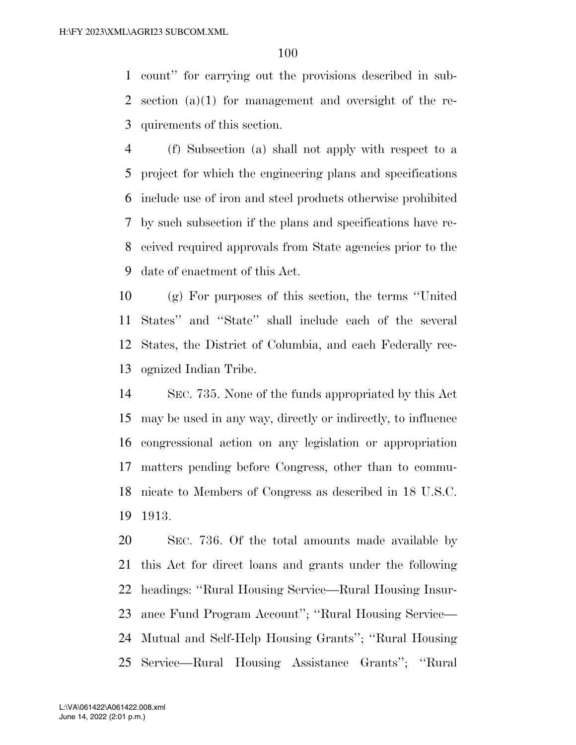count'' for carrying out the provisions described in subsection (a)(1) for management and oversight of the requirements of this section.

(f) Subsection (a) shall not apply with respect to a project for which the engineering plans and specifications include use of iron and steel products otherwise prohibited by such subsection if the plans and specifications have received required approvals from State agencies prior to the date of enactment of this Act.

(g) For purposes of this section, the terms ''United States'' and ''State'' shall include each of the several States, the District of Columbia, and each Federally recognized Indian Tribe.

SEC. 735. None of the funds appropriated by this Act may be used in any way, directly or indirectly, to influence congressional action on any legislation or appropriation matters pending before Congress, other than to communicate to Members of Congress as described in 18 U.S.C. 1913.

SEC. 736. Of the total amounts made available by this Act for direct loans and grants under the following headings: ''Rural Housing Service—Rural Housing Insurance Fund Program Account''; ''Rural Housing Service—Mutual and Self-Help Housing Grants''; ''Rural Housing Service—Rural Housing Assistance Grants''; ''Rural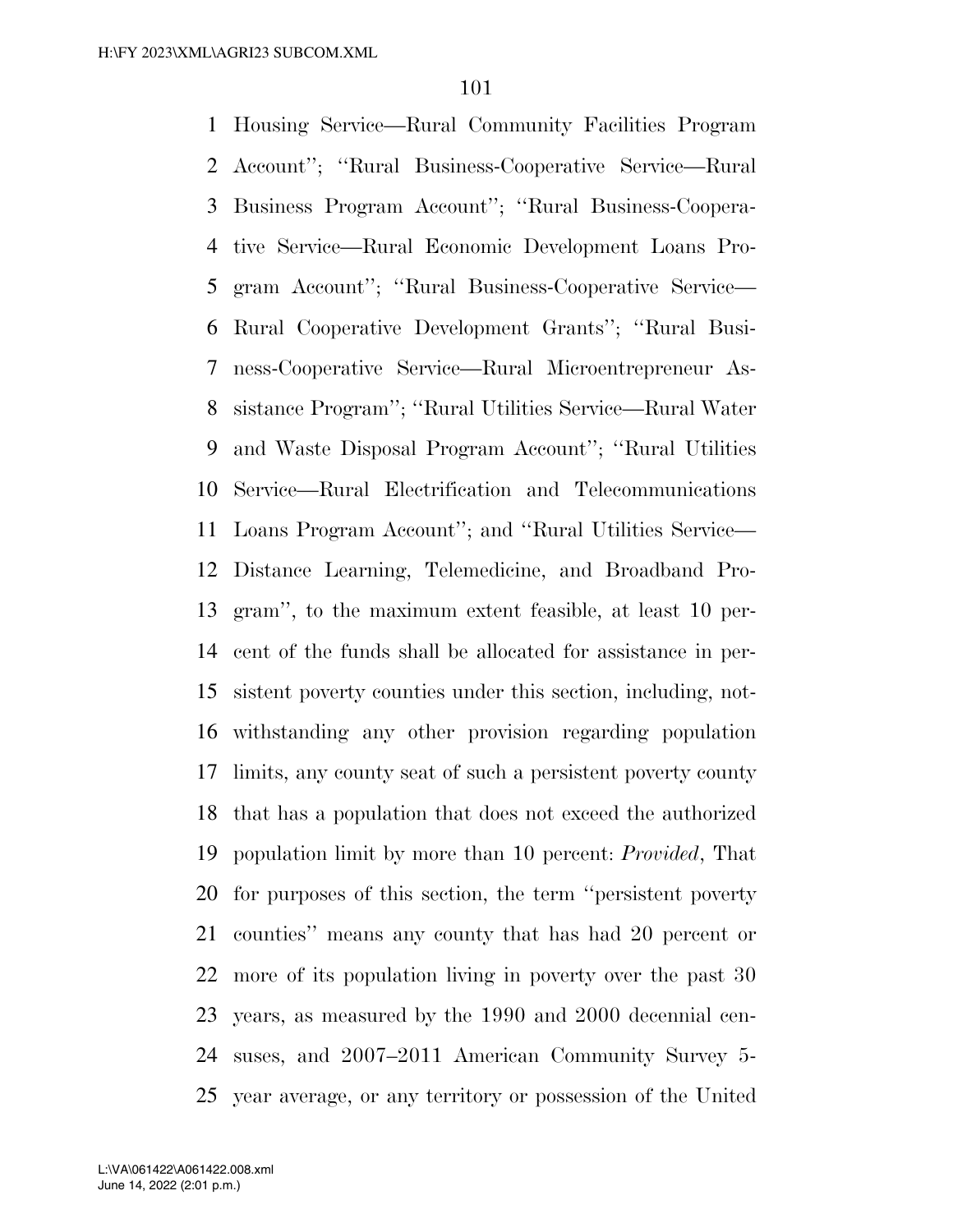Housing Service—Rural Community Facilities Program Account''; ''Rural Business-Cooperative Service—Rural Business Program Account''; ''Rural Business-Cooperative Service—Rural Economic Development Loans Program Account''; ''Rural Business-Cooperative Service—Rural Cooperative Development Grants''; ''Rural Business-Cooperative Service—Rural Microentrepreneur Assistance Program''; ''Rural Utilities Service—Rural Water and Waste Disposal Program Account''; ''Rural Utilities Service—Rural Electrification and Telecommunications Loans Program Account''; and ''Rural Utilities Service—Distance Learning, Telemedicine, and Broadband Program'', to the maximum extent feasible, at least 10 percent of the funds shall be allocated for assistance in persistent poverty counties under this section, including, notwithstanding any other provision regarding population limits, any county seat of such a persistent poverty county that has a population that does not exceed the authorized population limit by more than 10 percent: *Provided*, That for purposes of this section, the term ''persistent poverty counties'' means any county that has had 20 percent or more of its population living in poverty over the past 30 years, as measured by the 1990 and 2000 decennial censuses, and 2007–2011 American Community Survey 5-year average, or any territory or possession of the United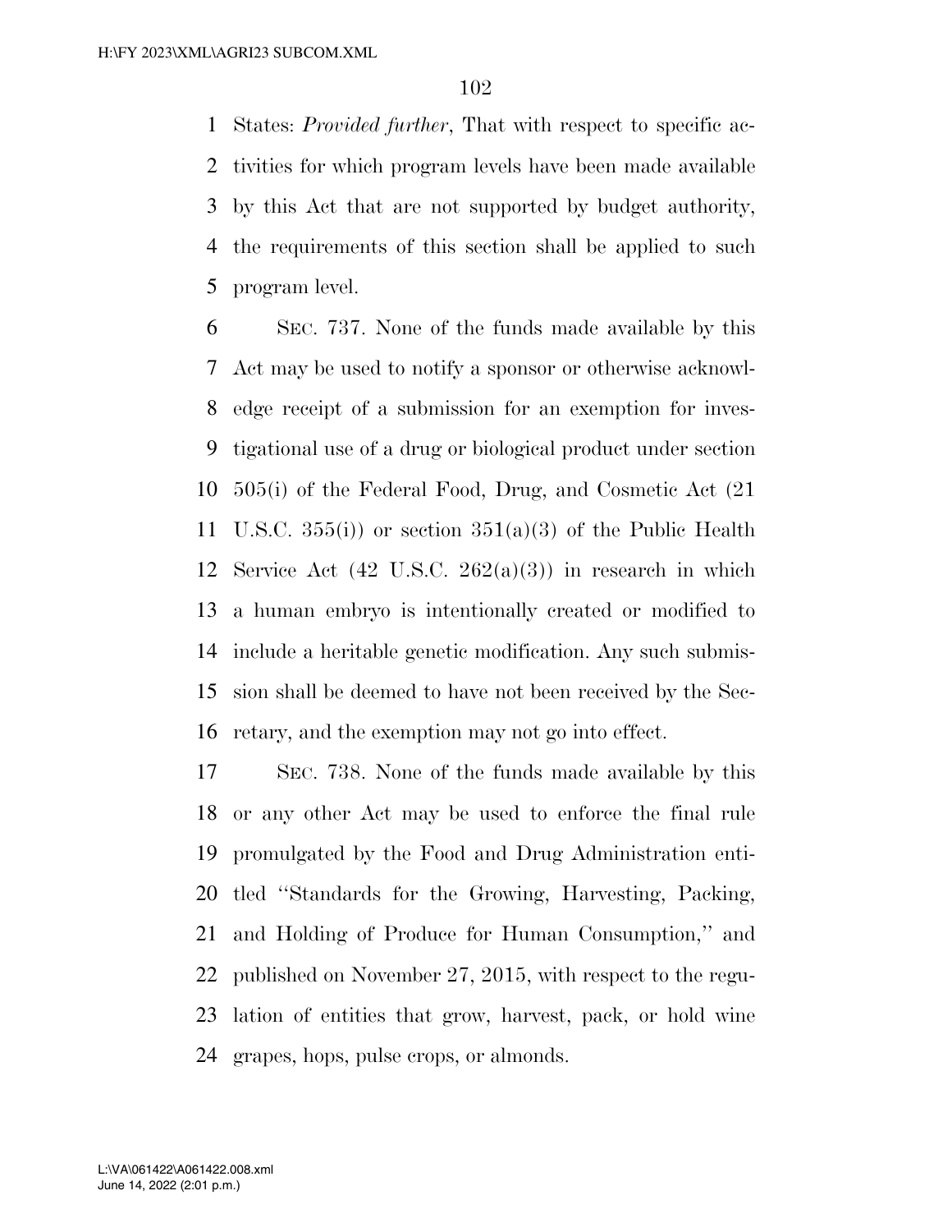States: *Provided further*, That with respect to specific activities for which program levels have been made available by this Act that are not supported by budget authority, the requirements of this section shall be applied to such program level.

SEC. 737. None of the funds made available by this Act may be used to notify a sponsor or otherwise acknowledge receipt of a submission for an exemption for investigational use of a drug or biological product under section 505(i) of the Federal Food, Drug, and Cosmetic Act (21 U.S.C. 355(i)) or section 351(a)(3) of the Public Health Service Act (42 U.S.C. 262(a)(3)) in research in which a human embryo is intentionally created or modified to include a heritable genetic modification. Any such submission shall be deemed to have not been received by the Secretary, and the exemption may not go into effect.

SEC. 738. None of the funds made available by this or any other Act may be used to enforce the final rule promulgated by the Food and Drug Administration entitled "Standards for the Growing, Harvesting, Packing, and Holding of Produce for Human Consumption," and published on November 27, 2015, with respect to the regulation of entities that grow, harvest, pack, or hold wine grapes, hops, pulse crops, or almonds.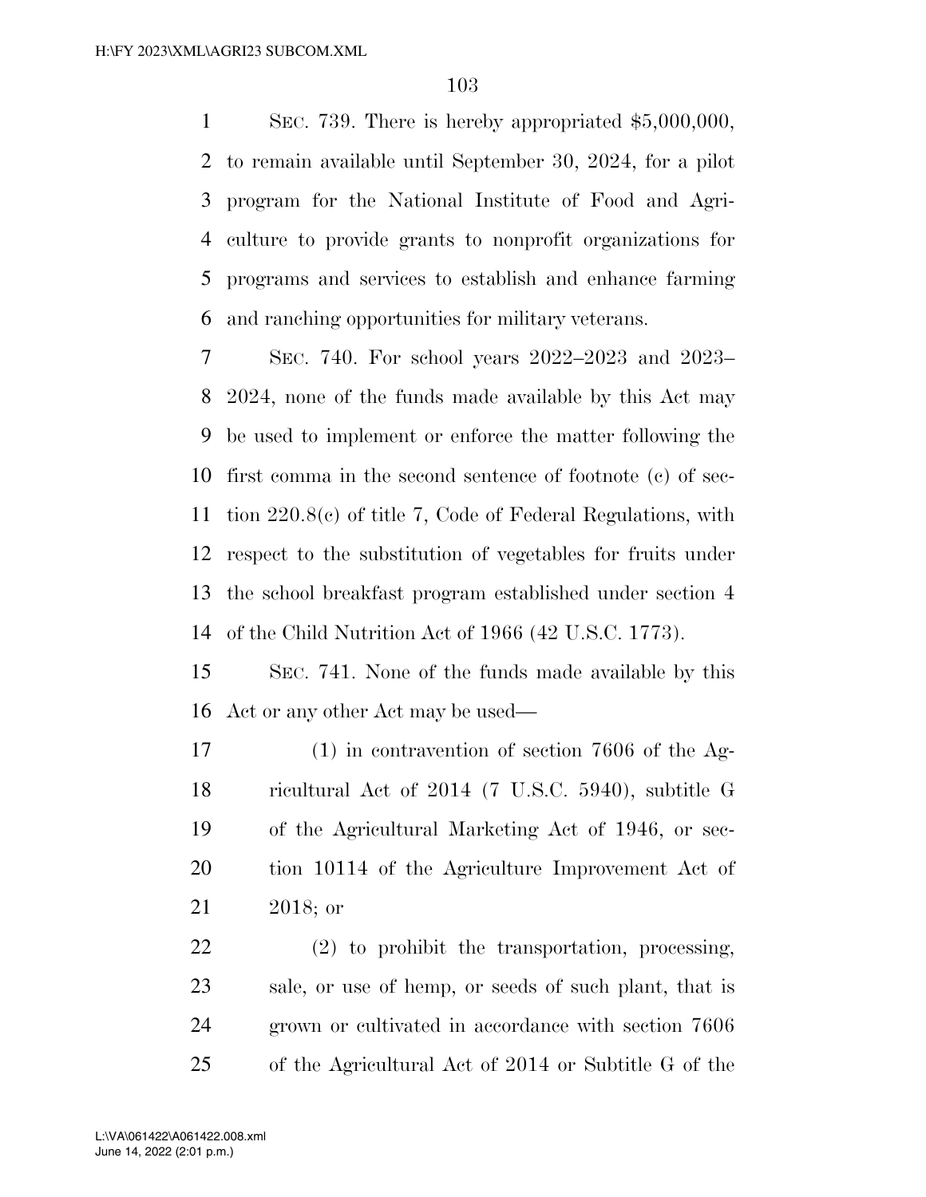SEC. 739. There is hereby appropriated $5,000,000, to remain available until September 30, 2024, for a pilot program for the National Institute of Food and Agriculture to provide grants to nonprofit organizations for programs and services to establish and enhance farming and ranching opportunities for military veterans.

SEC. 740. For school years 2022–2023 and 2023–2024, none of the funds made available by this Act may be used to implement or enforce the matter following the first comma in the second sentence of footnote (c) of section 220.8(c) of title 7, Code of Federal Regulations, with respect to the substitution of vegetables for fruits under the school breakfast program established under section 4 of the Child Nutrition Act of 1966 (42 U.S.C. 1773).

SEC. 741. None of the funds made available by this Act or any other Act may be used—

(1) in contravention of section 7606 of the Agricultural Act of 2014 (7 U.S.C. 5940), subtitle G of the Agricultural Marketing Act of 1946, or section 10114 of the Agriculture Improvement Act of 2018; or

(2) to prohibit the transportation, processing, sale, or use of hemp, or seeds of such plant, that is grown or cultivated in accordance with section 7606 of the Agricultural Act of 2014 or Subtitle G of the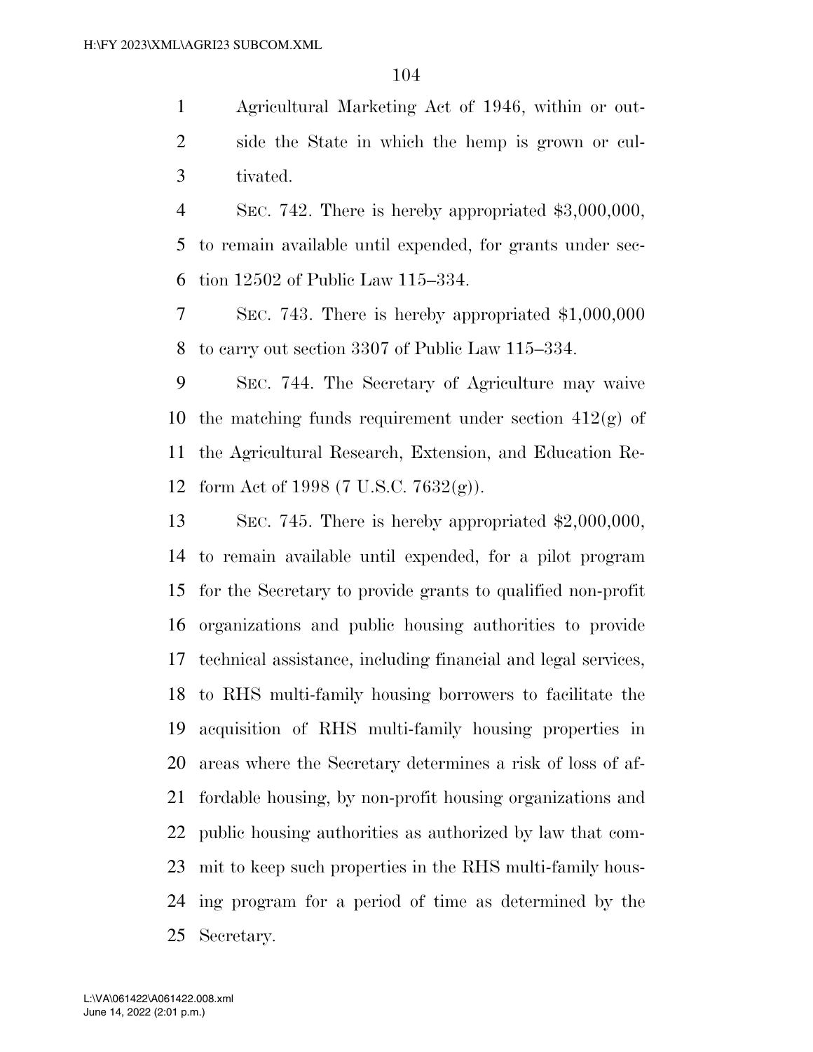Agricultural Marketing Act of 1946, within or outside the State in which the hemp is grown or cultivated.

SEC. 742. There is hereby appropriated $3,000,000, to remain available until expended, for grants under section 12502 of Public Law 115–334.

SEC. 743. There is hereby appropriated $1,000,000 to carry out section 3307 of Public Law 115–334.

SEC. 744. The Secretary of Agriculture may waive the matching funds requirement under section 412(g) of the Agricultural Research, Extension, and Education Reform Act of 1998 (7 U.S.C. 7632(g)).

SEC. 745. There is hereby appropriated $2,000,000, to remain available until expended, for a pilot program for the Secretary to provide grants to qualified non-profit organizations and public housing authorities to provide technical assistance, including financial and legal services, to RHS multi-family housing borrowers to facilitate the acquisition of RHS multi-family housing properties in areas where the Secretary determines a risk of loss of affordable housing, by non-profit housing organizations and public housing authorities as authorized by law that commit to keep such properties in the RHS multi-family housing program for a period of time as determined by the Secretary.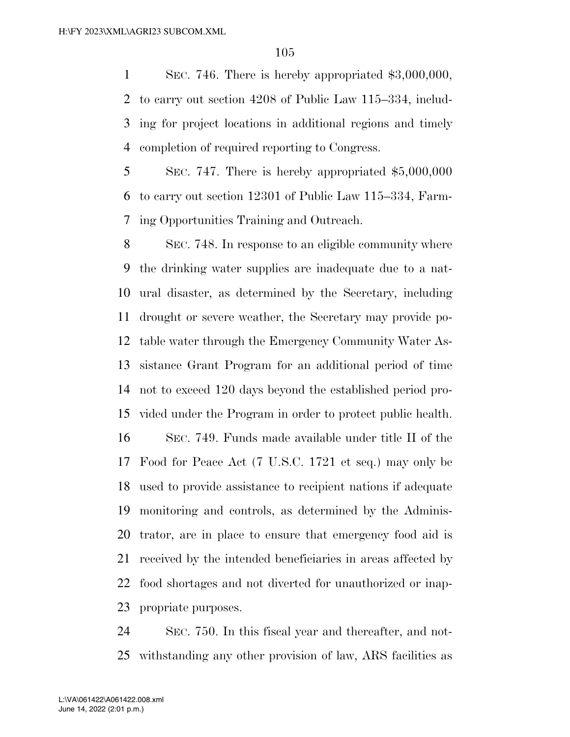SEC. 746. There is hereby appropriated $3,000,000, to carry out section 4208 of Public Law 115–334, including for project locations in additional regions and timely completion of required reporting to Congress.

SEC. 747. There is hereby appropriated $5,000,000 to carry out section 12301 of Public Law 115–334, Farming Opportunities Training and Outreach.

SEC. 748. In response to an eligible community where the drinking water supplies are inadequate due to a natural disaster, as determined by the Secretary, including drought or severe weather, the Secretary may provide potable water through the Emergency Community Water Assistance Grant Program for an additional period of time not to exceed 120 days beyond the established period provided under the Program in order to protect public health.

SEC. 749. Funds made available under title II of the Food for Peace Act (7 U.S.C. 1721 et seq.) may only be used to provide assistance to recipient nations if adequate monitoring and controls, as determined by the Administrator, are in place to ensure that emergency food aid is received by the intended beneficiaries in areas affected by food shortages and not diverted for unauthorized or inappropriate purposes.

SEC. 750. In this fiscal year and thereafter, and notwithstanding any other provision of law, ARS facilities as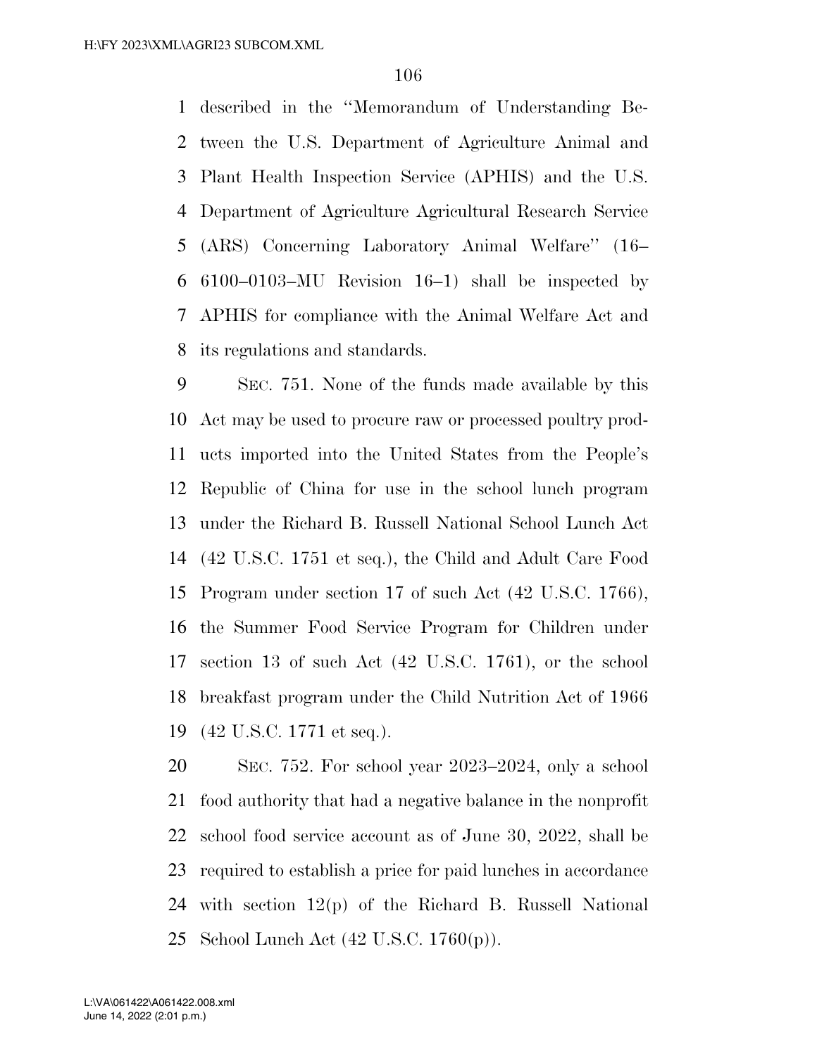described in the ''Memorandum of Understanding Between the U.S. Department of Agriculture Animal and Plant Health Inspection Service (APHIS) and the U.S. Department of Agriculture Agricultural Research Service (ARS) Concerning Laboratory Animal Welfare'' (16–6100–0103–MU Revision 16–1) shall be inspected by APHIS for compliance with the Animal Welfare Act and its regulations and standards.

SEC. 751. None of the funds made available by this Act may be used to procure raw or processed poultry products imported into the United States from the People's Republic of China for use in the school lunch program under the Richard B. Russell National School Lunch Act (42 U.S.C. 1751 et seq.), the Child and Adult Care Food Program under section 17 of such Act (42 U.S.C. 1766), the Summer Food Service Program for Children under section 13 of such Act (42 U.S.C. 1761), or the school breakfast program under the Child Nutrition Act of 1966 (42 U.S.C. 1771 et seq.).

SEC. 752. For school year 2023–2024, only a school food authority that had a negative balance in the nonprofit school food service account as of June 30, 2022, shall be required to establish a price for paid lunches in accordance with section 12(p) of the Richard B. Russell National School Lunch Act (42 U.S.C. 1760(p)).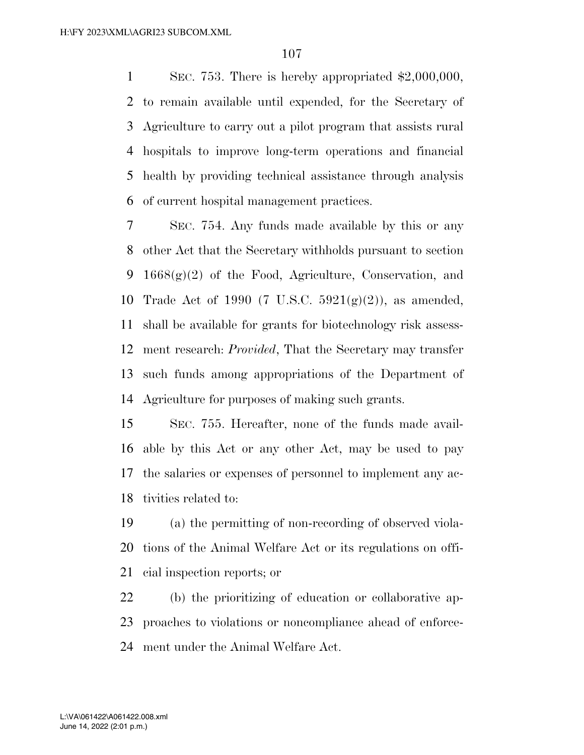SEC. 753. There is hereby appropriated $2,000,000, to remain available until expended, for the Secretary of Agriculture to carry out a pilot program that assists rural hospitals to improve long-term operations and financial health by providing technical assistance through analysis of current hospital management practices.

SEC. 754. Any funds made available by this or any other Act that the Secretary withholds pursuant to section 1668(g)(2) of the Food, Agriculture, Conservation, and Trade Act of 1990 (7 U.S.C. 5921(g)(2)), as amended, shall be available for grants for biotechnology risk assessment research: *Provided*, That the Secretary may transfer such funds among appropriations of the Department of Agriculture for purposes of making such grants.

SEC. 755. Hereafter, none of the funds made available by this Act or any other Act, may be used to pay the salaries or expenses of personnel to implement any activities related to:

(a) the permitting of non-recording of observed violations of the Animal Welfare Act or its regulations on official inspection reports; or

(b) the prioritizing of education or collaborative approaches to violations or noncompliance ahead of enforcement under the Animal Welfare Act.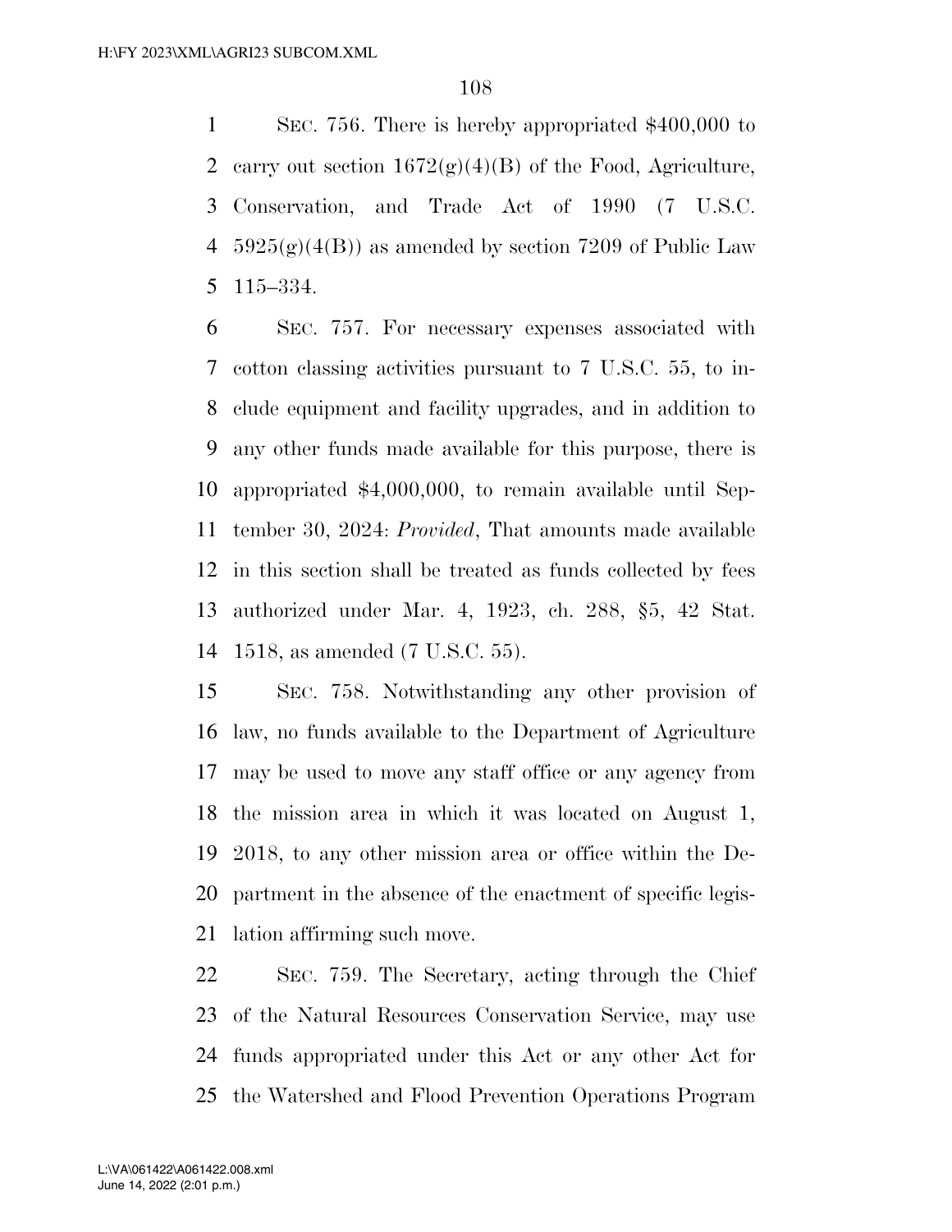SEC. 756. There is hereby appropriated $400,000 to carry out section 1672(g)(4)(B) of the Food, Agriculture, Conservation, and Trade Act of 1990 (7 U.S.C. 5925(g)(4(B)) as amended by section 7209 of Public Law 115–334.

SEC. 757. For necessary expenses associated with cotton classing activities pursuant to 7 U.S.C. 55, to include equipment and facility upgrades, and in addition to any other funds made available for this purpose, there is appropriated $4,000,000, to remain available until September 30, 2024: *Provided*, That amounts made available in this section shall be treated as funds collected by fees authorized under Mar. 4, 1923, ch. 288, §5, 42 Stat. 1518, as amended (7 U.S.C. 55).

SEC. 758. Notwithstanding any other provision of law, no funds available to the Department of Agriculture may be used to move any staff office or any agency from the mission area in which it was located on August 1, 2018, to any other mission area or office within the Department in the absence of the enactment of specific legislation affirming such move.

SEC. 759. The Secretary, acting through the Chief of the Natural Resources Conservation Service, may use funds appropriated under this Act or any other Act for the Watershed and Flood Prevention Operations Program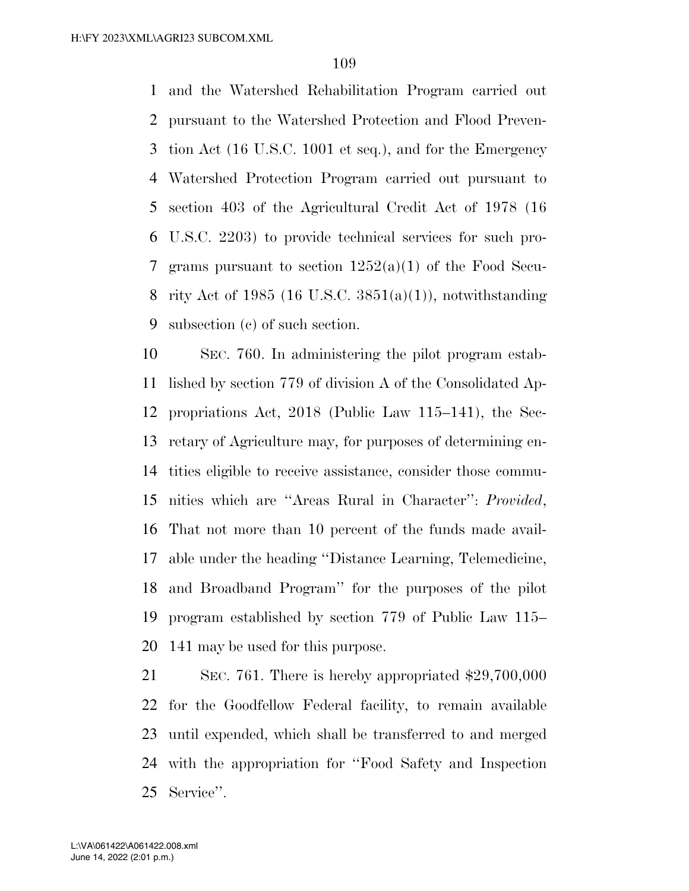and the Watershed Rehabilitation Program carried out pursuant to the Watershed Protection and Flood Prevention Act (16 U.S.C. 1001 et seq.), and for the Emergency Watershed Protection Program carried out pursuant to section 403 of the Agricultural Credit Act of 1978 (16 U.S.C. 2203) to provide technical services for such programs pursuant to section 1252(a)(1) of the Food Security Act of 1985 (16 U.S.C. 3851(a)(1)), notwithstanding subsection (c) of such section.

SEC. 760. In administering the pilot program established by section 779 of division A of the Consolidated Appropriations Act, 2018 (Public Law 115–141), the Secretary of Agriculture may, for purposes of determining entities eligible to receive assistance, consider those communities which are ''Areas Rural in Character'': *Provided*, That not more than 10 percent of the funds made available under the heading ''Distance Learning, Telemedicine, and Broadband Program'' for the purposes of the pilot program established by section 779 of Public Law 115–141 may be used for this purpose.

SEC. 761. There is hereby appropriated $29,700,000 for the Goodfellow Federal facility, to remain available until expended, which shall be transferred to and merged with the appropriation for ''Food Safety and Inspection Service''.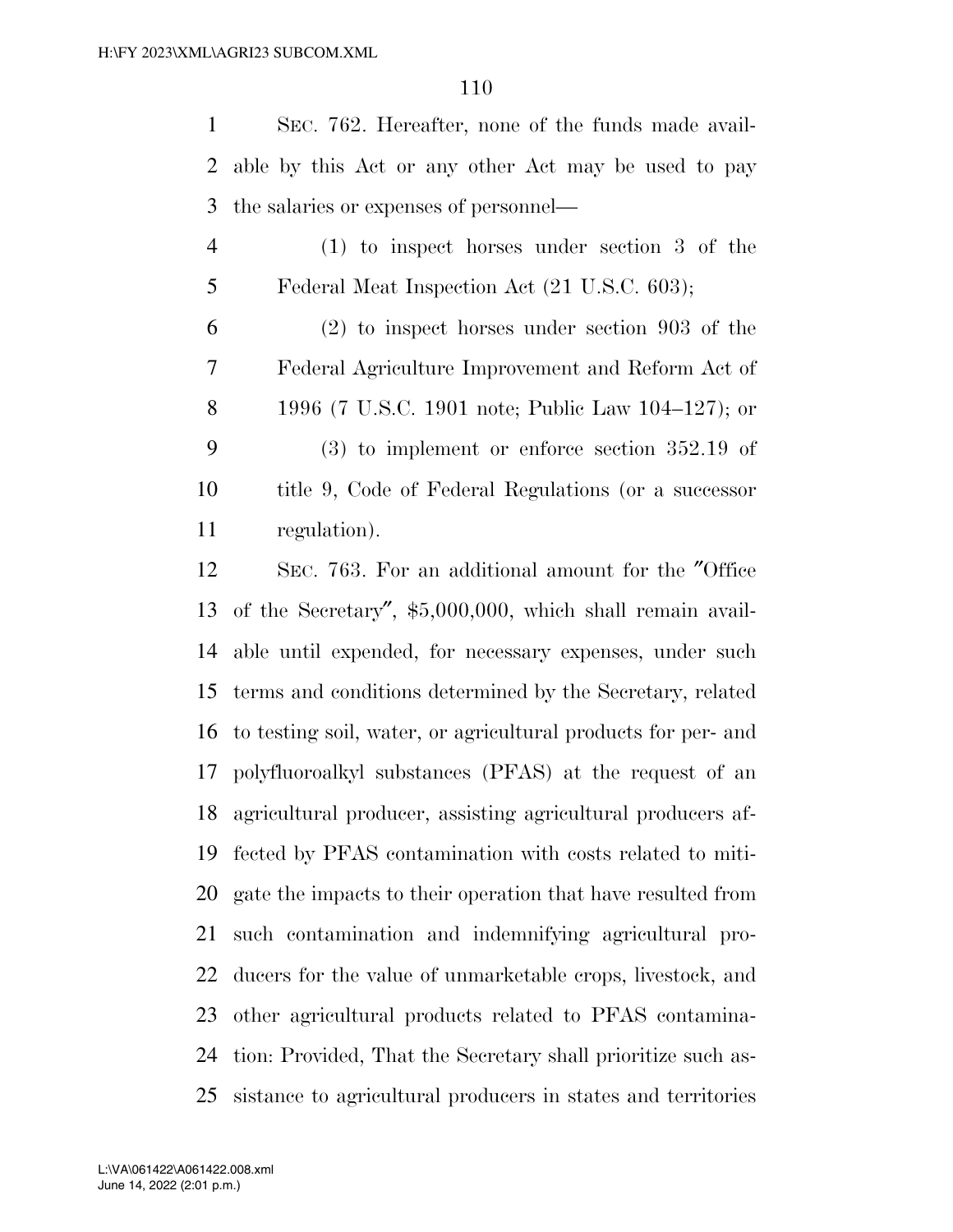SEC. 762. Hereafter, none of the funds made available by this Act or any other Act may be used to pay the salaries or expenses of personnel—

(1) to inspect horses under section 3 of the Federal Meat Inspection Act (21 U.S.C. 603);

(2) to inspect horses under section 903 of the Federal Agriculture Improvement and Reform Act of 1996 (7 U.S.C. 1901 note; Public Law 104–127); or

(3) to implement or enforce section 352.19 of title 9, Code of Federal Regulations (or a successor regulation).

SEC. 763. For an additional amount for the ″Office of the Secretary″, $5,000,000, which shall remain available until expended, for necessary expenses, under such terms and conditions determined by the Secretary, related to testing soil, water, or agricultural products for per- and polyfluoroalkyl substances (PFAS) at the request of an agricultural producer, assisting agricultural producers affected by PFAS contamination with costs related to mitigate the impacts to their operation that have resulted from such contamination and indemnifying agricultural producers for the value of unmarketable crops, livestock, and other agricultural products related to PFAS contamination: Provided, That the Secretary shall prioritize such assistance to agricultural producers in states and territories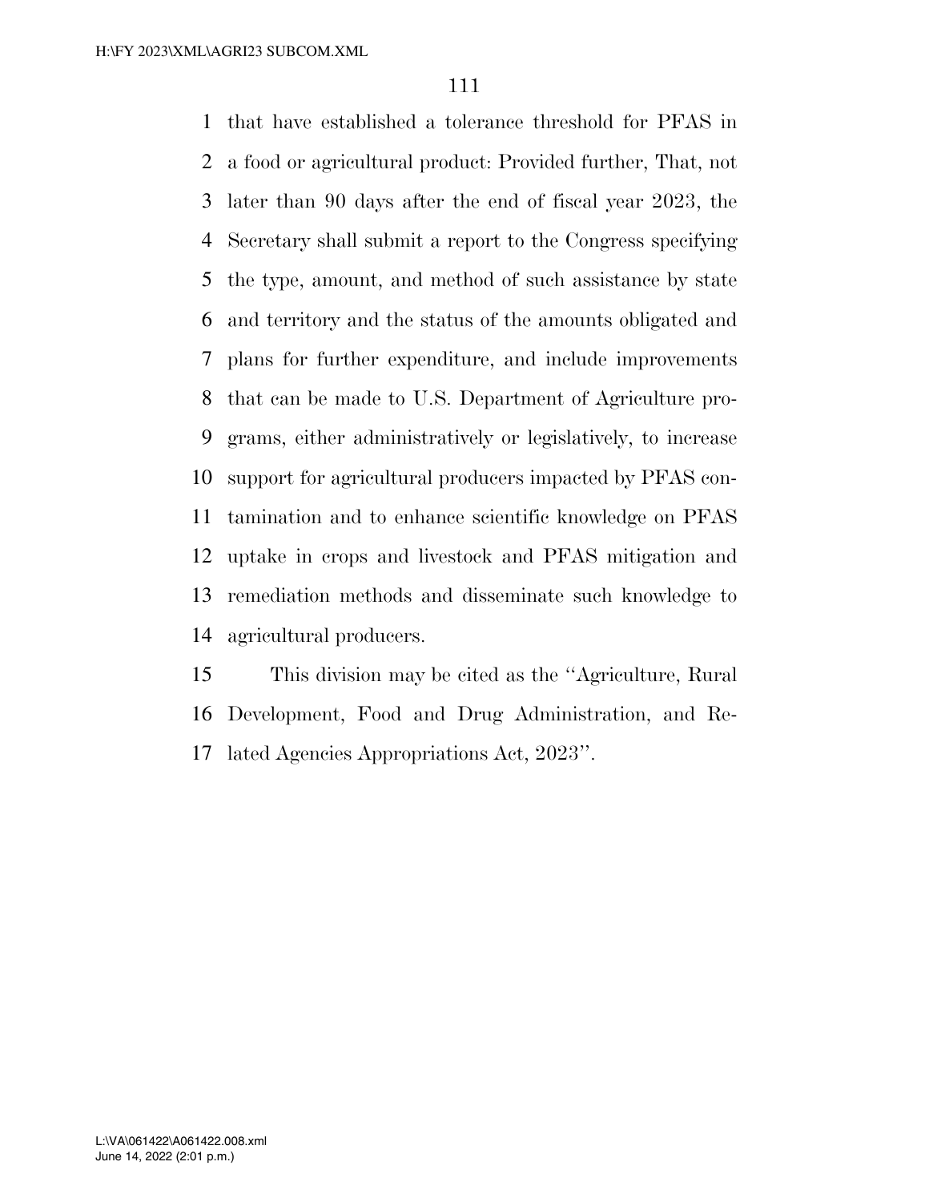that have established a tolerance threshold for PFAS in a food or agricultural product: Provided further, That, not later than 90 days after the end of fiscal year 2023, the Secretary shall submit a report to the Congress specifying the type, amount, and method of such assistance by state and territory and the status of the amounts obligated and plans for further expenditure, and include improvements that can be made to U.S. Department of Agriculture programs, either administratively or legislatively, to increase support for agricultural producers impacted by PFAS contamination and to enhance scientific knowledge on PFAS uptake in crops and livestock and PFAS mitigation and remediation methods and disseminate such knowledge to agricultural producers.

This division may be cited as the ''Agriculture, Rural Development, Food and Drug Administration, and Related Agencies Appropriations Act, 2023''.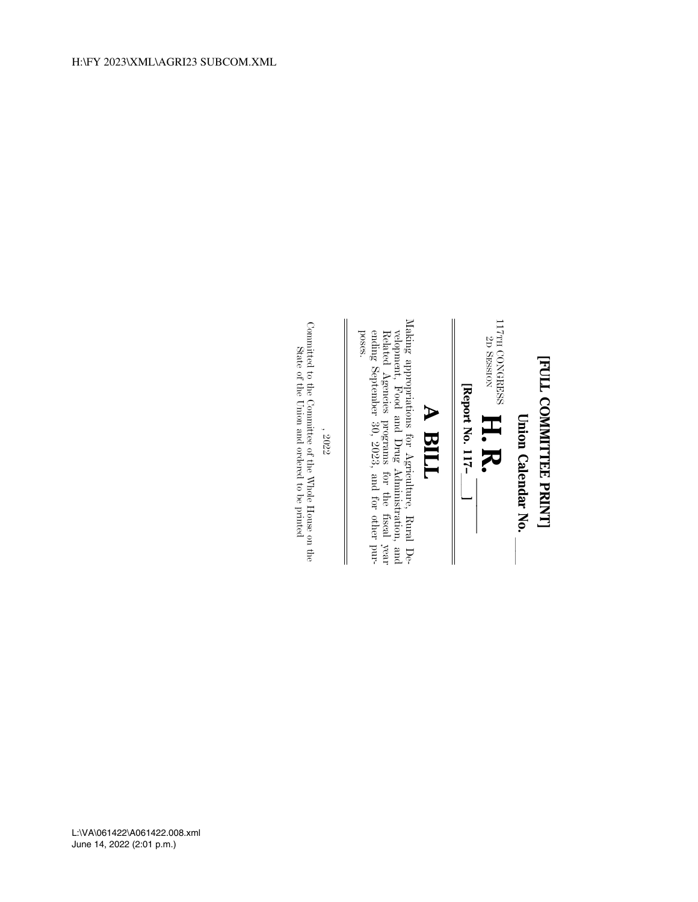[FULL COMMITTEE PRINT]

Union Calendar No. ___

117TH CONGRESS
2D SESSION

# H. R. ______

[Report No. 117–___]

# A BILL

Making appropriations for Agriculture, Rural Development, Food and Drug Administration, and Related Agencies programs for the fiscal year ending September 30, 2023, and for other purposes.

, 2022

Committed to the Committee of the Whole House on the State of the Union and ordered to be printed